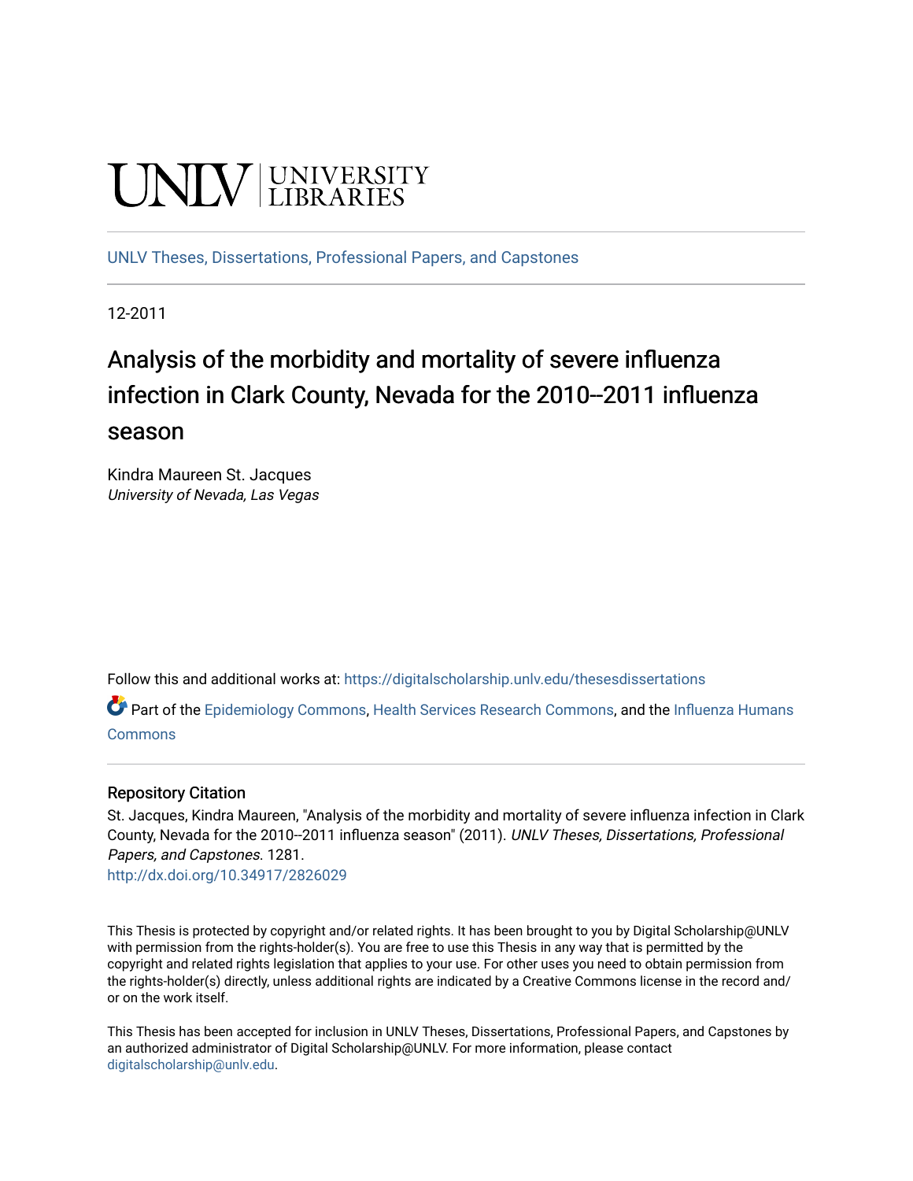UNLV | UNIVERSITY LIBRARIES

UNLV Theses, Dissertations, Professional Papers, and Capstones

12-2011

# Analysis of the morbidity and mortality of severe influenza infection in Clark County, Nevada for the 2010--2011 influenza season

Kindra Maureen St. Jacques
*University of Nevada, Las Vegas*

Follow this and additional works at: https://digitalscholarship.unlv.edu/thesesdissertations

Part of the Epidemiology Commons, Health Services Research Commons, and the Influenza Humans Commons

## Repository Citation

St. Jacques, Kindra Maureen, "Analysis of the morbidity and mortality of severe influenza infection in Clark County, Nevada for the 2010--2011 influenza season" (2011). *UNLV Theses, Dissertations, Professional Papers, and Capstones*. 1281.
http://dx.doi.org/10.34917/2826029

This Thesis is protected by copyright and/or related rights. It has been brought to you by Digital Scholarship@UNLV with permission from the rights-holder(s). You are free to use this Thesis in any way that is permitted by the copyright and related rights legislation that applies to your use. For other uses you need to obtain permission from the rights-holder(s) directly, unless additional rights are indicated by a Creative Commons license in the record and/or on the work itself.

This Thesis has been accepted for inclusion in UNLV Theses, Dissertations, Professional Papers, and Capstones by an authorized administrator of Digital Scholarship@UNLV. For more information, please contact digitalscholarship@unlv.edu.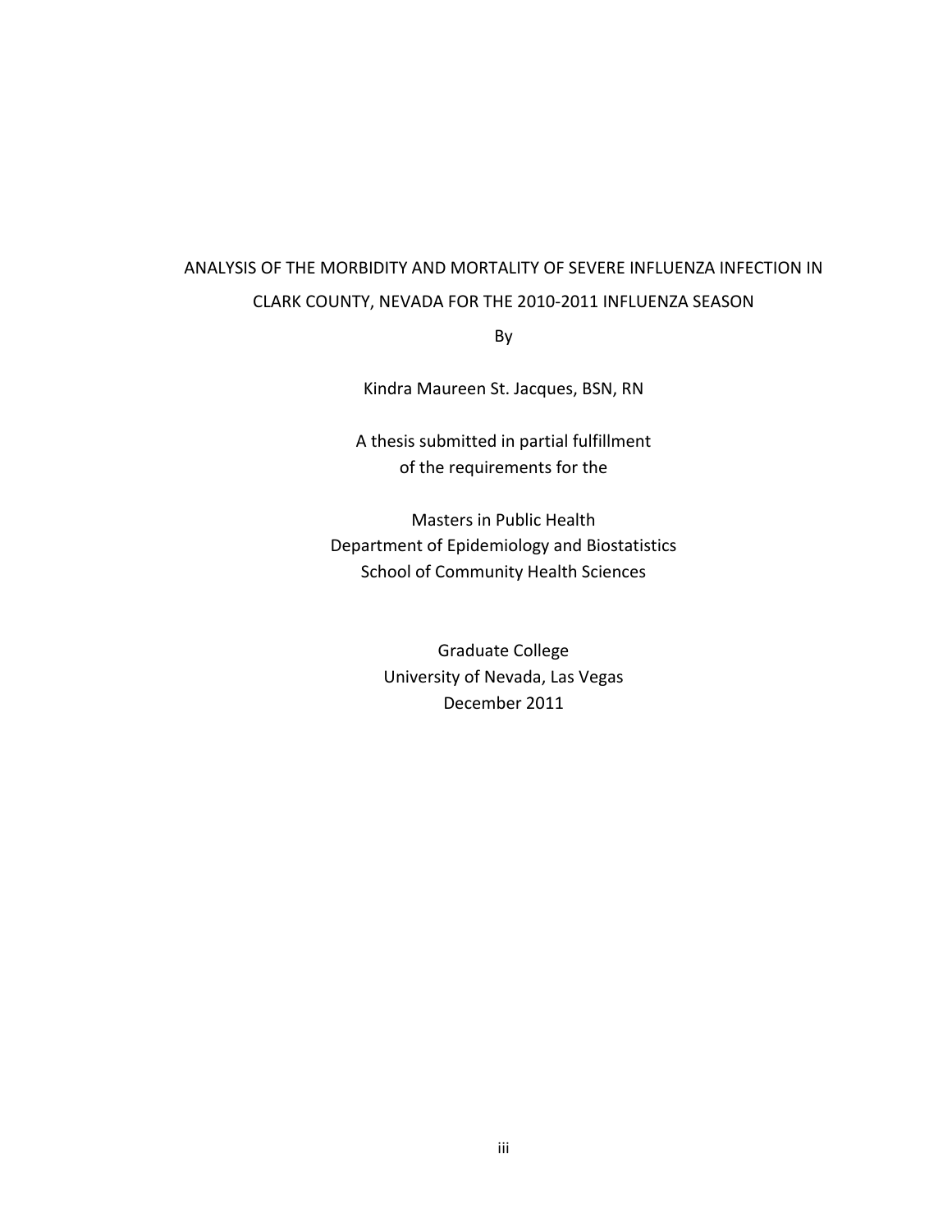# ANALYSIS OF THE MORBIDITY AND MORTALITY OF SEVERE INFLUENZA INFECTION IN CLARK COUNTY, NEVADA FOR THE 2010-2011 INFLUENZA SEASON

By

Kindra Maureen St. Jacques, BSN, RN

A thesis submitted in partial fulfillment
of the requirements for the

Masters in Public Health
Department of Epidemiology and Biostatistics
School of Community Health Sciences

Graduate College
University of Nevada, Las Vegas
December 2011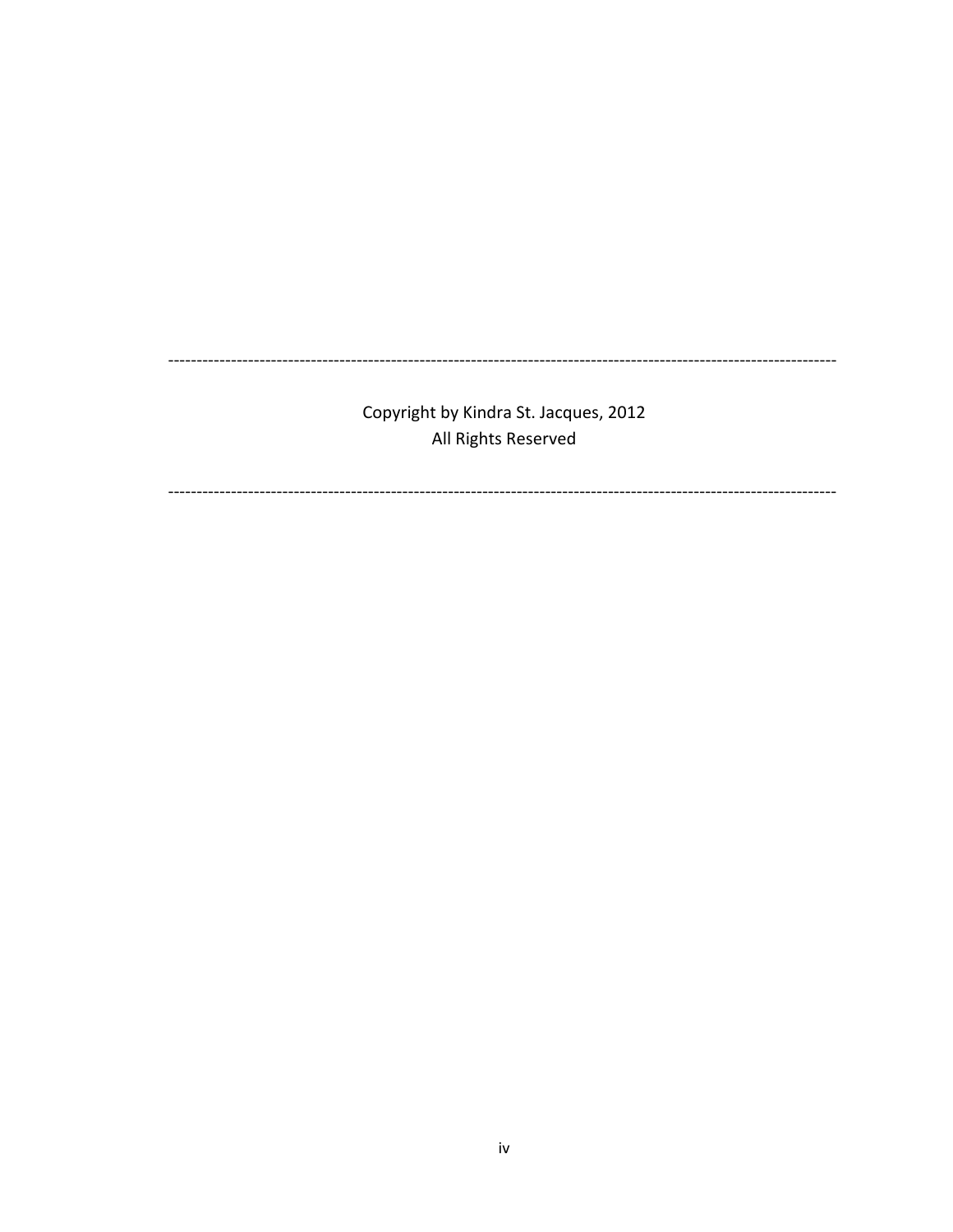---

Copyright by Kindra St. Jacques, 2012
All Rights Reserved

---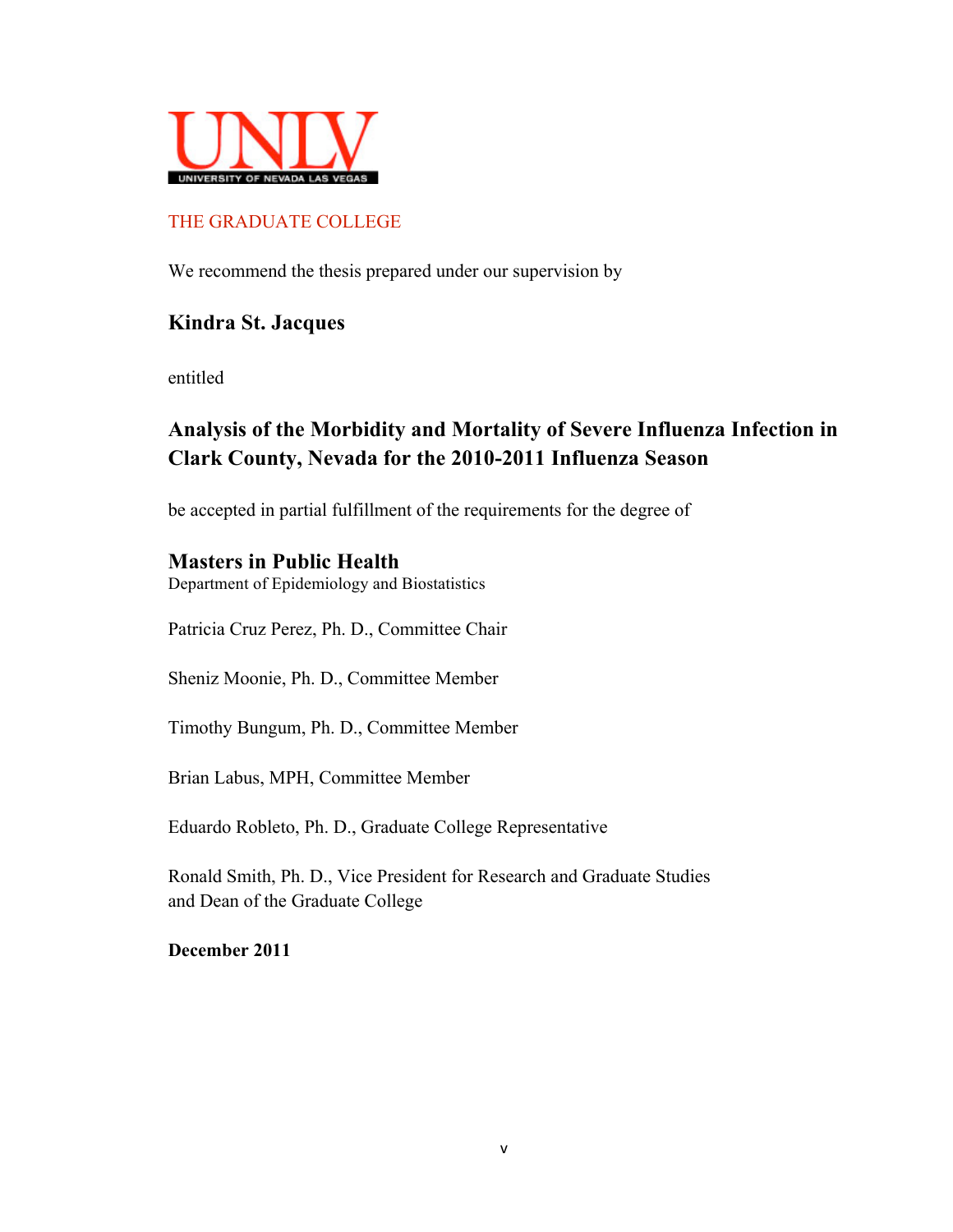UNLV

UNIVERSITY OF NEVADA LAS VEGAS

THE GRADUATE COLLEGE

We recommend the thesis prepared under our supervision by

**Kindra St. Jacques**

entitled

**Analysis of the Morbidity and Mortality of Severe Influenza Infection in Clark County, Nevada for the 2010-2011 Influenza Season**

be accepted in partial fulfillment of the requirements for the degree of

**Masters in Public Health**
Department of Epidemiology and Biostatistics

Patricia Cruz Perez, Ph. D., Committee Chair

Sheniz Moonie, Ph. D., Committee Member

Timothy Bungum, Ph. D., Committee Member

Brian Labus, MPH, Committee Member

Eduardo Robleto, Ph. D., Graduate College Representative

Ronald Smith, Ph. D., Vice President for Research and Graduate Studies
and Dean of the Graduate College

**December 2011**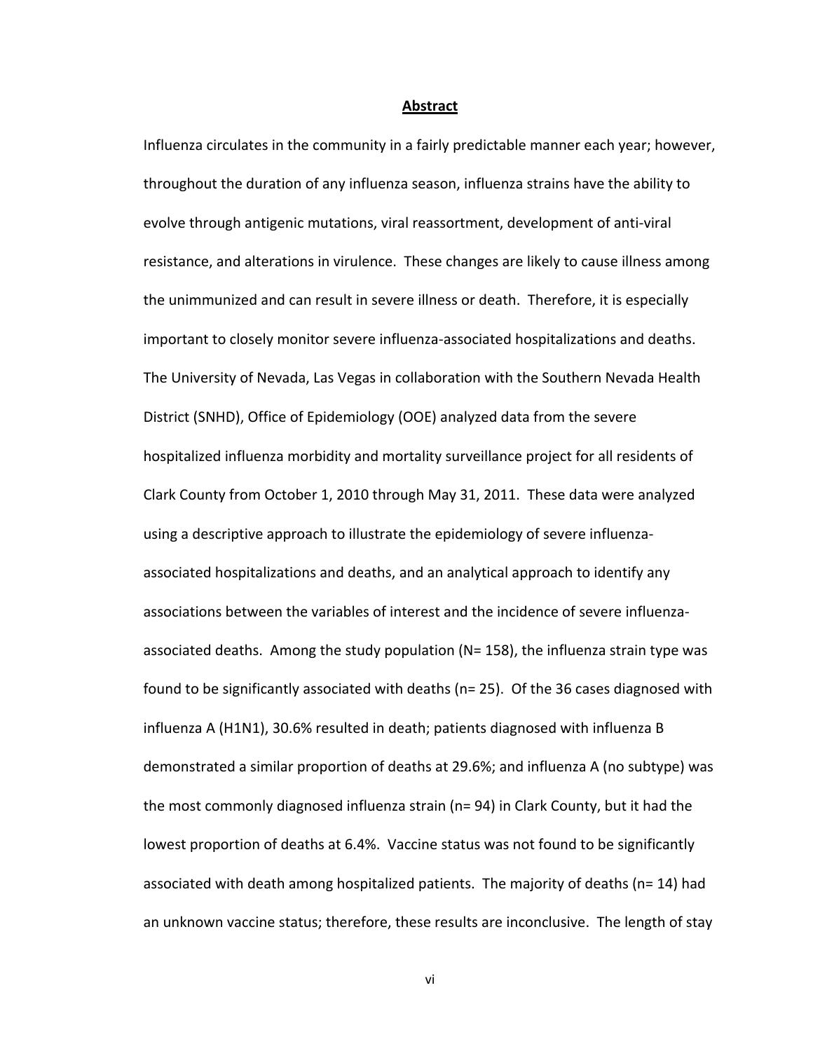## Abstract

Influenza circulates in the community in a fairly predictable manner each year; however, throughout the duration of any influenza season, influenza strains have the ability to evolve through antigenic mutations, viral reassortment, development of anti-viral resistance, and alterations in virulence. These changes are likely to cause illness among the unimmunized and can result in severe illness or death. Therefore, it is especially important to closely monitor severe influenza-associated hospitalizations and deaths. The University of Nevada, Las Vegas in collaboration with the Southern Nevada Health District (SNHD), Office of Epidemiology (OOE) analyzed data from the severe hospitalized influenza morbidity and mortality surveillance project for all residents of Clark County from October 1, 2010 through May 31, 2011. These data were analyzed using a descriptive approach to illustrate the epidemiology of severe influenza-associated hospitalizations and deaths, and an analytical approach to identify any associations between the variables of interest and the incidence of severe influenza-associated deaths. Among the study population (N= 158), the influenza strain type was found to be significantly associated with deaths (n= 25). Of the 36 cases diagnosed with influenza A (H1N1), 30.6% resulted in death; patients diagnosed with influenza B demonstrated a similar proportion of deaths at 29.6%; and influenza A (no subtype) was the most commonly diagnosed influenza strain (n= 94) in Clark County, but it had the lowest proportion of deaths at 6.4%. Vaccine status was not found to be significantly associated with death among hospitalized patients. The majority of deaths (n= 14) had an unknown vaccine status; therefore, these results are inconclusive. The length of stay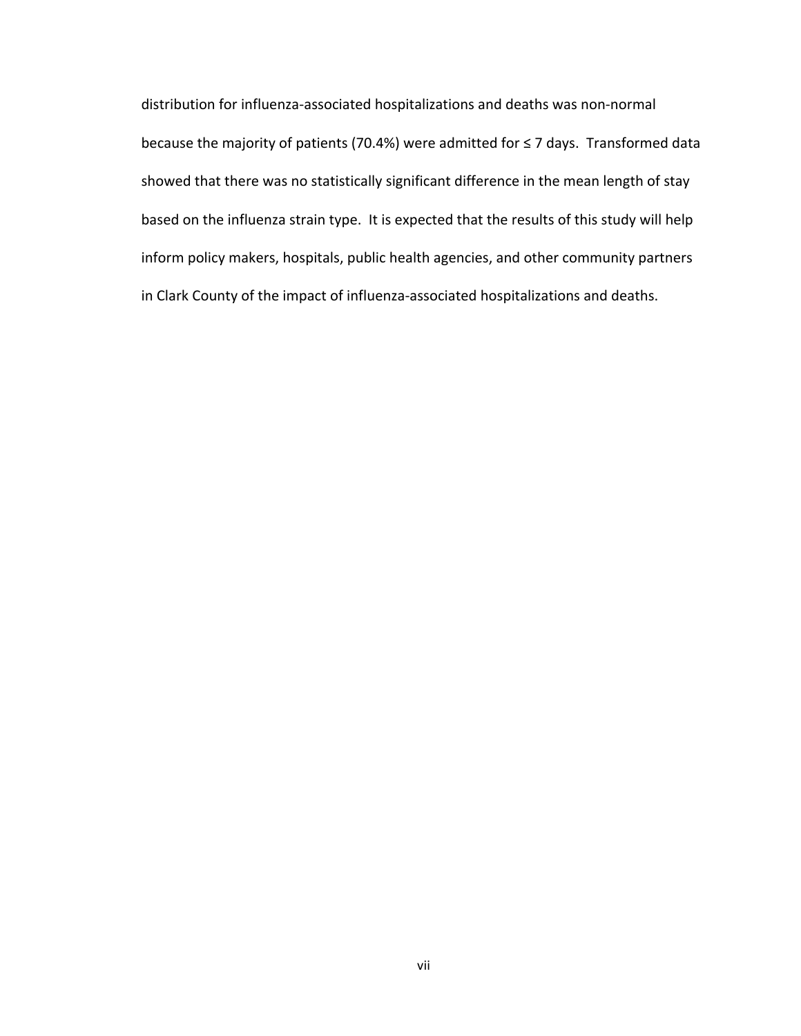distribution for influenza-associated hospitalizations and deaths was non-normal because the majority of patients (70.4%) were admitted for ≤ 7 days. Transformed data showed that there was no statistically significant difference in the mean length of stay based on the influenza strain type. It is expected that the results of this study will help inform policy makers, hospitals, public health agencies, and other community partners in Clark County of the impact of influenza-associated hospitalizations and deaths.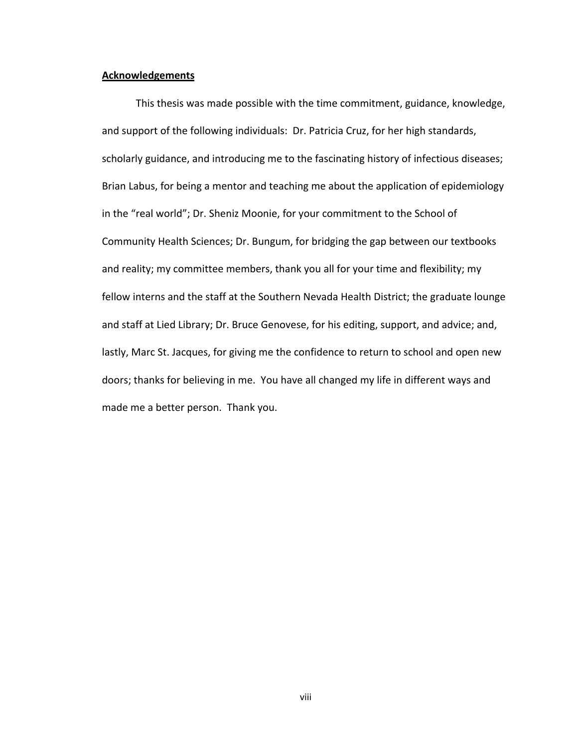## Acknowledgements

This thesis was made possible with the time commitment, guidance, knowledge, and support of the following individuals: Dr. Patricia Cruz, for her high standards, scholarly guidance, and introducing me to the fascinating history of infectious diseases; Brian Labus, for being a mentor and teaching me about the application of epidemiology in the "real world"; Dr. Sheniz Moonie, for your commitment to the School of Community Health Sciences; Dr. Bungum, for bridging the gap between our textbooks and reality; my committee members, thank you all for your time and flexibility; my fellow interns and the staff at the Southern Nevada Health District; the graduate lounge and staff at Lied Library; Dr. Bruce Genovese, for his editing, support, and advice; and, lastly, Marc St. Jacques, for giving me the confidence to return to school and open new doors; thanks for believing in me. You have all changed my life in different ways and made me a better person. Thank you.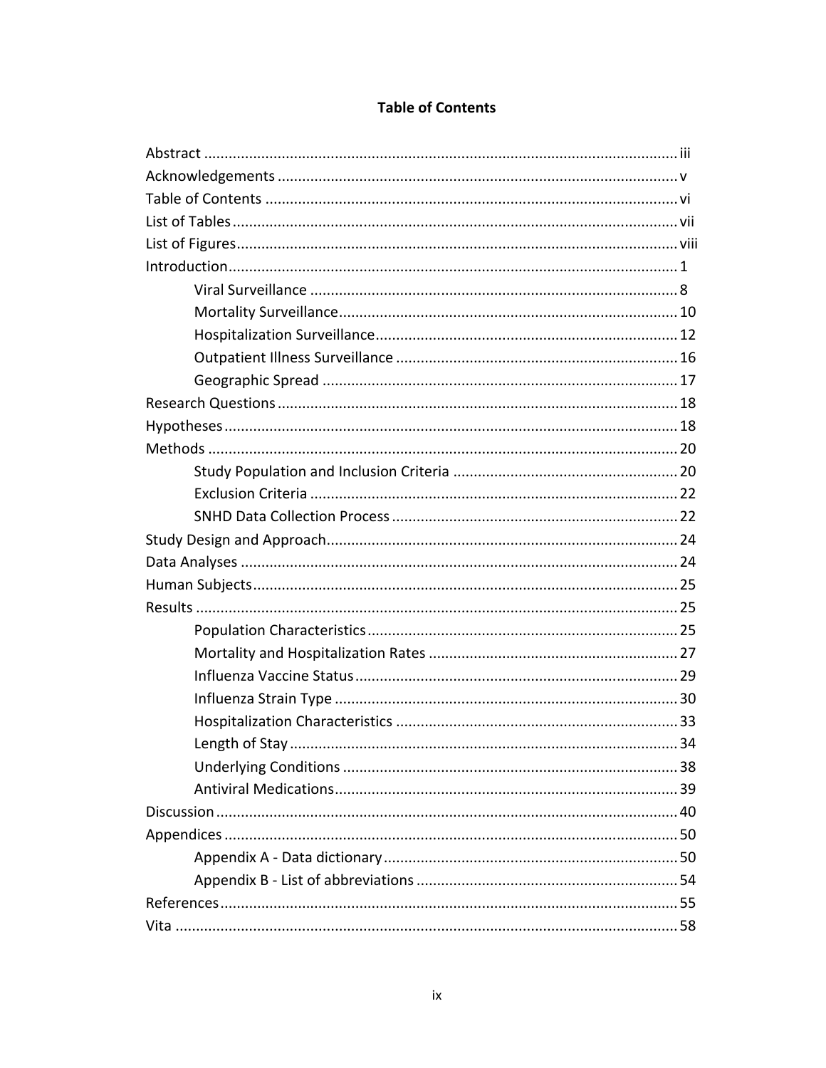# Table of Contents

Abstract ........................................................................................................ iii
Acknowledgements ........................................................................................ v
Table of Contents ........................................................................................... vi
List of Tables .................................................................................................. vii
List of Figures ................................................................................................. viii
Introduction ..................................................................................................... 1
- Viral Surveillance ........................................................................................ 8
- Mortality Surveillance .................................................................................. 10
- Hospitalization Surveillance ......................................................................... 12
- Outpatient Illness Surveillance ..................................................................... 16
- Geographic Spread ...................................................................................... 17

Research Questions ........................................................................................ 18
Hypotheses ..................................................................................................... 18
Methods .......................................................................................................... 20
- Study Population and Inclusion Criteria ....................................................... 20
- Exclusion Criteria .......................................................................................... 22
- SNHD Data Collection Process ..................................................................... 22

Study Design and Approach ............................................................................ 24
Data Analyses ................................................................................................. 24
Human Subjects ............................................................................................. 25
Results ............................................................................................................ 25
- Population Characteristics ............................................................................ 25
- Mortality and Hospitalization Rates ............................................................. 27
- Influenza Vaccine Status .............................................................................. 29
- Influenza Strain Type ................................................................................... 30
- Hospitalization Characteristics ..................................................................... 33
- Length of Stay .............................................................................................. 34
- Underlying Conditions ................................................................................. 38
- Antiviral Medications ................................................................................... 39

Discussion ....................................................................................................... 40
Appendices ..................................................................................................... 50
- Appendix A - Data dictionary ....................................................................... 50
- Appendix B - List of abbreviations ............................................................... 54

References ...................................................................................................... 55
Vita ................................................................................................................. 58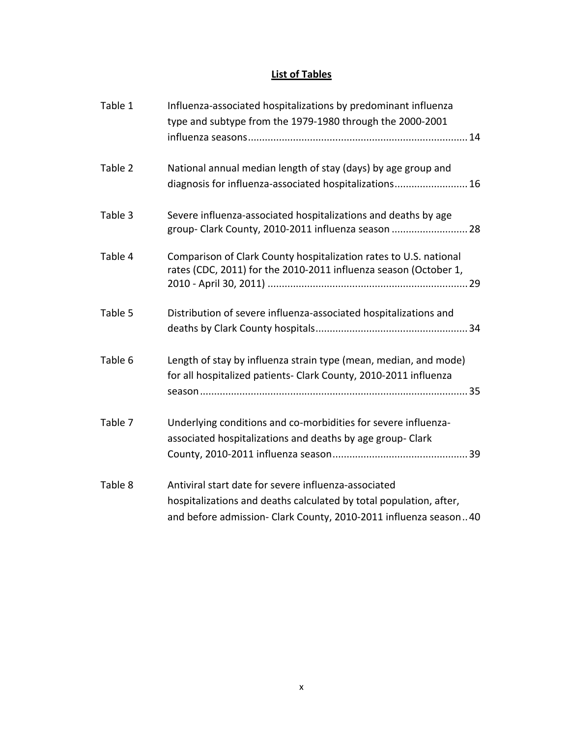## List of Tables

| | | |
|---|---|---|
| Table 1 | Influenza-associated hospitalizations by predominant influenza type and subtype from the 1979-1980 through the 2000-2001 influenza seasons | 14 |
| Table 2 | National annual median length of stay (days) by age group and diagnosis for influenza-associated hospitalizations | 16 |
| Table 3 | Severe influenza-associated hospitalizations and deaths by age group- Clark County, 2010-2011 influenza season | 28 |
| Table 4 | Comparison of Clark County hospitalization rates to U.S. national rates (CDC, 2011) for the 2010-2011 influenza season (October 1, 2010 - April 30, 2011) | 29 |
| Table 5 | Distribution of severe influenza-associated hospitalizations and deaths by Clark County hospitals | 34 |
| Table 6 | Length of stay by influenza strain type (mean, median, and mode) for all hospitalized patients- Clark County, 2010-2011 influenza season | 35 |
| Table 7 | Underlying conditions and co-morbidities for severe influenza-associated hospitalizations and deaths by age group- Clark County, 2010-2011 influenza season | 39 |
| Table 8 | Antiviral start date for severe influenza-associated hospitalizations and deaths calculated by total population, after, and before admission- Clark County, 2010-2011 influenza season | 40 |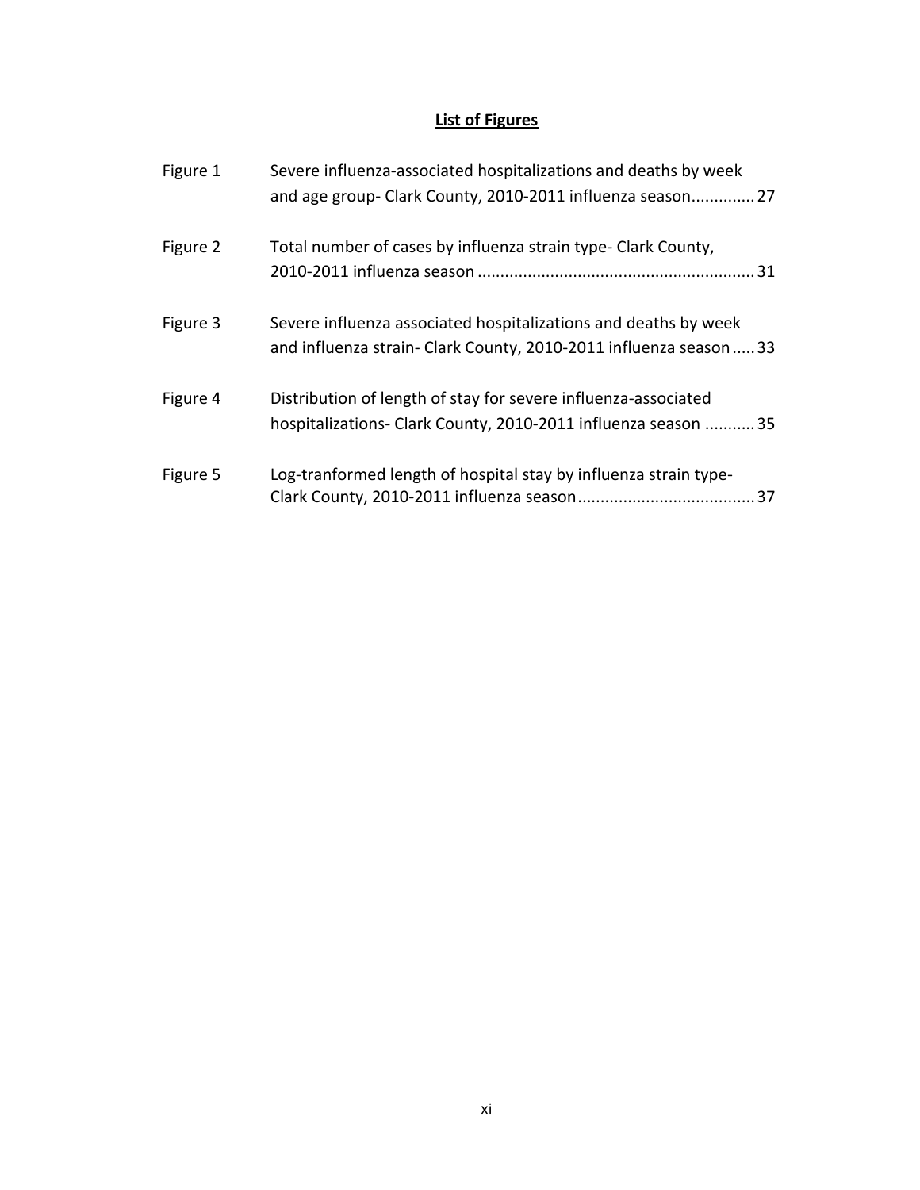# List of Figures

| | | |
|---|---|---|
| Figure 1 | Severe influenza-associated hospitalizations and deaths by week and age group- Clark County, 2010-2011 influenza season | 27 |
| Figure 2 | Total number of cases by influenza strain type- Clark County, 2010-2011 influenza season | 31 |
| Figure 3 | Severe influenza associated hospitalizations and deaths by week and influenza strain- Clark County, 2010-2011 influenza season | 33 |
| Figure 4 | Distribution of length of stay for severe influenza-associated hospitalizations- Clark County, 2010-2011 influenza season | 35 |
| Figure 5 | Log-tranformed length of hospital stay by influenza strain type- Clark County, 2010-2011 influenza season | 37 |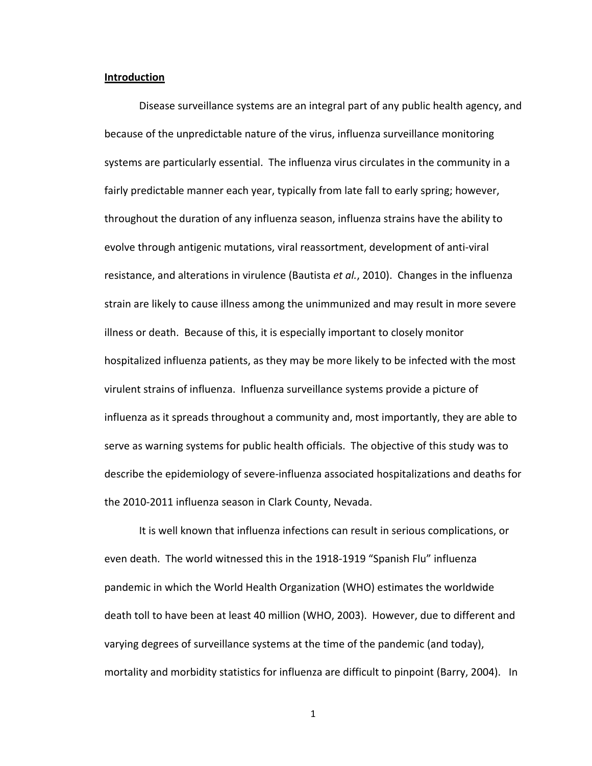## Introduction

Disease surveillance systems are an integral part of any public health agency, and because of the unpredictable nature of the virus, influenza surveillance monitoring systems are particularly essential. The influenza virus circulates in the community in a fairly predictable manner each year, typically from late fall to early spring; however, throughout the duration of any influenza season, influenza strains have the ability to evolve through antigenic mutations, viral reassortment, development of anti-viral resistance, and alterations in virulence (Bautista *et al.*, 2010). Changes in the influenza strain are likely to cause illness among the unimmunized and may result in more severe illness or death. Because of this, it is especially important to closely monitor hospitalized influenza patients, as they may be more likely to be infected with the most virulent strains of influenza. Influenza surveillance systems provide a picture of influenza as it spreads throughout a community and, most importantly, they are able to serve as warning systems for public health officials. The objective of this study was to describe the epidemiology of severe-influenza associated hospitalizations and deaths for the 2010-2011 influenza season in Clark County, Nevada.

It is well known that influenza infections can result in serious complications, or even death. The world witnessed this in the 1918-1919 "Spanish Flu" influenza pandemic in which the World Health Organization (WHO) estimates the worldwide death toll to have been at least 40 million (WHO, 2003). However, due to different and varying degrees of surveillance systems at the time of the pandemic (and today), mortality and morbidity statistics for influenza are difficult to pinpoint (Barry, 2004). In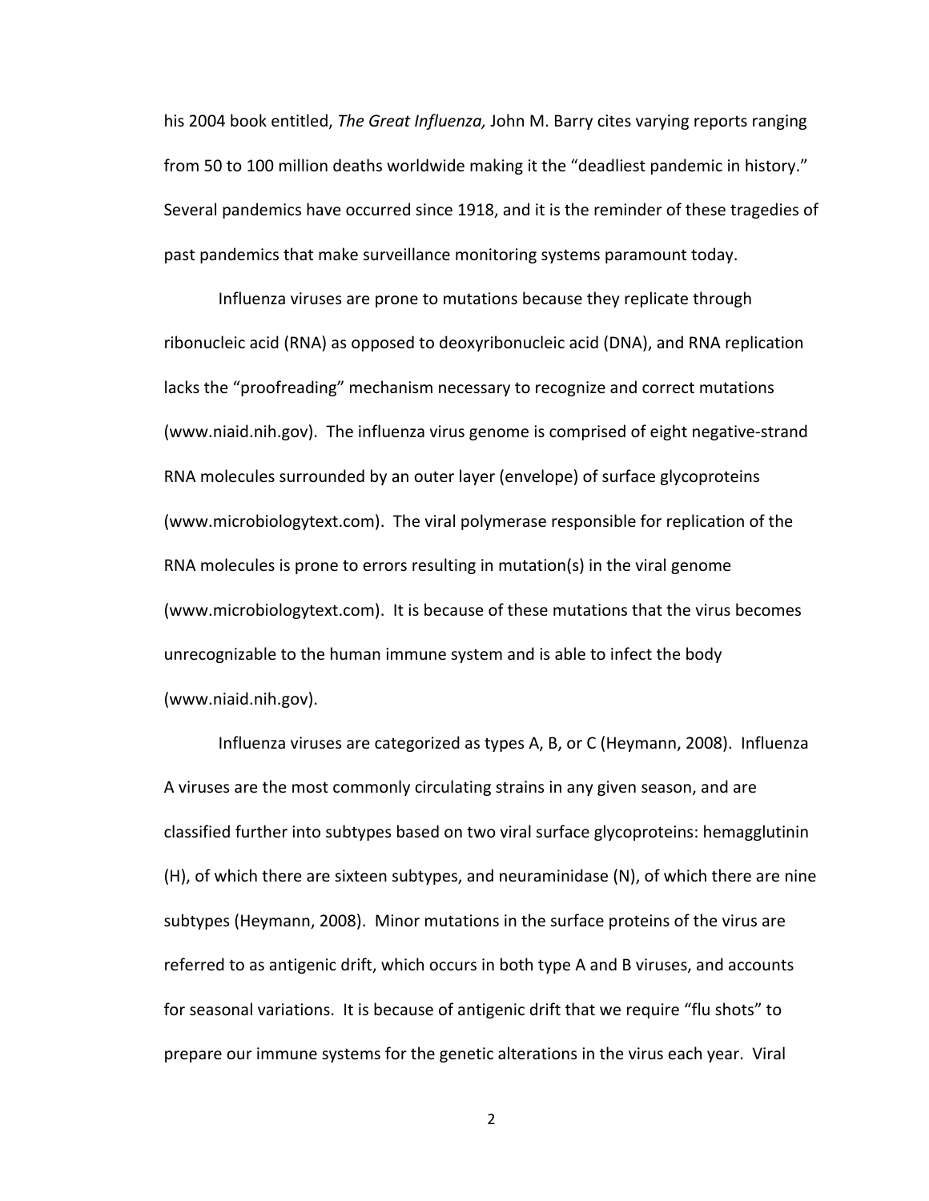his 2004 book entitled, *The Great Influenza,* John M. Barry cites varying reports ranging from 50 to 100 million deaths worldwide making it the "deadliest pandemic in history." Several pandemics have occurred since 1918, and it is the reminder of these tragedies of past pandemics that make surveillance monitoring systems paramount today.

Influenza viruses are prone to mutations because they replicate through ribonucleic acid (RNA) as opposed to deoxyribonucleic acid (DNA), and RNA replication lacks the "proofreading" mechanism necessary to recognize and correct mutations (www.niaid.nih.gov). The influenza virus genome is comprised of eight negative-strand RNA molecules surrounded by an outer layer (envelope) of surface glycoproteins (www.microbiologytext.com). The viral polymerase responsible for replication of the RNA molecules is prone to errors resulting in mutation(s) in the viral genome (www.microbiologytext.com). It is because of these mutations that the virus becomes unrecognizable to the human immune system and is able to infect the body (www.niaid.nih.gov).

Influenza viruses are categorized as types A, B, or C (Heymann, 2008). Influenza A viruses are the most commonly circulating strains in any given season, and are classified further into subtypes based on two viral surface glycoproteins: hemagglutinin (H), of which there are sixteen subtypes, and neuraminidase (N), of which there are nine subtypes (Heymann, 2008). Minor mutations in the surface proteins of the virus are referred to as antigenic drift, which occurs in both type A and B viruses, and accounts for seasonal variations. It is because of antigenic drift that we require "flu shots" to prepare our immune systems for the genetic alterations in the virus each year. Viral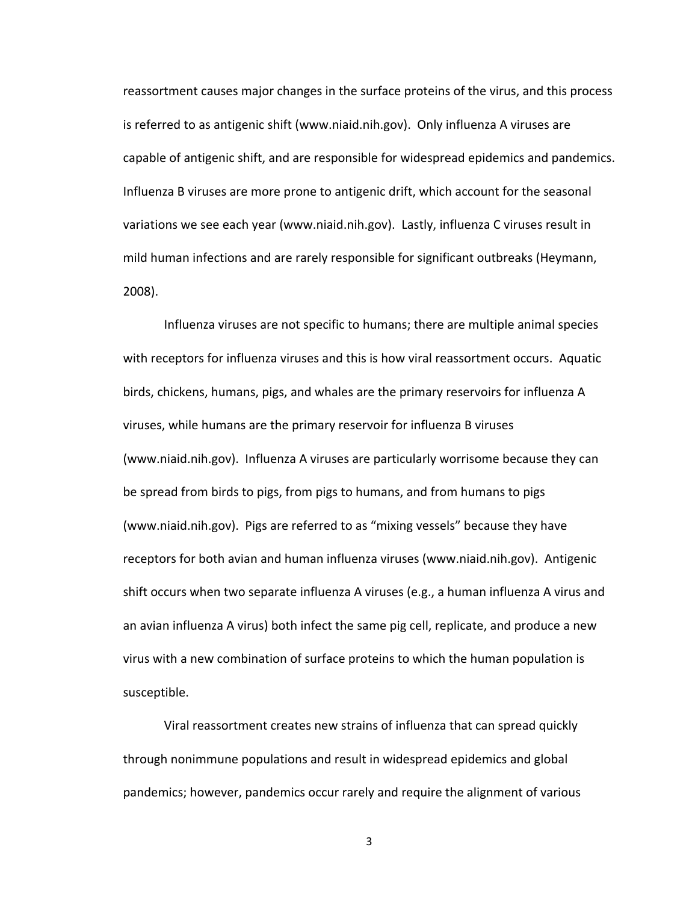reassortment causes major changes in the surface proteins of the virus, and this process is referred to as antigenic shift (www.niaid.nih.gov). Only influenza A viruses are capable of antigenic shift, and are responsible for widespread epidemics and pandemics. Influenza B viruses are more prone to antigenic drift, which account for the seasonal variations we see each year (www.niaid.nih.gov). Lastly, influenza C viruses result in mild human infections and are rarely responsible for significant outbreaks (Heymann, 2008).

Influenza viruses are not specific to humans; there are multiple animal species with receptors for influenza viruses and this is how viral reassortment occurs. Aquatic birds, chickens, humans, pigs, and whales are the primary reservoirs for influenza A viruses, while humans are the primary reservoir for influenza B viruses (www.niaid.nih.gov). Influenza A viruses are particularly worrisome because they can be spread from birds to pigs, from pigs to humans, and from humans to pigs (www.niaid.nih.gov). Pigs are referred to as "mixing vessels" because they have receptors for both avian and human influenza viruses (www.niaid.nih.gov). Antigenic shift occurs when two separate influenza A viruses (e.g., a human influenza A virus and an avian influenza A virus) both infect the same pig cell, replicate, and produce a new virus with a new combination of surface proteins to which the human population is susceptible.

Viral reassortment creates new strains of influenza that can spread quickly through nonimmune populations and result in widespread epidemics and global pandemics; however, pandemics occur rarely and require the alignment of various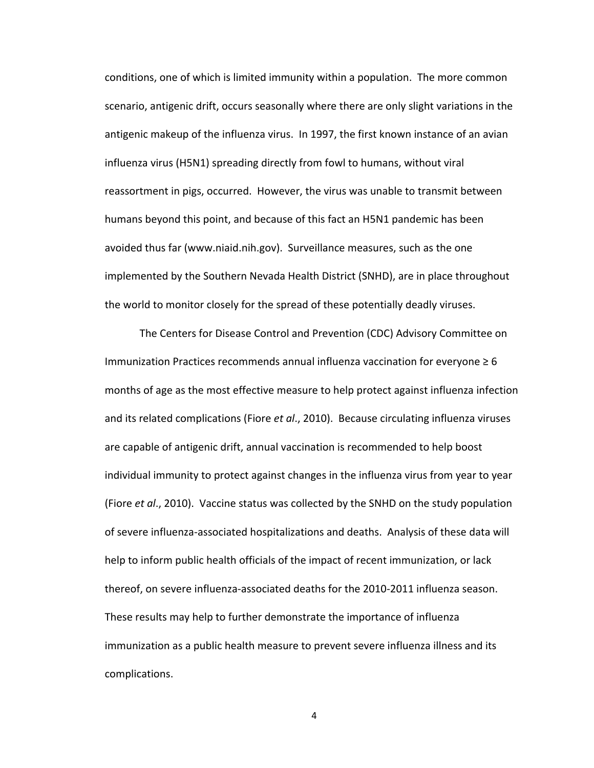conditions, one of which is limited immunity within a population. The more common scenario, antigenic drift, occurs seasonally where there are only slight variations in the antigenic makeup of the influenza virus. In 1997, the first known instance of an avian influenza virus (H5N1) spreading directly from fowl to humans, without viral reassortment in pigs, occurred. However, the virus was unable to transmit between humans beyond this point, and because of this fact an H5N1 pandemic has been avoided thus far (www.niaid.nih.gov). Surveillance measures, such as the one implemented by the Southern Nevada Health District (SNHD), are in place throughout the world to monitor closely for the spread of these potentially deadly viruses.

The Centers for Disease Control and Prevention (CDC) Advisory Committee on Immunization Practices recommends annual influenza vaccination for everyone ≥ 6 months of age as the most effective measure to help protect against influenza infection and its related complications (Fiore *et al*., 2010). Because circulating influenza viruses are capable of antigenic drift, annual vaccination is recommended to help boost individual immunity to protect against changes in the influenza virus from year to year (Fiore *et al*., 2010). Vaccine status was collected by the SNHD on the study population of severe influenza-associated hospitalizations and deaths. Analysis of these data will help to inform public health officials of the impact of recent immunization, or lack thereof, on severe influenza-associated deaths for the 2010-2011 influenza season. These results may help to further demonstrate the importance of influenza immunization as a public health measure to prevent severe influenza illness and its complications.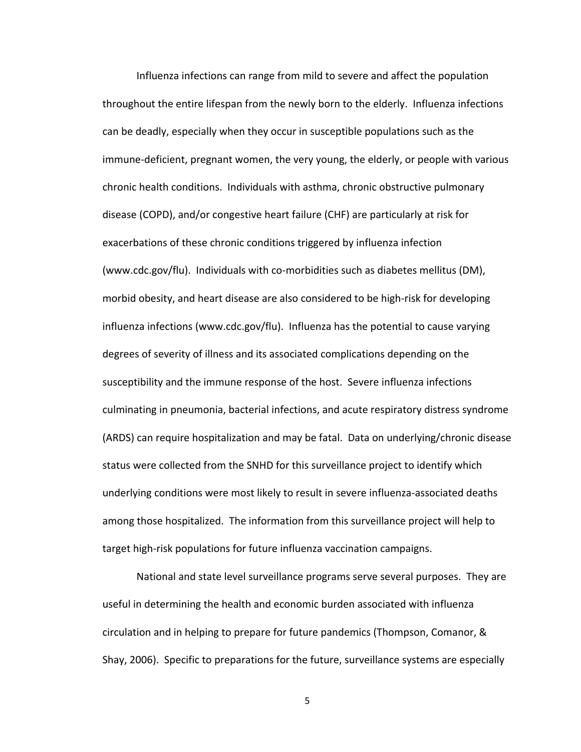Influenza infections can range from mild to severe and affect the population throughout the entire lifespan from the newly born to the elderly. Influenza infections can be deadly, especially when they occur in susceptible populations such as the immune-deficient, pregnant women, the very young, the elderly, or people with various chronic health conditions. Individuals with asthma, chronic obstructive pulmonary disease (COPD), and/or congestive heart failure (CHF) are particularly at risk for exacerbations of these chronic conditions triggered by influenza infection (www.cdc.gov/flu). Individuals with co-morbidities such as diabetes mellitus (DM), morbid obesity, and heart disease are also considered to be high-risk for developing influenza infections (www.cdc.gov/flu). Influenza has the potential to cause varying degrees of severity of illness and its associated complications depending on the susceptibility and the immune response of the host. Severe influenza infections culminating in pneumonia, bacterial infections, and acute respiratory distress syndrome (ARDS) can require hospitalization and may be fatal. Data on underlying/chronic disease status were collected from the SNHD for this surveillance project to identify which underlying conditions were most likely to result in severe influenza-associated deaths among those hospitalized. The information from this surveillance project will help to target high-risk populations for future influenza vaccination campaigns.

National and state level surveillance programs serve several purposes. They are useful in determining the health and economic burden associated with influenza circulation and in helping to prepare for future pandemics (Thompson, Comanor, & Shay, 2006). Specific to preparations for the future, surveillance systems are especially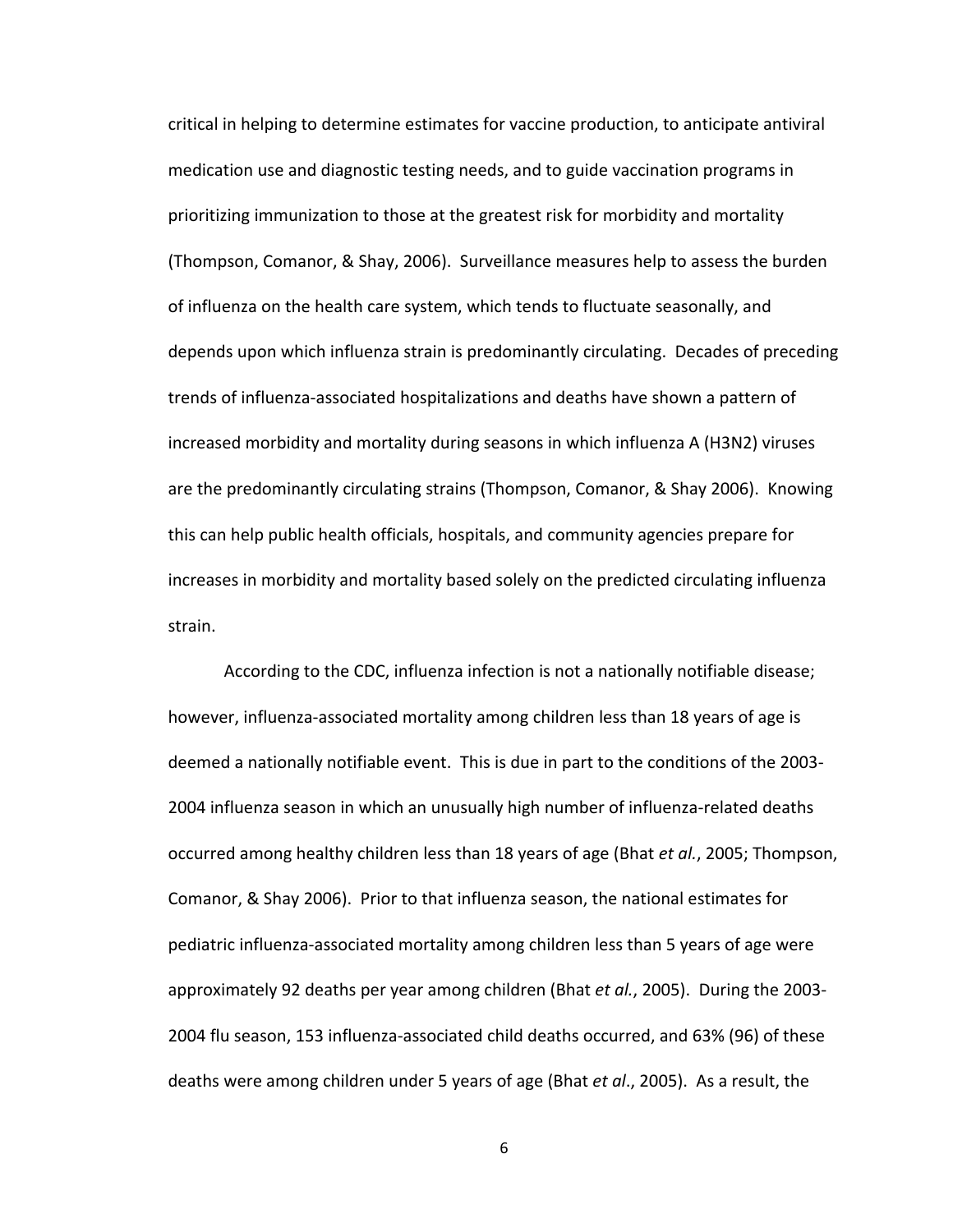critical in helping to determine estimates for vaccine production, to anticipate antiviral medication use and diagnostic testing needs, and to guide vaccination programs in prioritizing immunization to those at the greatest risk for morbidity and mortality (Thompson, Comanor, & Shay, 2006). Surveillance measures help to assess the burden of influenza on the health care system, which tends to fluctuate seasonally, and depends upon which influenza strain is predominantly circulating. Decades of preceding trends of influenza-associated hospitalizations and deaths have shown a pattern of increased morbidity and mortality during seasons in which influenza A (H3N2) viruses are the predominantly circulating strains (Thompson, Comanor, & Shay 2006). Knowing this can help public health officials, hospitals, and community agencies prepare for increases in morbidity and mortality based solely on the predicted circulating influenza strain.

According to the CDC, influenza infection is not a nationally notifiable disease; however, influenza-associated mortality among children less than 18 years of age is deemed a nationally notifiable event. This is due in part to the conditions of the 2003-2004 influenza season in which an unusually high number of influenza-related deaths occurred among healthy children less than 18 years of age (Bhat *et al.*, 2005; Thompson, Comanor, & Shay 2006). Prior to that influenza season, the national estimates for pediatric influenza-associated mortality among children less than 5 years of age were approximately 92 deaths per year among children (Bhat *et al.*, 2005). During the 2003-2004 flu season, 153 influenza-associated child deaths occurred, and 63% (96) of these deaths were among children under 5 years of age (Bhat *et al*., 2005). As a result, the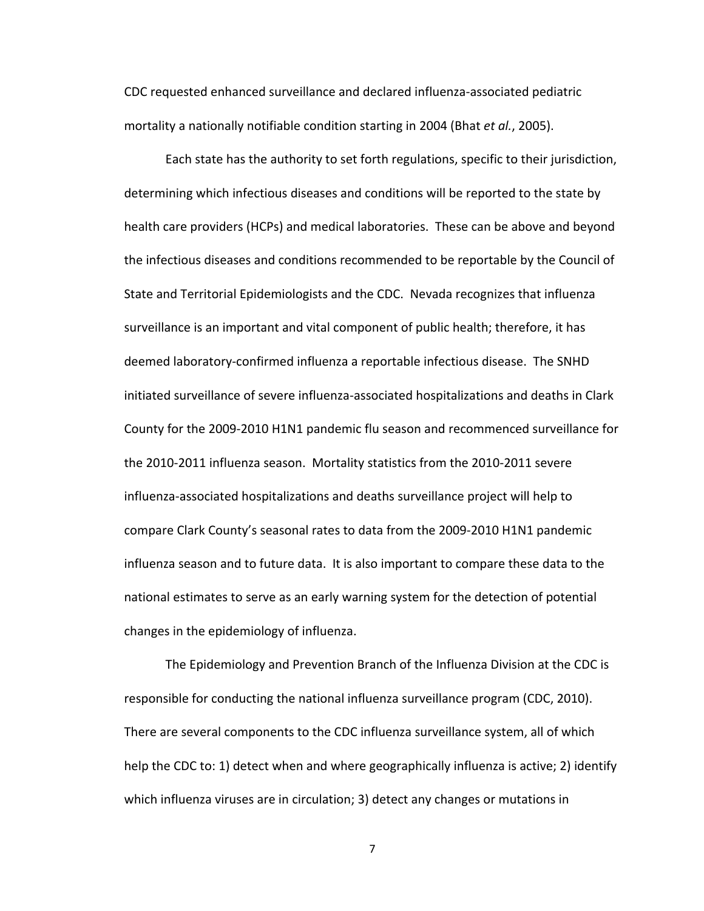CDC requested enhanced surveillance and declared influenza-associated pediatric mortality a nationally notifiable condition starting in 2004 (Bhat *et al.*, 2005).

Each state has the authority to set forth regulations, specific to their jurisdiction, determining which infectious diseases and conditions will be reported to the state by health care providers (HCPs) and medical laboratories. These can be above and beyond the infectious diseases and conditions recommended to be reportable by the Council of State and Territorial Epidemiologists and the CDC. Nevada recognizes that influenza surveillance is an important and vital component of public health; therefore, it has deemed laboratory-confirmed influenza a reportable infectious disease. The SNHD initiated surveillance of severe influenza-associated hospitalizations and deaths in Clark County for the 2009-2010 H1N1 pandemic flu season and recommenced surveillance for the 2010-2011 influenza season. Mortality statistics from the 2010-2011 severe influenza-associated hospitalizations and deaths surveillance project will help to compare Clark County's seasonal rates to data from the 2009-2010 H1N1 pandemic influenza season and to future data. It is also important to compare these data to the national estimates to serve as an early warning system for the detection of potential changes in the epidemiology of influenza.

The Epidemiology and Prevention Branch of the Influenza Division at the CDC is responsible for conducting the national influenza surveillance program (CDC, 2010). There are several components to the CDC influenza surveillance system, all of which help the CDC to: 1) detect when and where geographically influenza is active; 2) identify which influenza viruses are in circulation; 3) detect any changes or mutations in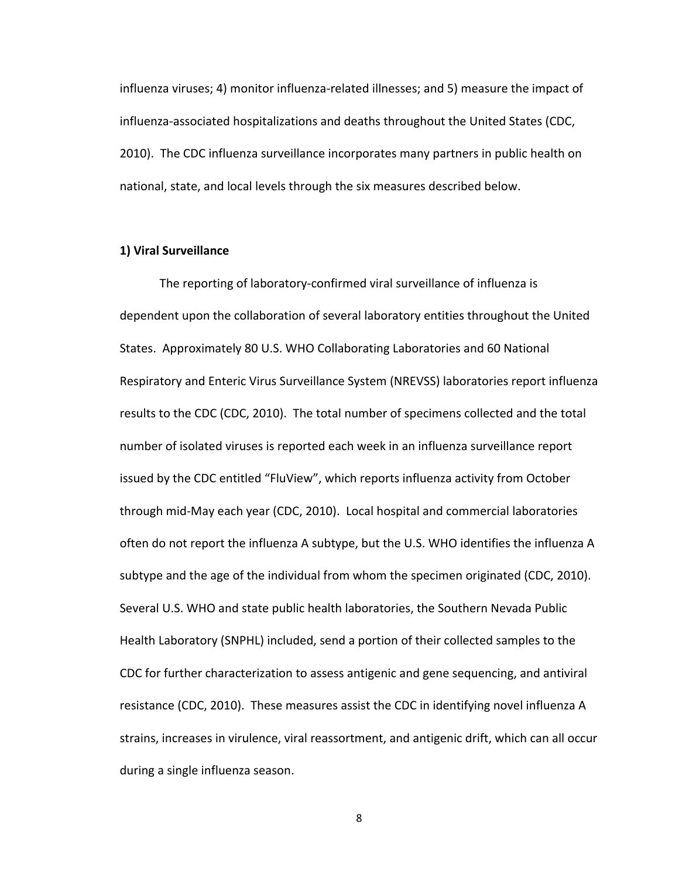influenza viruses; 4) monitor influenza-related illnesses; and 5) measure the impact of influenza-associated hospitalizations and deaths throughout the United States (CDC, 2010). The CDC influenza surveillance incorporates many partners in public health on national, state, and local levels through the six measures described below.

**1) Viral Surveillance**

The reporting of laboratory-confirmed viral surveillance of influenza is dependent upon the collaboration of several laboratory entities throughout the United States. Approximately 80 U.S. WHO Collaborating Laboratories and 60 National Respiratory and Enteric Virus Surveillance System (NREVSS) laboratories report influenza results to the CDC (CDC, 2010). The total number of specimens collected and the total number of isolated viruses is reported each week in an influenza surveillance report issued by the CDC entitled "FluView", which reports influenza activity from October through mid-May each year (CDC, 2010). Local hospital and commercial laboratories often do not report the influenza A subtype, but the U.S. WHO identifies the influenza A subtype and the age of the individual from whom the specimen originated (CDC, 2010). Several U.S. WHO and state public health laboratories, the Southern Nevada Public Health Laboratory (SNPHL) included, send a portion of their collected samples to the CDC for further characterization to assess antigenic and gene sequencing, and antiviral resistance (CDC, 2010). These measures assist the CDC in identifying novel influenza A strains, increases in virulence, viral reassortment, and antigenic drift, which can all occur during a single influenza season.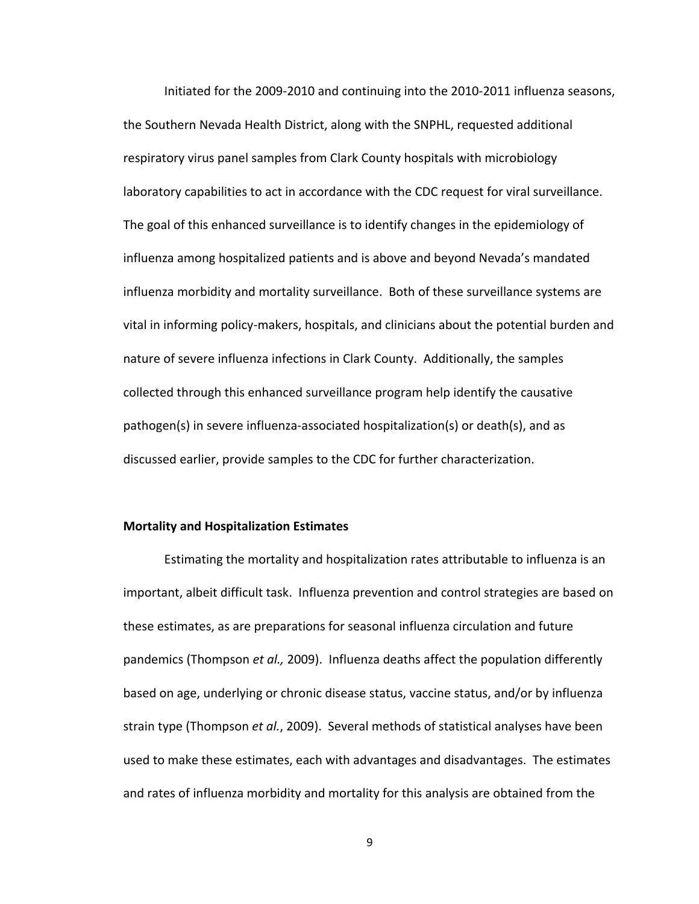Initiated for the 2009-2010 and continuing into the 2010-2011 influenza seasons, the Southern Nevada Health District, along with the SNPHL, requested additional respiratory virus panel samples from Clark County hospitals with microbiology laboratory capabilities to act in accordance with the CDC request for viral surveillance. The goal of this enhanced surveillance is to identify changes in the epidemiology of influenza among hospitalized patients and is above and beyond Nevada's mandated influenza morbidity and mortality surveillance. Both of these surveillance systems are vital in informing policy-makers, hospitals, and clinicians about the potential burden and nature of severe influenza infections in Clark County. Additionally, the samples collected through this enhanced surveillance program help identify the causative pathogen(s) in severe influenza-associated hospitalization(s) or death(s), and as discussed earlier, provide samples to the CDC for further characterization.

**Mortality and Hospitalization Estimates**

Estimating the mortality and hospitalization rates attributable to influenza is an important, albeit difficult task. Influenza prevention and control strategies are based on these estimates, as are preparations for seasonal influenza circulation and future pandemics (Thompson *et al.,* 2009). Influenza deaths affect the population differently based on age, underlying or chronic disease status, vaccine status, and/or by influenza strain type (Thompson *et al.*, 2009). Several methods of statistical analyses have been used to make these estimates, each with advantages and disadvantages. The estimates and rates of influenza morbidity and mortality for this analysis are obtained from the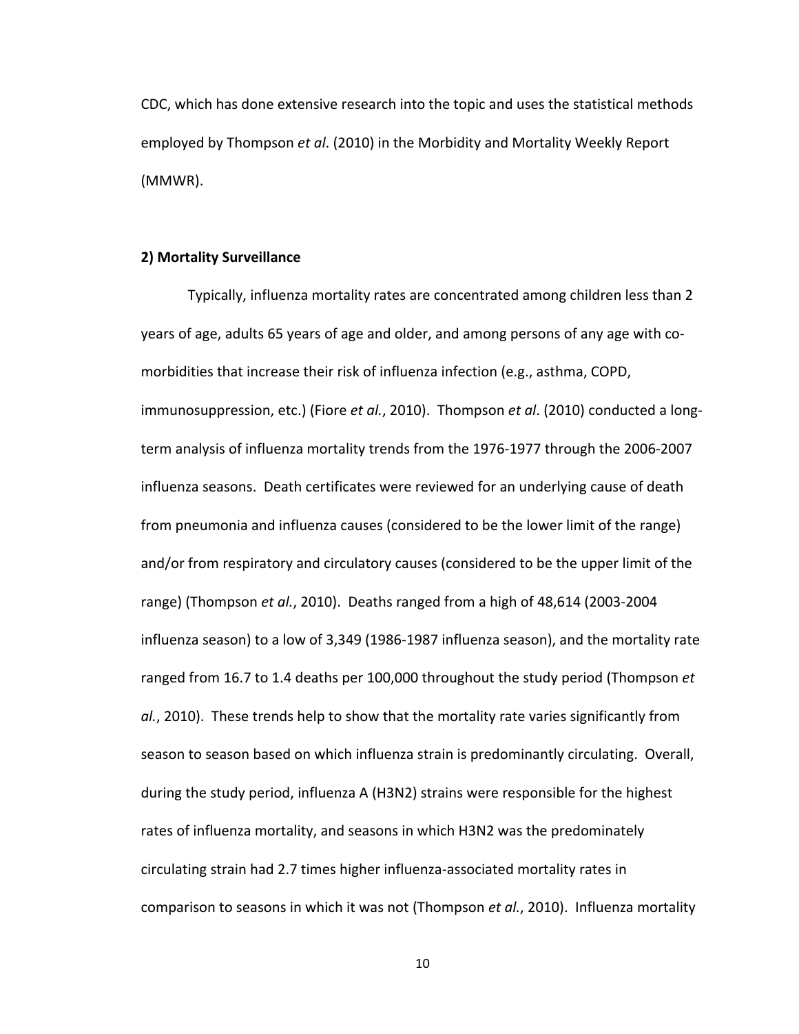CDC, which has done extensive research into the topic and uses the statistical methods employed by Thompson *et al*. (2010) in the Morbidity and Mortality Weekly Report (MMWR).

**2) Mortality Surveillance**

Typically, influenza mortality rates are concentrated among children less than 2 years of age, adults 65 years of age and older, and among persons of any age with co-morbidities that increase their risk of influenza infection (e.g., asthma, COPD, immunosuppression, etc.) (Fiore *et al.*, 2010). Thompson *et al*. (2010) conducted a long-term analysis of influenza mortality trends from the 1976-1977 through the 2006-2007 influenza seasons. Death certificates were reviewed for an underlying cause of death from pneumonia and influenza causes (considered to be the lower limit of the range) and/or from respiratory and circulatory causes (considered to be the upper limit of the range) (Thompson *et al.*, 2010). Deaths ranged from a high of 48,614 (2003-2004 influenza season) to a low of 3,349 (1986-1987 influenza season), and the mortality rate ranged from 16.7 to 1.4 deaths per 100,000 throughout the study period (Thompson *et al.*, 2010). These trends help to show that the mortality rate varies significantly from season to season based on which influenza strain is predominantly circulating. Overall, during the study period, influenza A (H3N2) strains were responsible for the highest rates of influenza mortality, and seasons in which H3N2 was the predominately circulating strain had 2.7 times higher influenza-associated mortality rates in comparison to seasons in which it was not (Thompson *et al.*, 2010). Influenza mortality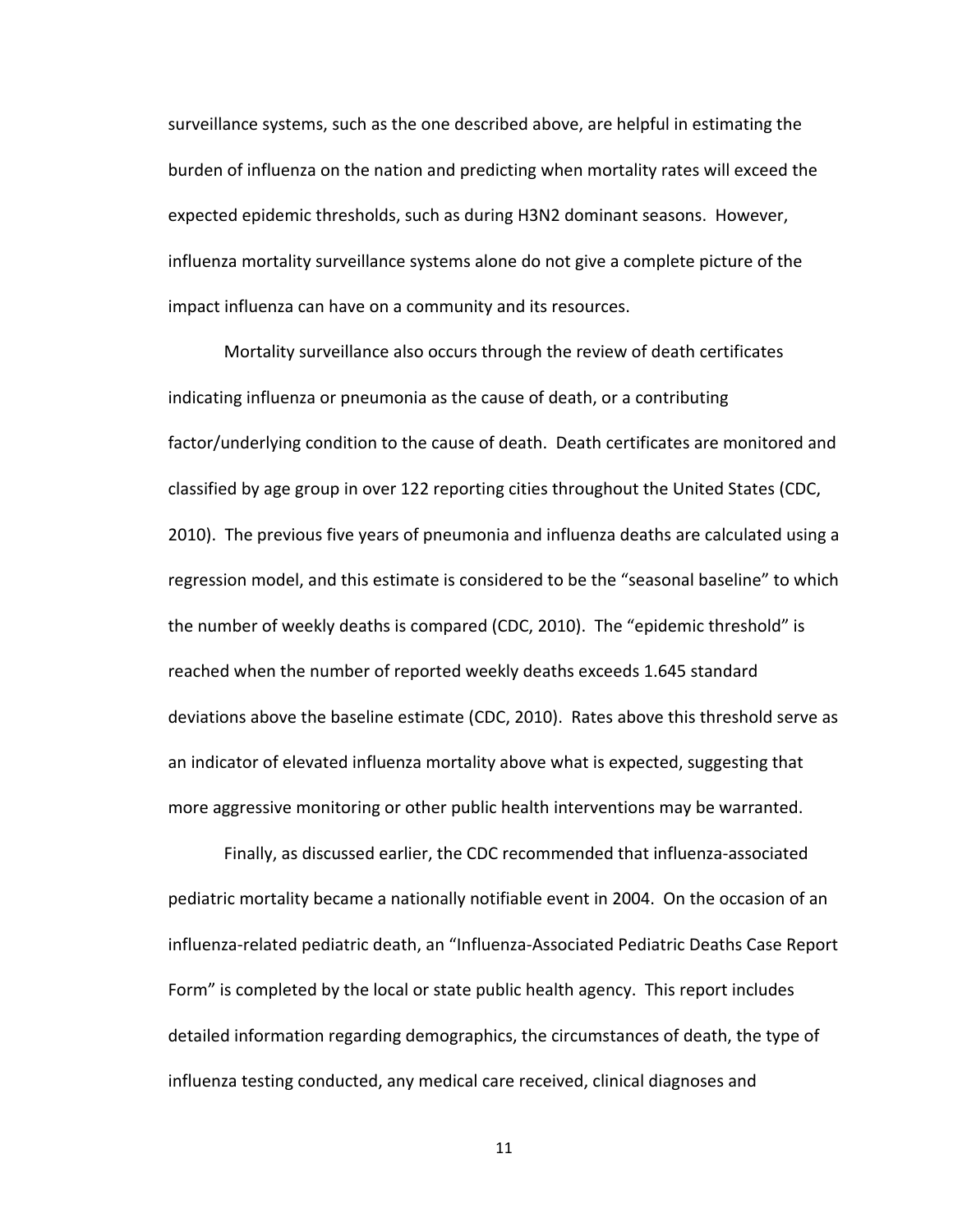surveillance systems, such as the one described above, are helpful in estimating the burden of influenza on the nation and predicting when mortality rates will exceed the expected epidemic thresholds, such as during H3N2 dominant seasons. However, influenza mortality surveillance systems alone do not give a complete picture of the impact influenza can have on a community and its resources.

Mortality surveillance also occurs through the review of death certificates indicating influenza or pneumonia as the cause of death, or a contributing factor/underlying condition to the cause of death. Death certificates are monitored and classified by age group in over 122 reporting cities throughout the United States (CDC, 2010). The previous five years of pneumonia and influenza deaths are calculated using a regression model, and this estimate is considered to be the "seasonal baseline" to which the number of weekly deaths is compared (CDC, 2010). The "epidemic threshold" is reached when the number of reported weekly deaths exceeds 1.645 standard deviations above the baseline estimate (CDC, 2010). Rates above this threshold serve as an indicator of elevated influenza mortality above what is expected, suggesting that more aggressive monitoring or other public health interventions may be warranted.

Finally, as discussed earlier, the CDC recommended that influenza-associated pediatric mortality became a nationally notifiable event in 2004. On the occasion of an influenza-related pediatric death, an "Influenza-Associated Pediatric Deaths Case Report Form" is completed by the local or state public health agency. This report includes detailed information regarding demographics, the circumstances of death, the type of influenza testing conducted, any medical care received, clinical diagnoses and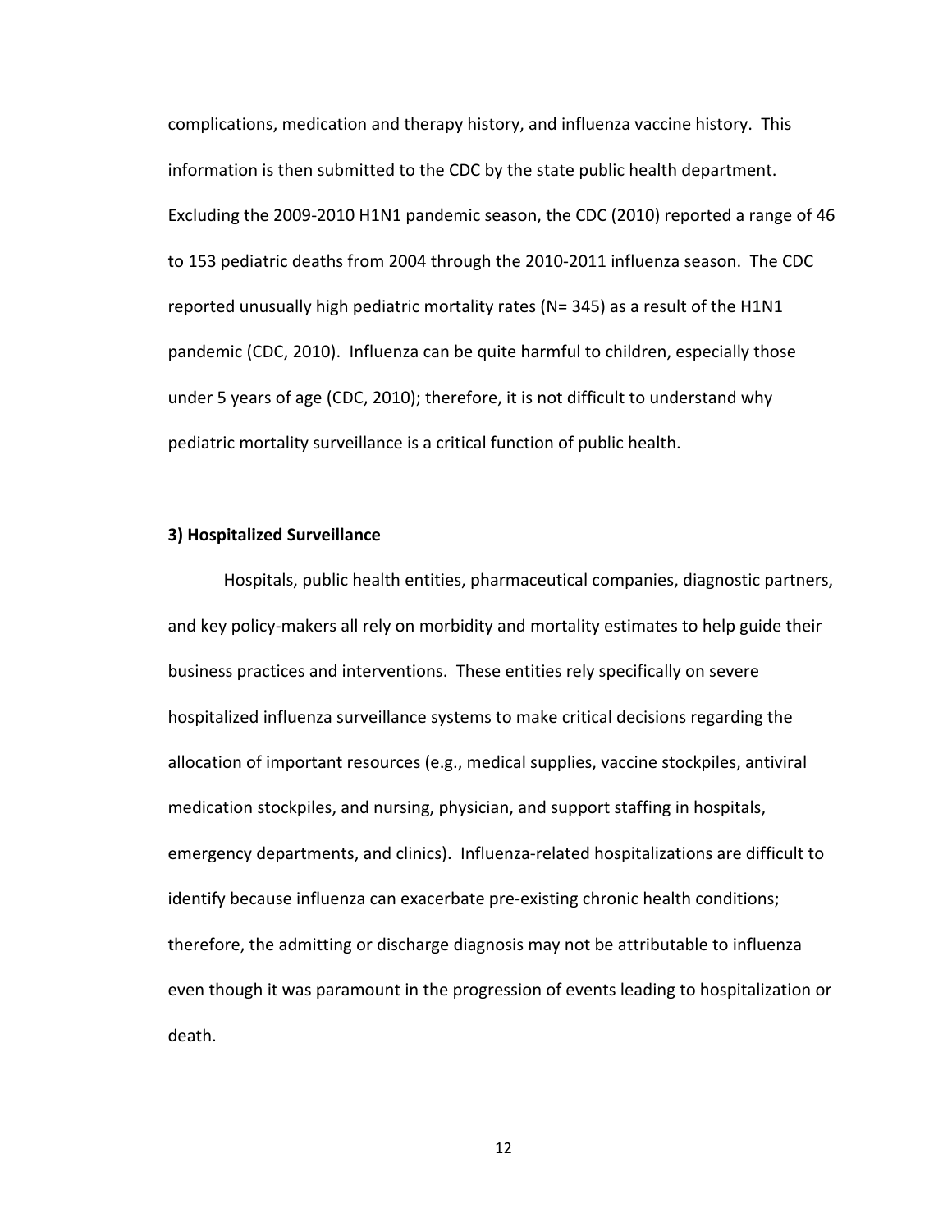complications, medication and therapy history, and influenza vaccine history. This information is then submitted to the CDC by the state public health department. Excluding the 2009-2010 H1N1 pandemic season, the CDC (2010) reported a range of 46 to 153 pediatric deaths from 2004 through the 2010-2011 influenza season. The CDC reported unusually high pediatric mortality rates (N= 345) as a result of the H1N1 pandemic (CDC, 2010). Influenza can be quite harmful to children, especially those under 5 years of age (CDC, 2010); therefore, it is not difficult to understand why pediatric mortality surveillance is a critical function of public health.

**3) Hospitalized Surveillance**

Hospitals, public health entities, pharmaceutical companies, diagnostic partners, and key policy-makers all rely on morbidity and mortality estimates to help guide their business practices and interventions. These entities rely specifically on severe hospitalized influenza surveillance systems to make critical decisions regarding the allocation of important resources (e.g., medical supplies, vaccine stockpiles, antiviral medication stockpiles, and nursing, physician, and support staffing in hospitals, emergency departments, and clinics). Influenza-related hospitalizations are difficult to identify because influenza can exacerbate pre-existing chronic health conditions; therefore, the admitting or discharge diagnosis may not be attributable to influenza even though it was paramount in the progression of events leading to hospitalization or death.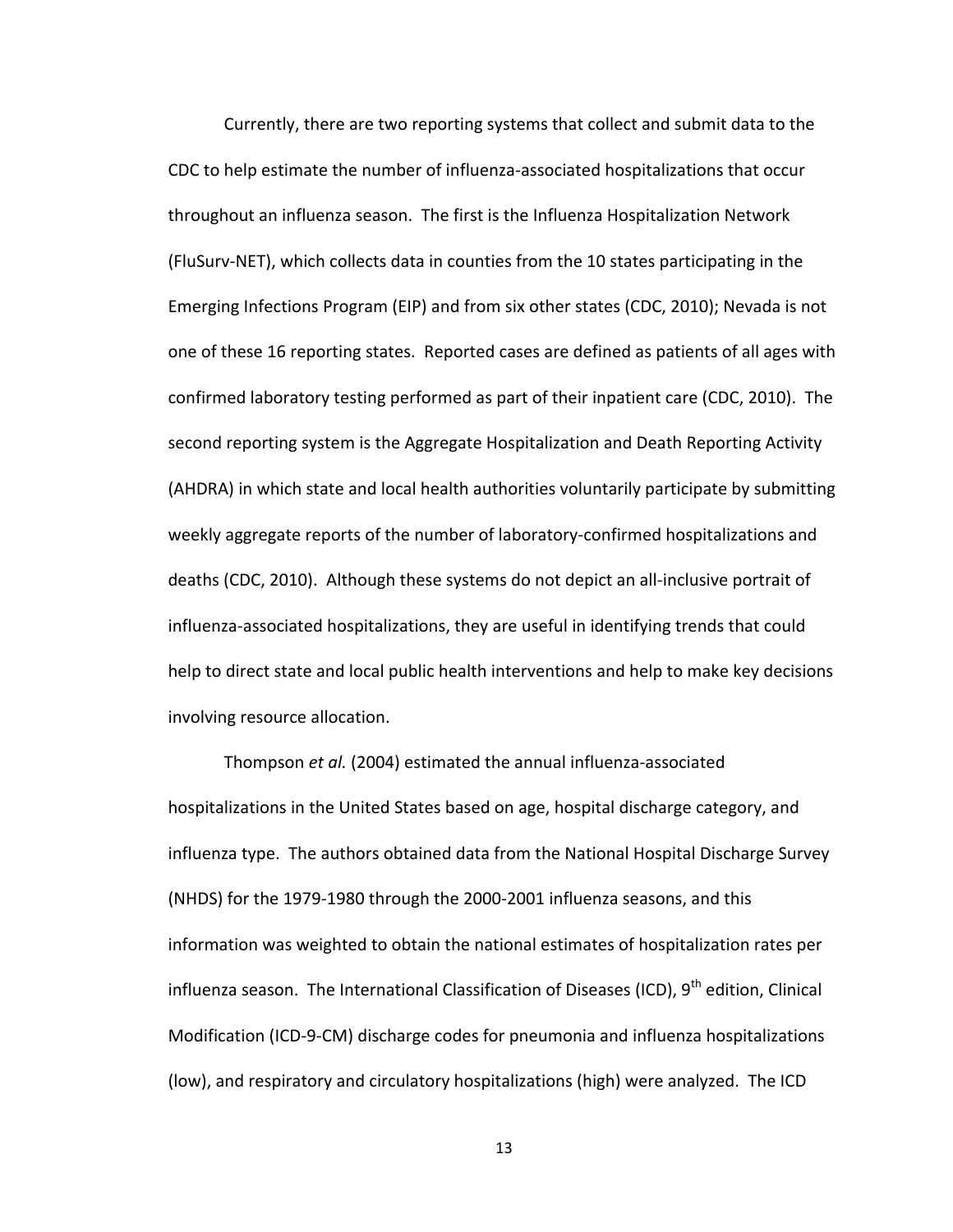Currently, there are two reporting systems that collect and submit data to the CDC to help estimate the number of influenza-associated hospitalizations that occur throughout an influenza season. The first is the Influenza Hospitalization Network (FluSurv-NET), which collects data in counties from the 10 states participating in the Emerging Infections Program (EIP) and from six other states (CDC, 2010); Nevada is not one of these 16 reporting states. Reported cases are defined as patients of all ages with confirmed laboratory testing performed as part of their inpatient care (CDC, 2010). The second reporting system is the Aggregate Hospitalization and Death Reporting Activity (AHDRA) in which state and local health authorities voluntarily participate by submitting weekly aggregate reports of the number of laboratory-confirmed hospitalizations and deaths (CDC, 2010). Although these systems do not depict an all-inclusive portrait of influenza-associated hospitalizations, they are useful in identifying trends that could help to direct state and local public health interventions and help to make key decisions involving resource allocation.

Thompson *et al.* (2004) estimated the annual influenza-associated hospitalizations in the United States based on age, hospital discharge category, and influenza type. The authors obtained data from the National Hospital Discharge Survey (NHDS) for the 1979-1980 through the 2000-2001 influenza seasons, and this information was weighted to obtain the national estimates of hospitalization rates per influenza season. The International Classification of Diseases (ICD), 9th edition, Clinical Modification (ICD-9-CM) discharge codes for pneumonia and influenza hospitalizations (low), and respiratory and circulatory hospitalizations (high) were analyzed. The ICD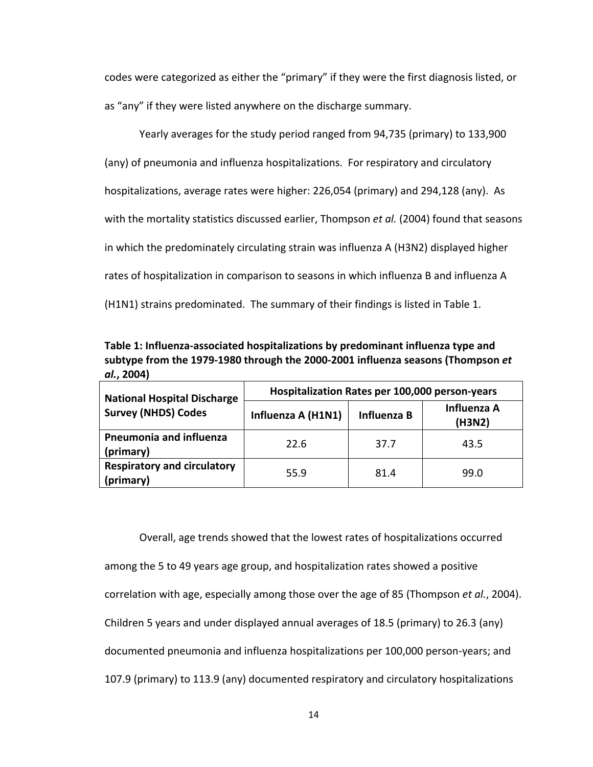codes were categorized as either the “primary” if they were the first diagnosis listed, or as “any” if they were listed anywhere on the discharge summary.

Yearly averages for the study period ranged from 94,735 (primary) to 133,900 (any) of pneumonia and influenza hospitalizations. For respiratory and circulatory hospitalizations, average rates were higher: 226,054 (primary) and 294,128 (any). As with the mortality statistics discussed earlier, Thompson *et al.* (2004) found that seasons in which the predominately circulating strain was influenza A (H3N2) displayed higher rates of hospitalization in comparison to seasons in which influenza B and influenza A (H1N1) strains predominated. The summary of their findings is listed in Table 1.

**Table 1: Influenza-associated hospitalizations by predominant influenza type and subtype from the 1979-1980 through the 2000-2001 influenza seasons (Thompson *et al.*, 2004)**

| National Hospital Discharge Survey (NHDS) Codes | Hospitalization Rates per 100,000 person-years | | |
|---|---|---|---|
| | Influenza A (H1N1) | Influenza B | Influenza A (H3N2) |
| **Pneumonia and influenza (primary)** | 22.6 | 37.7 | 43.5 |
| **Respiratory and circulatory (primary)** | 55.9 | 81.4 | 99.0 |

Overall, age trends showed that the lowest rates of hospitalizations occurred among the 5 to 49 years age group, and hospitalization rates showed a positive correlation with age, especially among those over the age of 85 (Thompson *et al.*, 2004). Children 5 years and under displayed annual averages of 18.5 (primary) to 26.3 (any) documented pneumonia and influenza hospitalizations per 100,000 person-years; and 107.9 (primary) to 113.9 (any) documented respiratory and circulatory hospitalizations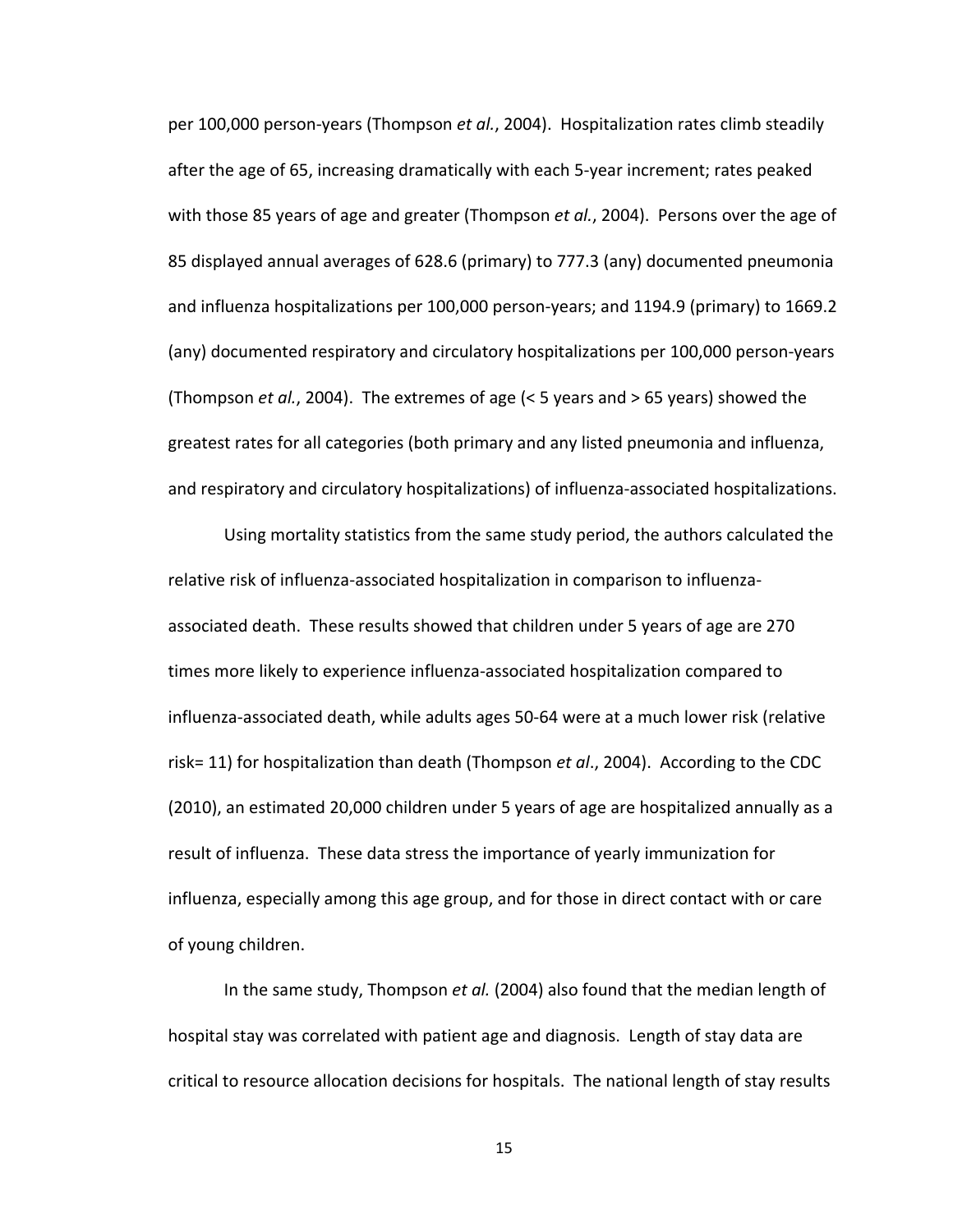per 100,000 person-years (Thompson *et al.*, 2004). Hospitalization rates climb steadily after the age of 65, increasing dramatically with each 5-year increment; rates peaked with those 85 years of age and greater (Thompson *et al.*, 2004). Persons over the age of 85 displayed annual averages of 628.6 (primary) to 777.3 (any) documented pneumonia and influenza hospitalizations per 100,000 person-years; and 1194.9 (primary) to 1669.2 (any) documented respiratory and circulatory hospitalizations per 100,000 person-years (Thompson *et al.*, 2004). The extremes of age (< 5 years and > 65 years) showed the greatest rates for all categories (both primary and any listed pneumonia and influenza, and respiratory and circulatory hospitalizations) of influenza-associated hospitalizations.

Using mortality statistics from the same study period, the authors calculated the relative risk of influenza-associated hospitalization in comparison to influenza-associated death. These results showed that children under 5 years of age are 270 times more likely to experience influenza-associated hospitalization compared to influenza-associated death, while adults ages 50-64 were at a much lower risk (relative risk= 11) for hospitalization than death (Thompson *et al*., 2004). According to the CDC (2010), an estimated 20,000 children under 5 years of age are hospitalized annually as a result of influenza. These data stress the importance of yearly immunization for influenza, especially among this age group, and for those in direct contact with or care of young children.

In the same study, Thompson *et al.* (2004) also found that the median length of hospital stay was correlated with patient age and diagnosis. Length of stay data are critical to resource allocation decisions for hospitals. The national length of stay results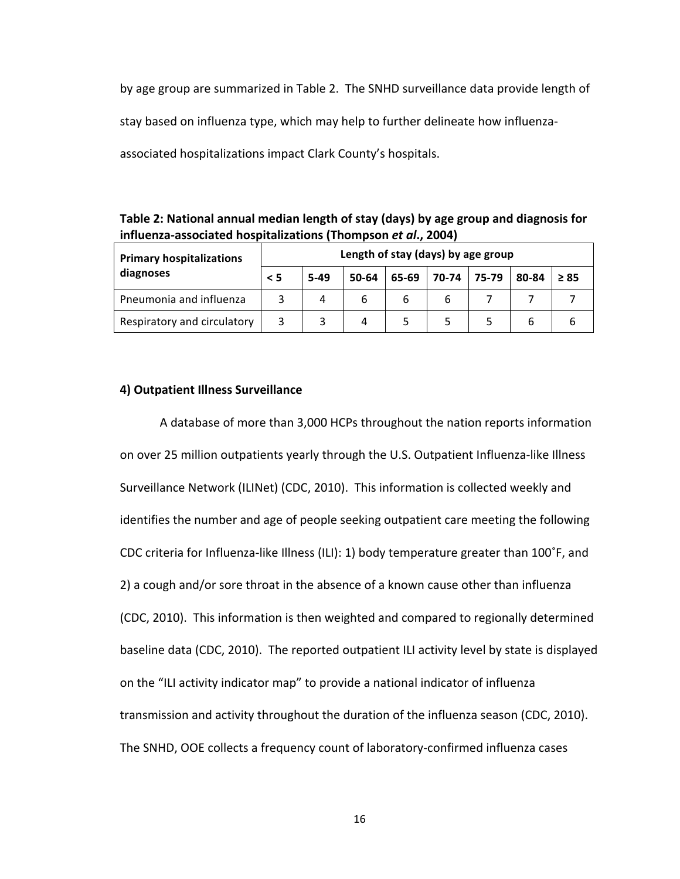by age group are summarized in Table 2. The SNHD surveillance data provide length of stay based on influenza type, which may help to further delineate how influenza-associated hospitalizations impact Clark County's hospitals.

**Table 2: National annual median length of stay (days) by age group and diagnosis for influenza-associated hospitalizations (Thompson *et al*., 2004)**

| Primary hospitalizations diagnoses | Length of stay (days) by age group | | | | | | | |
|---|---|---|---|---|---|---|---|---|
| | < 5 | 5-49 | 50-64 | 65-69 | 70-74 | 75-79 | 80-84 | ≥ 85 |
| Pneumonia and influenza | 3 | 4 | 6 | 6 | 6 | 7 | 7 | 7 |
| Respiratory and circulatory | 3 | 3 | 4 | 5 | 5 | 5 | 6 | 6 |

**4) Outpatient Illness Surveillance**

A database of more than 3,000 HCPs throughout the nation reports information on over 25 million outpatients yearly through the U.S. Outpatient Influenza-like Illness Surveillance Network (ILINet) (CDC, 2010). This information is collected weekly and identifies the number and age of people seeking outpatient care meeting the following CDC criteria for Influenza-like Illness (ILI): 1) body temperature greater than 100˚F, and 2) a cough and/or sore throat in the absence of a known cause other than influenza (CDC, 2010). This information is then weighted and compared to regionally determined baseline data (CDC, 2010). The reported outpatient ILI activity level by state is displayed on the "ILI activity indicator map" to provide a national indicator of influenza transmission and activity throughout the duration of the influenza season (CDC, 2010). The SNHD, OOE collects a frequency count of laboratory-confirmed influenza cases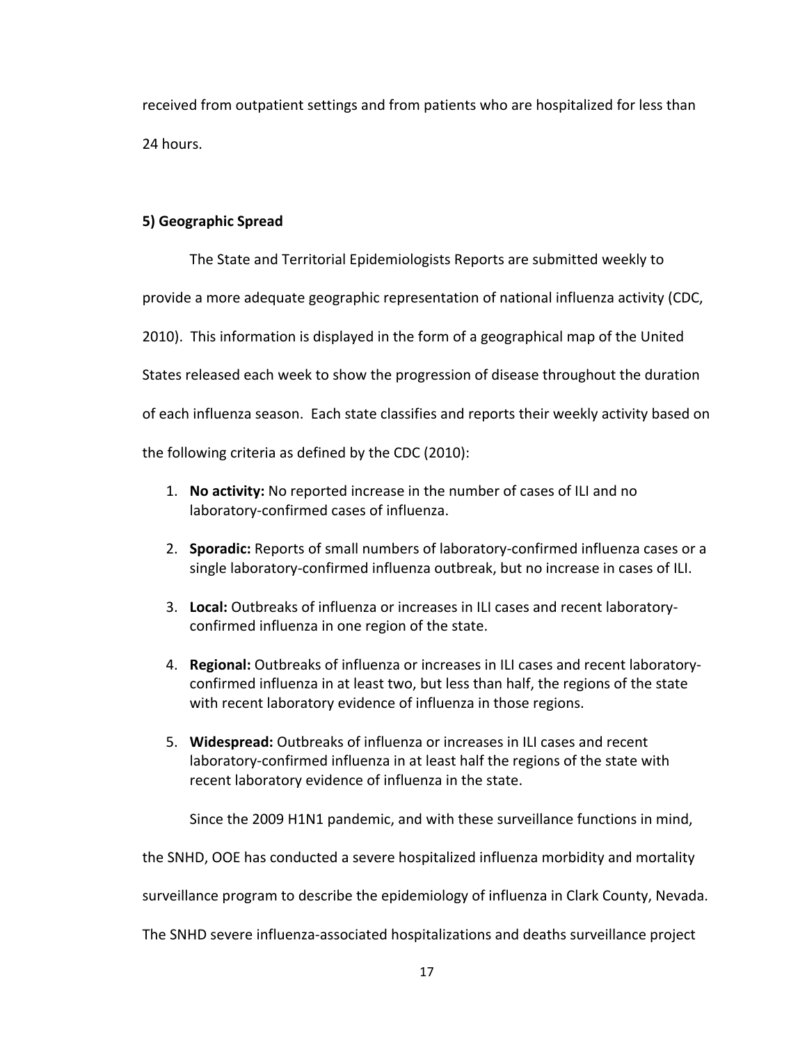received from outpatient settings and from patients who are hospitalized for less than 24 hours.

**5) Geographic Spread**

The State and Territorial Epidemiologists Reports are submitted weekly to provide a more adequate geographic representation of national influenza activity (CDC, 2010). This information is displayed in the form of a geographical map of the United States released each week to show the progression of disease throughout the duration of each influenza season. Each state classifies and reports their weekly activity based on the following criteria as defined by the CDC (2010):

1. **No activity:** No reported increase in the number of cases of ILI and no laboratory-confirmed cases of influenza.
2. **Sporadic:** Reports of small numbers of laboratory-confirmed influenza cases or a single laboratory-confirmed influenza outbreak, but no increase in cases of ILI.
3. **Local:** Outbreaks of influenza or increases in ILI cases and recent laboratory-confirmed influenza in one region of the state.
4. **Regional:** Outbreaks of influenza or increases in ILI cases and recent laboratory-confirmed influenza in at least two, but less than half, the regions of the state with recent laboratory evidence of influenza in those regions.
5. **Widespread:** Outbreaks of influenza or increases in ILI cases and recent laboratory-confirmed influenza in at least half the regions of the state with recent laboratory evidence of influenza in the state.

Since the 2009 H1N1 pandemic, and with these surveillance functions in mind, the SNHD, OOE has conducted a severe hospitalized influenza morbidity and mortality surveillance program to describe the epidemiology of influenza in Clark County, Nevada. The SNHD severe influenza-associated hospitalizations and deaths surveillance project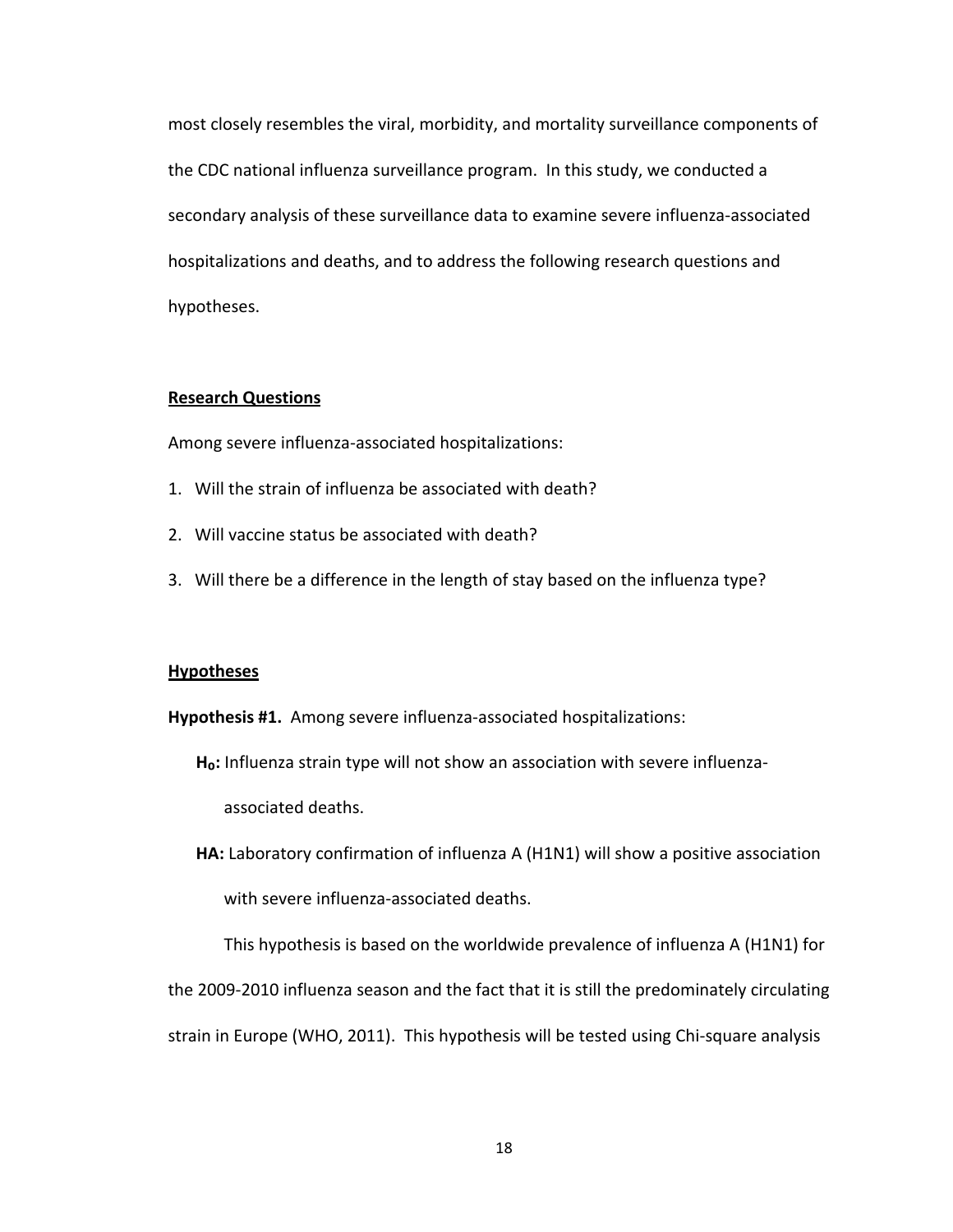most closely resembles the viral, morbidity, and mortality surveillance components of the CDC national influenza surveillance program. In this study, we conducted a secondary analysis of these surveillance data to examine severe influenza-associated hospitalizations and deaths, and to address the following research questions and hypotheses.

## Research Questions

Among severe influenza-associated hospitalizations:

1. Will the strain of influenza be associated with death?
2. Will vaccine status be associated with death?
3. Will there be a difference in the length of stay based on the influenza type?

## Hypotheses

**Hypothesis #1.** Among severe influenza-associated hospitalizations:

**$H_0$:** Influenza strain type will not show an association with severe influenza-associated deaths.

**HA:** Laboratory confirmation of influenza A (H1N1) will show a positive association with severe influenza-associated deaths.

This hypothesis is based on the worldwide prevalence of influenza A (H1N1) for the 2009-2010 influenza season and the fact that it is still the predominately circulating strain in Europe (WHO, 2011). This hypothesis will be tested using Chi-square analysis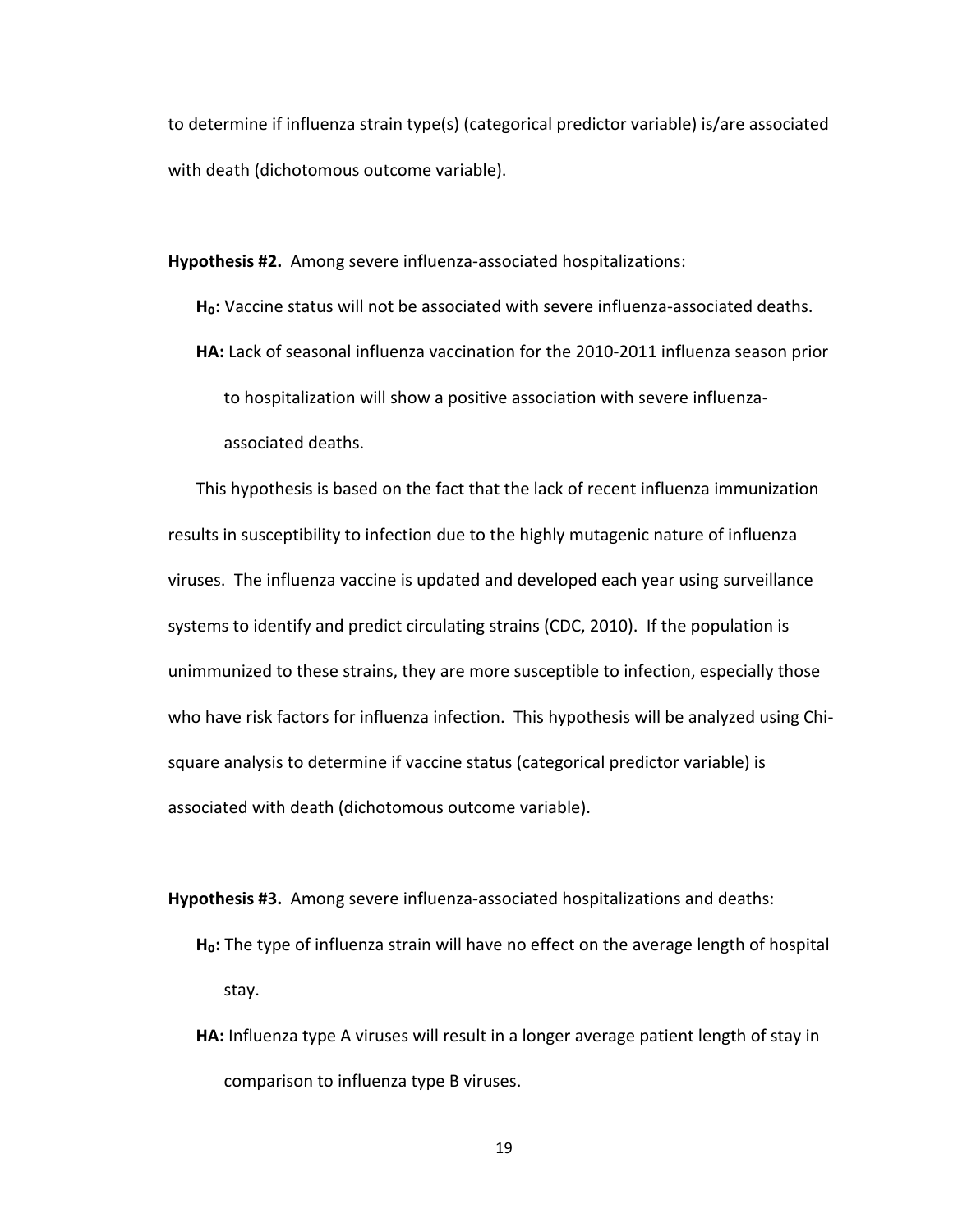to determine if influenza strain type(s) (categorical predictor variable) is/are associated with death (dichotomous outcome variable).

**Hypothesis #2.** Among severe influenza-associated hospitalizations:

**$H_0$:** Vaccine status will not be associated with severe influenza-associated deaths.

**HA:** Lack of seasonal influenza vaccination for the 2010-2011 influenza season prior to hospitalization will show a positive association with severe influenza-associated deaths.

This hypothesis is based on the fact that the lack of recent influenza immunization results in susceptibility to infection due to the highly mutagenic nature of influenza viruses. The influenza vaccine is updated and developed each year using surveillance systems to identify and predict circulating strains (CDC, 2010). If the population is unimmunized to these strains, they are more susceptible to infection, especially those who have risk factors for influenza infection. This hypothesis will be analyzed using Chi-square analysis to determine if vaccine status (categorical predictor variable) is associated with death (dichotomous outcome variable).

**Hypothesis #3.** Among severe influenza-associated hospitalizations and deaths:

**$H_0$:** The type of influenza strain will have no effect on the average length of hospital stay.

**HA:** Influenza type A viruses will result in a longer average patient length of stay in comparison to influenza type B viruses.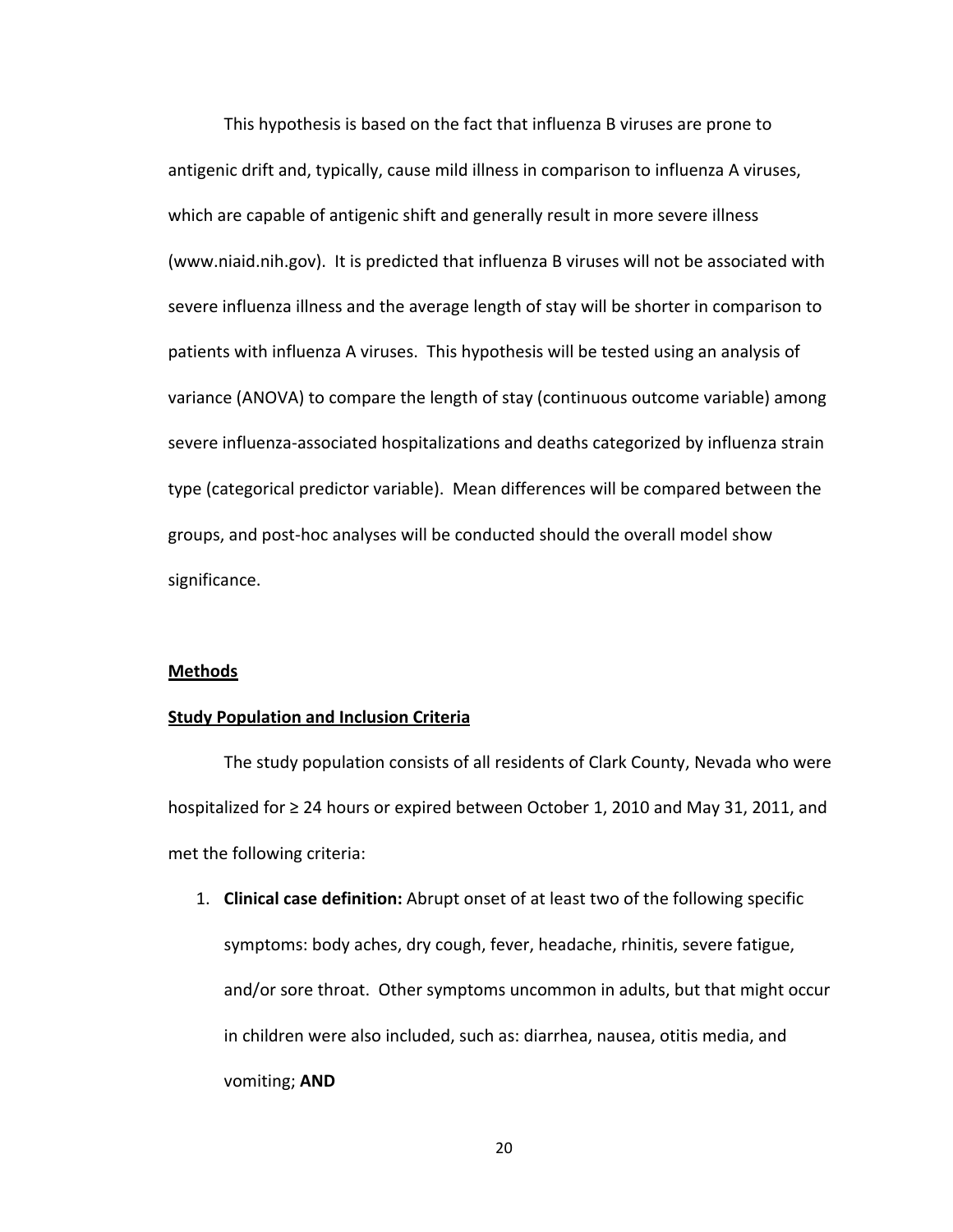This hypothesis is based on the fact that influenza B viruses are prone to antigenic drift and, typically, cause mild illness in comparison to influenza A viruses, which are capable of antigenic shift and generally result in more severe illness (www.niaid.nih.gov). It is predicted that influenza B viruses will not be associated with severe influenza illness and the average length of stay will be shorter in comparison to patients with influenza A viruses. This hypothesis will be tested using an analysis of variance (ANOVA) to compare the length of stay (continuous outcome variable) among severe influenza-associated hospitalizations and deaths categorized by influenza strain type (categorical predictor variable). Mean differences will be compared between the groups, and post-hoc analyses will be conducted should the overall model show significance.

## Methods

### Study Population and Inclusion Criteria

The study population consists of all residents of Clark County, Nevada who were hospitalized for ≥ 24 hours or expired between October 1, 2010 and May 31, 2011, and met the following criteria:

1. **Clinical case definition:** Abrupt onset of at least two of the following specific symptoms: body aches, dry cough, fever, headache, rhinitis, severe fatigue, and/or sore throat. Other symptoms uncommon in adults, but that might occur in children were also included, such as: diarrhea, nausea, otitis media, and vomiting; **AND**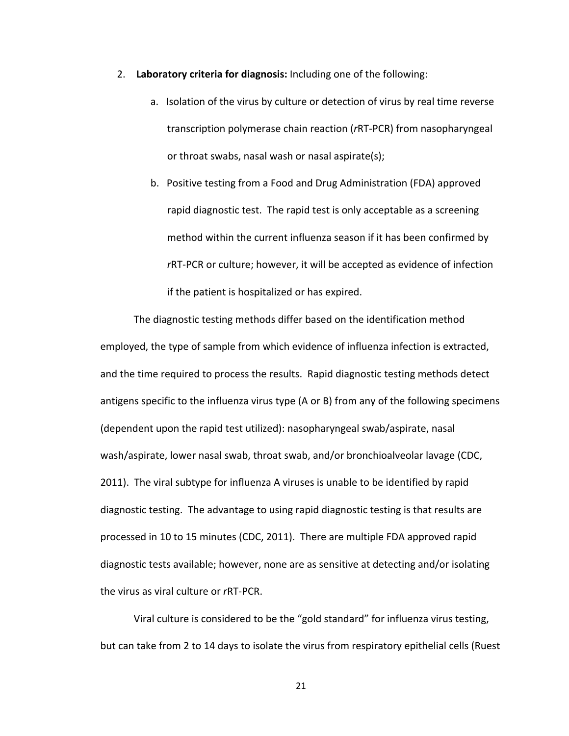2. **Laboratory criteria for diagnosis:** Including one of the following:

    a. Isolation of the virus by culture or detection of virus by real time reverse transcription polymerase chain reaction (*r*RT-PCR) from nasopharyngeal or throat swabs, nasal wash or nasal aspirate(s);

    b. Positive testing from a Food and Drug Administration (FDA) approved rapid diagnostic test. The rapid test is only acceptable as a screening method within the current influenza season if it has been confirmed by *r*RT-PCR or culture; however, it will be accepted as evidence of infection if the patient is hospitalized or has expired.

The diagnostic testing methods differ based on the identification method employed, the type of sample from which evidence of influenza infection is extracted, and the time required to process the results. Rapid diagnostic testing methods detect antigens specific to the influenza virus type (A or B) from any of the following specimens (dependent upon the rapid test utilized): nasopharyngeal swab/aspirate, nasal wash/aspirate, lower nasal swab, throat swab, and/or bronchioalveolar lavage (CDC, 2011). The viral subtype for influenza A viruses is unable to be identified by rapid diagnostic testing. The advantage to using rapid diagnostic testing is that results are processed in 10 to 15 minutes (CDC, 2011). There are multiple FDA approved rapid diagnostic tests available; however, none are as sensitive at detecting and/or isolating the virus as viral culture or *r*RT-PCR.

Viral culture is considered to be the “gold standard” for influenza virus testing, but can take from 2 to 14 days to isolate the virus from respiratory epithelial cells (Ruest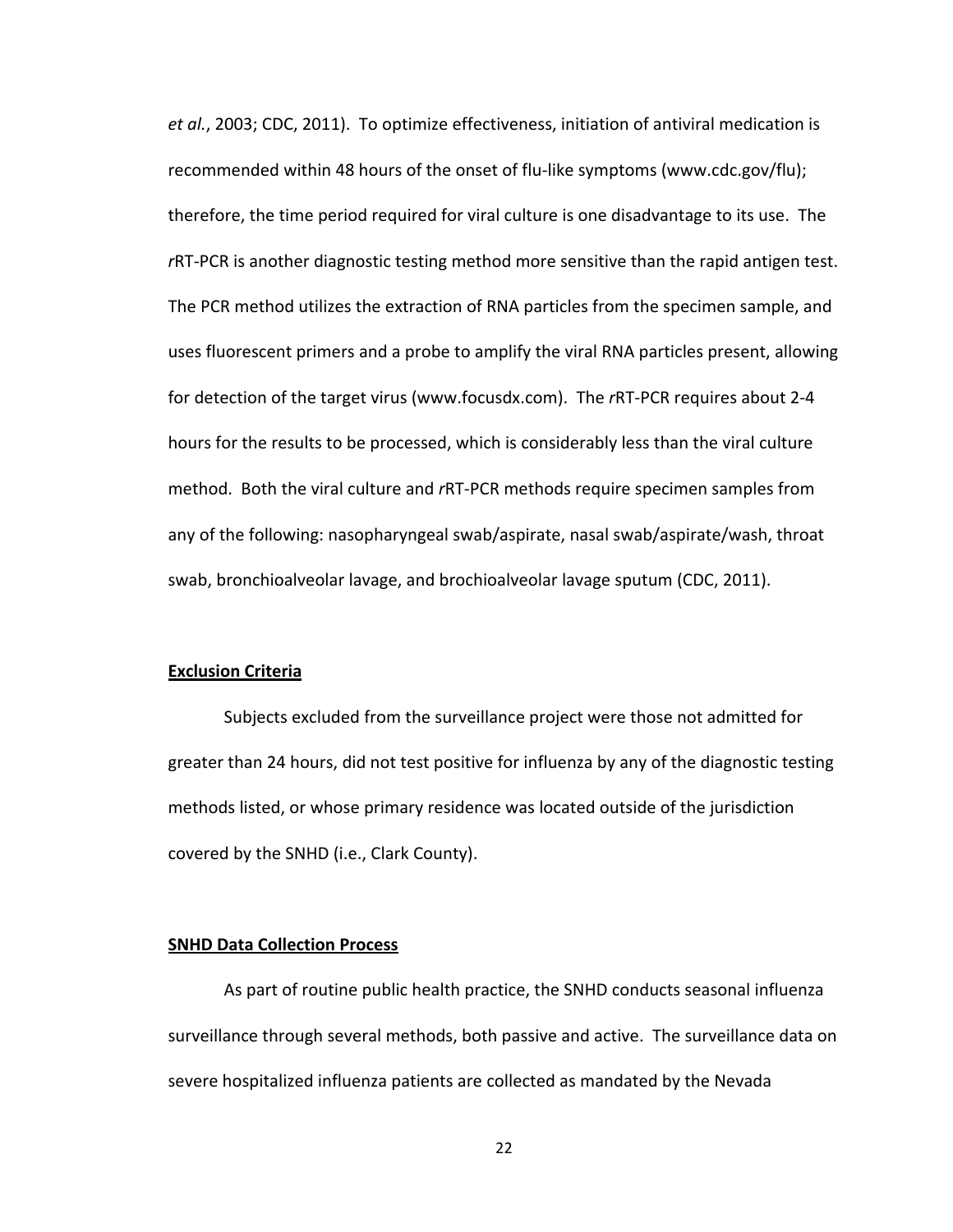*et al.*, 2003; CDC, 2011). To optimize effectiveness, initiation of antiviral medication is recommended within 48 hours of the onset of flu-like symptoms (www.cdc.gov/flu); therefore, the time period required for viral culture is one disadvantage to its use. The *r*RT-PCR is another diagnostic testing method more sensitive than the rapid antigen test. The PCR method utilizes the extraction of RNA particles from the specimen sample, and uses fluorescent primers and a probe to amplify the viral RNA particles present, allowing for detection of the target virus (www.focusdx.com). The *r*RT-PCR requires about 2-4 hours for the results to be processed, which is considerably less than the viral culture method. Both the viral culture and *r*RT-PCR methods require specimen samples from any of the following: nasopharyngeal swab/aspirate, nasal swab/aspirate/wash, throat swab, bronchioalveolar lavage, and brochioalveolar lavage sputum (CDC, 2011).

**Exclusion Criteria**

Subjects excluded from the surveillance project were those not admitted for greater than 24 hours, did not test positive for influenza by any of the diagnostic testing methods listed, or whose primary residence was located outside of the jurisdiction covered by the SNHD (i.e., Clark County).

**SNHD Data Collection Process**

As part of routine public health practice, the SNHD conducts seasonal influenza surveillance through several methods, both passive and active. The surveillance data on severe hospitalized influenza patients are collected as mandated by the Nevada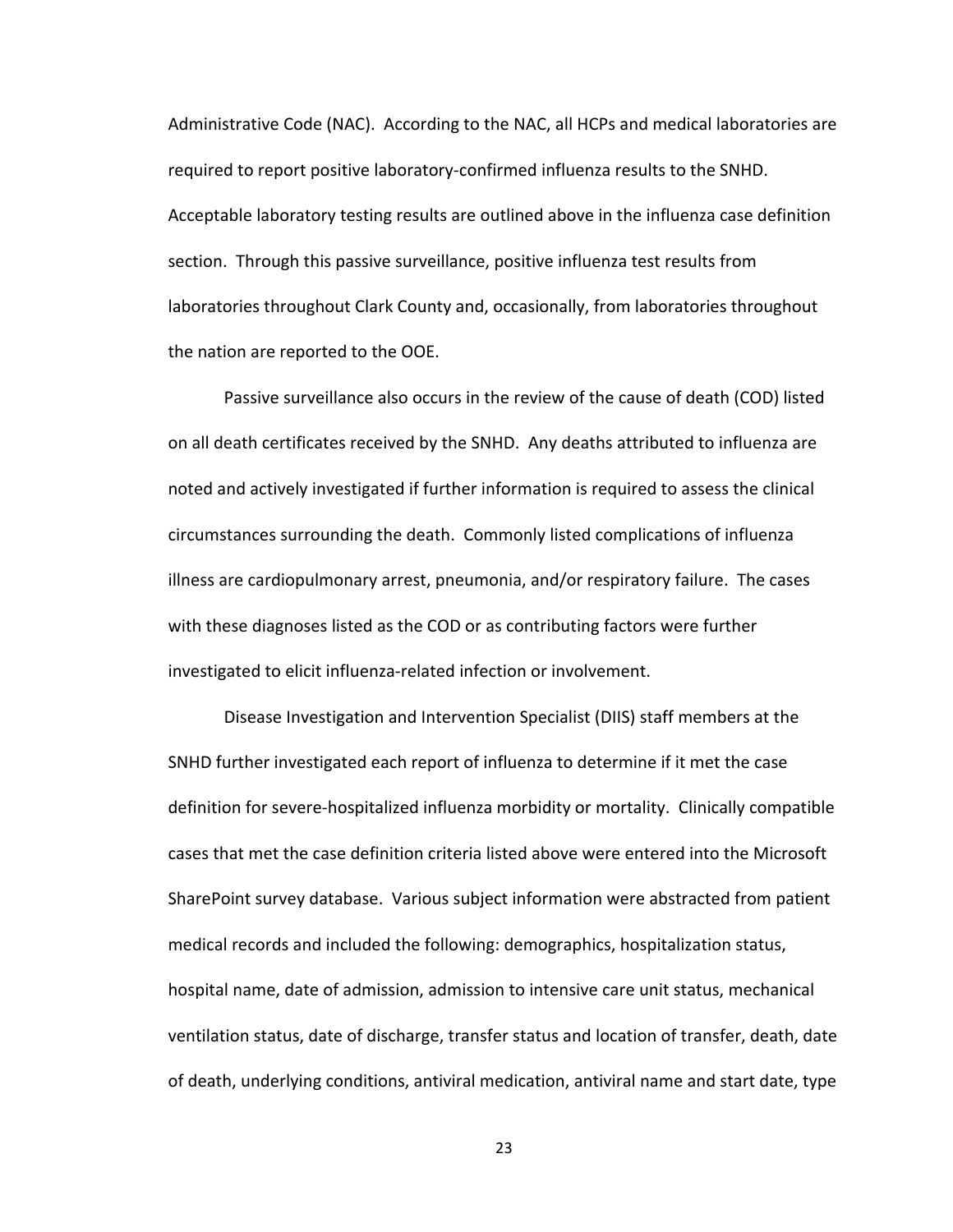Administrative Code (NAC). According to the NAC, all HCPs and medical laboratories are required to report positive laboratory-confirmed influenza results to the SNHD. Acceptable laboratory testing results are outlined above in the influenza case definition section. Through this passive surveillance, positive influenza test results from laboratories throughout Clark County and, occasionally, from laboratories throughout the nation are reported to the OOE.

Passive surveillance also occurs in the review of the cause of death (COD) listed on all death certificates received by the SNHD. Any deaths attributed to influenza are noted and actively investigated if further information is required to assess the clinical circumstances surrounding the death. Commonly listed complications of influenza illness are cardiopulmonary arrest, pneumonia, and/or respiratory failure. The cases with these diagnoses listed as the COD or as contributing factors were further investigated to elicit influenza-related infection or involvement.

Disease Investigation and Intervention Specialist (DIIS) staff members at the SNHD further investigated each report of influenza to determine if it met the case definition for severe-hospitalized influenza morbidity or mortality. Clinically compatible cases that met the case definition criteria listed above were entered into the Microsoft SharePoint survey database. Various subject information were abstracted from patient medical records and included the following: demographics, hospitalization status, hospital name, date of admission, admission to intensive care unit status, mechanical ventilation status, date of discharge, transfer status and location of transfer, death, date of death, underlying conditions, antiviral medication, antiviral name and start date, type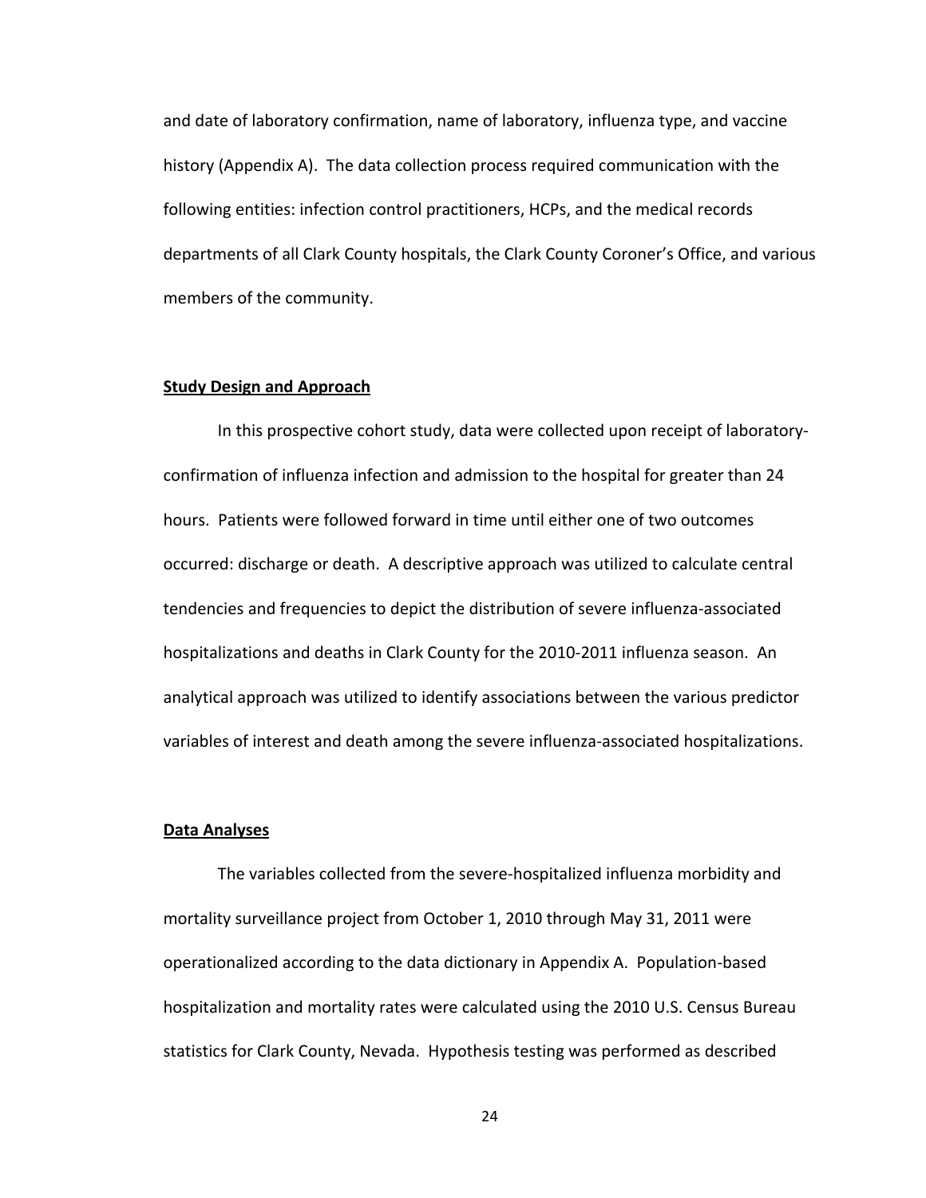and date of laboratory confirmation, name of laboratory, influenza type, and vaccine history (Appendix A). The data collection process required communication with the following entities: infection control practitioners, HCPs, and the medical records departments of all Clark County hospitals, the Clark County Coroner's Office, and various members of the community.

**Study Design and Approach**

In this prospective cohort study, data were collected upon receipt of laboratory-confirmation of influenza infection and admission to the hospital for greater than 24 hours. Patients were followed forward in time until either one of two outcomes occurred: discharge or death. A descriptive approach was utilized to calculate central tendencies and frequencies to depict the distribution of severe influenza-associated hospitalizations and deaths in Clark County for the 2010-2011 influenza season. An analytical approach was utilized to identify associations between the various predictor variables of interest and death among the severe influenza-associated hospitalizations.

**Data Analyses**

The variables collected from the severe-hospitalized influenza morbidity and mortality surveillance project from October 1, 2010 through May 31, 2011 were operationalized according to the data dictionary in Appendix A. Population-based hospitalization and mortality rates were calculated using the 2010 U.S. Census Bureau statistics for Clark County, Nevada. Hypothesis testing was performed as described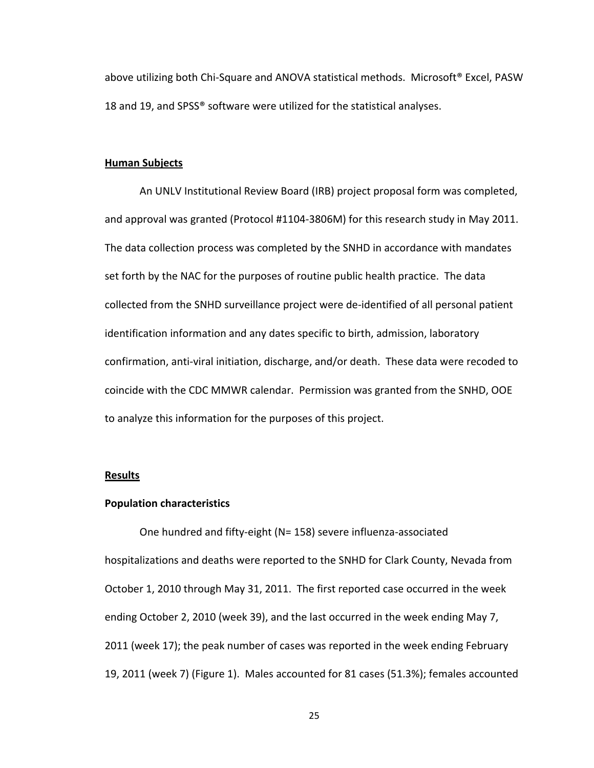above utilizing both Chi-Square and ANOVA statistical methods. Microsoft® Excel, PASW 18 and 19, and SPSS® software were utilized for the statistical analyses.

**Human Subjects**

An UNLV Institutional Review Board (IRB) project proposal form was completed, and approval was granted (Protocol #1104-3806M) for this research study in May 2011. The data collection process was completed by the SNHD in accordance with mandates set forth by the NAC for the purposes of routine public health practice. The data collected from the SNHD surveillance project were de-identified of all personal patient identification information and any dates specific to birth, admission, laboratory confirmation, anti-viral initiation, discharge, and/or death. These data were recoded to coincide with the CDC MMWR calendar. Permission was granted from the SNHD, OOE to analyze this information for the purposes of this project.

**Results**

**Population characteristics**

One hundred and fifty-eight (N= 158) severe influenza-associated hospitalizations and deaths were reported to the SNHD for Clark County, Nevada from October 1, 2010 through May 31, 2011. The first reported case occurred in the week ending October 2, 2010 (week 39), and the last occurred in the week ending May 7, 2011 (week 17); the peak number of cases was reported in the week ending February 19, 2011 (week 7) (Figure 1). Males accounted for 81 cases (51.3%); females accounted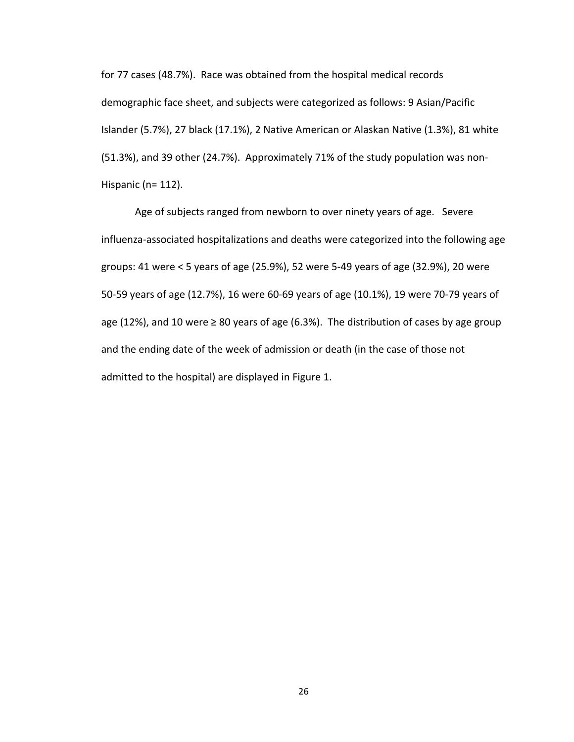for 77 cases (48.7%). Race was obtained from the hospital medical records demographic face sheet, and subjects were categorized as follows: 9 Asian/Pacific Islander (5.7%), 27 black (17.1%), 2 Native American or Alaskan Native (1.3%), 81 white (51.3%), and 39 other (24.7%). Approximately 71% of the study population was non-Hispanic (n= 112).

Age of subjects ranged from newborn to over ninety years of age. Severe influenza-associated hospitalizations and deaths were categorized into the following age groups: 41 were < 5 years of age (25.9%), 52 were 5-49 years of age (32.9%), 20 were 50-59 years of age (12.7%), 16 were 60-69 years of age (10.1%), 19 were 70-79 years of age (12%), and 10 were ≥ 80 years of age (6.3%). The distribution of cases by age group and the ending date of the week of admission or death (in the case of those not admitted to the hospital) are displayed in Figure 1.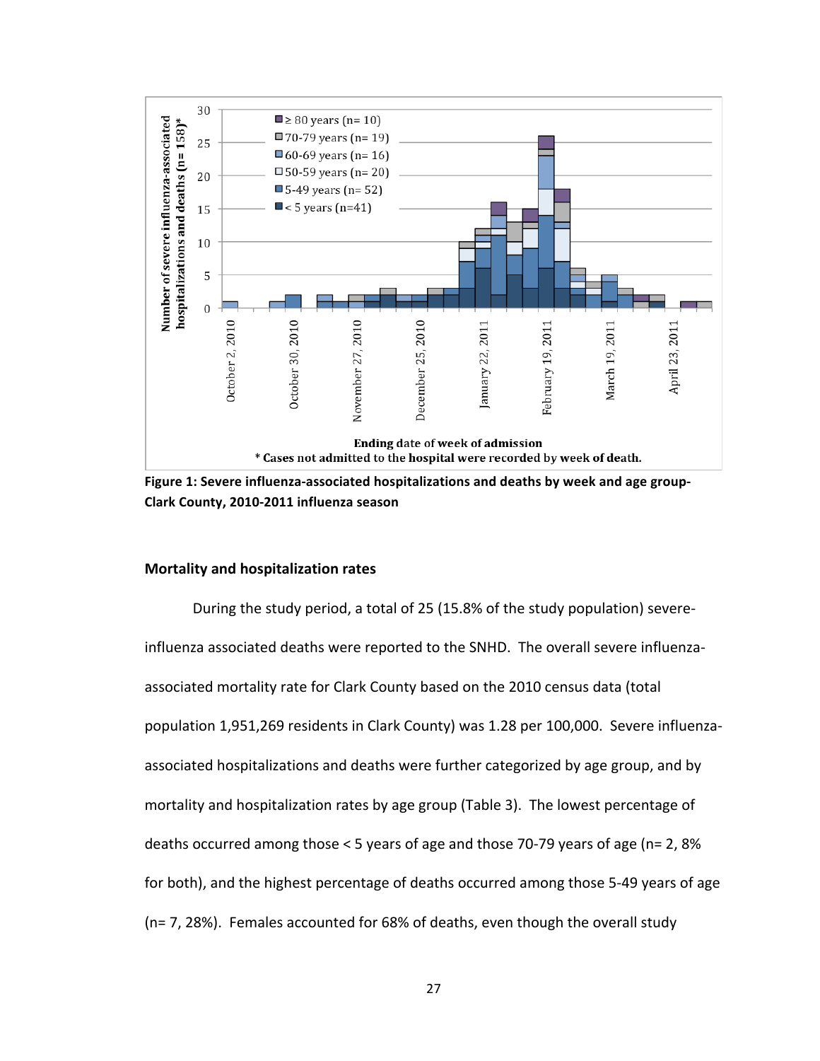**Figure 1: Severe influenza-associated hospitalizations and deaths by week and age group-Clark County, 2010-2011 influenza season**

## Mortality and hospitalization rates

During the study period, a total of 25 (15.8% of the study population) severe-influenza associated deaths were reported to the SNHD. The overall severe influenza-associated mortality rate for Clark County based on the 2010 census data (total population 1,951,269 residents in Clark County) was 1.28 per 100,000. Severe influenza-associated hospitalizations and deaths were further categorized by age group, and by mortality and hospitalization rates by age group (Table 3). The lowest percentage of deaths occurred among those < 5 years of age and those 70-79 years of age (n= 2, 8% for both), and the highest percentage of deaths occurred among those 5-49 years of age (n= 7, 28%). Females accounted for 68% of deaths, even though the overall study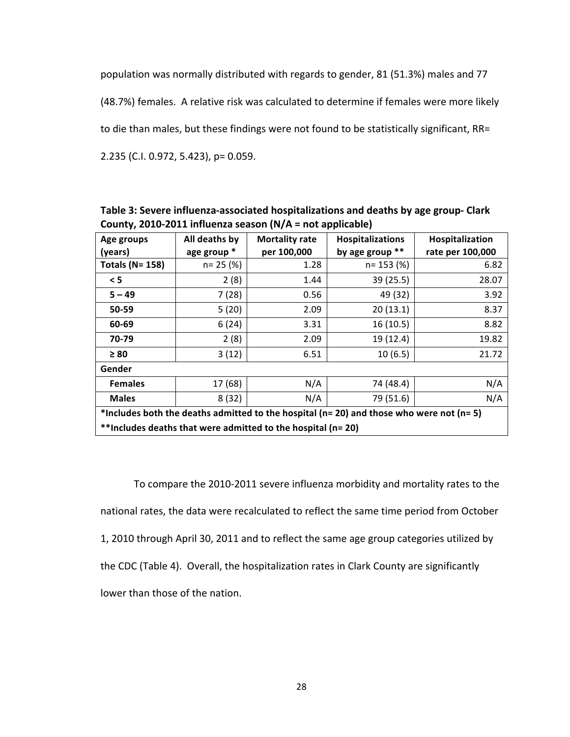population was normally distributed with regards to gender, 81 (51.3%) males and 77 (48.7%) females. A relative risk was calculated to determine if females were more likely to die than males, but these findings were not found to be statistically significant, RR= 2.235 (C.I. 0.972, 5.423), p= 0.059.

**Table 3: Severe influenza-associated hospitalizations and deaths by age group- Clark County, 2010-2011 influenza season (N/A = not applicable)**

| Age groups (years) | All deaths by age group * | Mortality rate per 100,000 | Hospitalizations by age group ** | Hospitalization rate per 100,000 |
|---|---|---|---|---|
| **Totals (N= 158)** | n= 25 (%) | 1.28 | n= 153 (%) | 6.82 |
| **< 5** | 2 (8) | 1.44 | 39 (25.5) | 28.07 |
| **5 – 49** | 7 (28) | 0.56 | 49 (32) | 3.92 |
| **50-59** | 5 (20) | 2.09 | 20 (13.1) | 8.37 |
| **60-69** | 6 (24) | 3.31 | 16 (10.5) | 8.82 |
| **70-79** | 2 (8) | 2.09 | 19 (12.4) | 19.82 |
| **≥ 80** | 3 (12) | 6.51 | 10 (6.5) | 21.72 |
| **Gender** | | | | |
| **Females** | 17 (68) | N/A | 74 (48.4) | N/A |
| **Males** | 8 (32) | N/A | 79 (51.6) | N/A |
| ***Includes both the deaths admitted to the hospital (n= 20) and those who were not (n= 5)** | | | | |
| ****Includes deaths that were admitted to the hospital (n= 20)** | | | | |

To compare the 2010-2011 severe influenza morbidity and mortality rates to the national rates, the data were recalculated to reflect the same time period from October 1, 2010 through April 30, 2011 and to reflect the same age group categories utilized by the CDC (Table 4). Overall, the hospitalization rates in Clark County are significantly lower than those of the nation.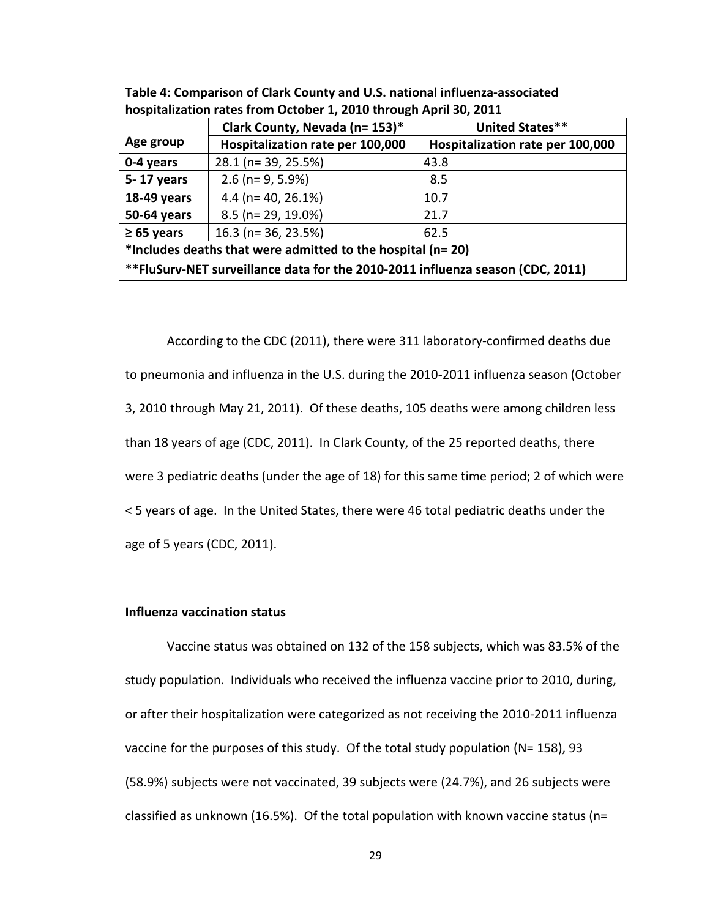**Table 4: Comparison of Clark County and U.S. national influenza-associated hospitalization rates from October 1, 2010 through April 30, 2011**

| Age group | Clark County, Nevada (n= 153)* Hospitalization rate per 100,000 | United States** Hospitalization rate per 100,000 |
|---|---|---|
| 0-4 years | 28.1 (n= 39, 25.5%) | 43.8 |
| 5- 17 years | 2.6 (n= 9, 5.9%) | 8.5 |
| 18-49 years | 4.4 (n= 40, 26.1%) | 10.7 |
| 50-64 years | 8.5 (n= 29, 19.0%) | 21.7 |
| ≥ 65 years | 16.3 (n= 36, 23.5%) | 62.5 |

*Includes deaths that were admitted to the hospital (n= 20)

**FluSurv-NET surveillance data for the 2010-2011 influenza season (CDC, 2011)

According to the CDC (2011), there were 311 laboratory-confirmed deaths due to pneumonia and influenza in the U.S. during the 2010-2011 influenza season (October 3, 2010 through May 21, 2011). Of these deaths, 105 deaths were among children less than 18 years of age (CDC, 2011). In Clark County, of the 25 reported deaths, there were 3 pediatric deaths (under the age of 18) for this same time period; 2 of which were < 5 years of age. In the United States, there were 46 total pediatric deaths under the age of 5 years (CDC, 2011).

### Influenza vaccination status

Vaccine status was obtained on 132 of the 158 subjects, which was 83.5% of the study population. Individuals who received the influenza vaccine prior to 2010, during, or after their hospitalization were categorized as not receiving the 2010-2011 influenza vaccine for the purposes of this study. Of the total study population (N= 158), 93 (58.9%) subjects were not vaccinated, 39 subjects were (24.7%), and 26 subjects were classified as unknown (16.5%). Of the total population with known vaccine status (n=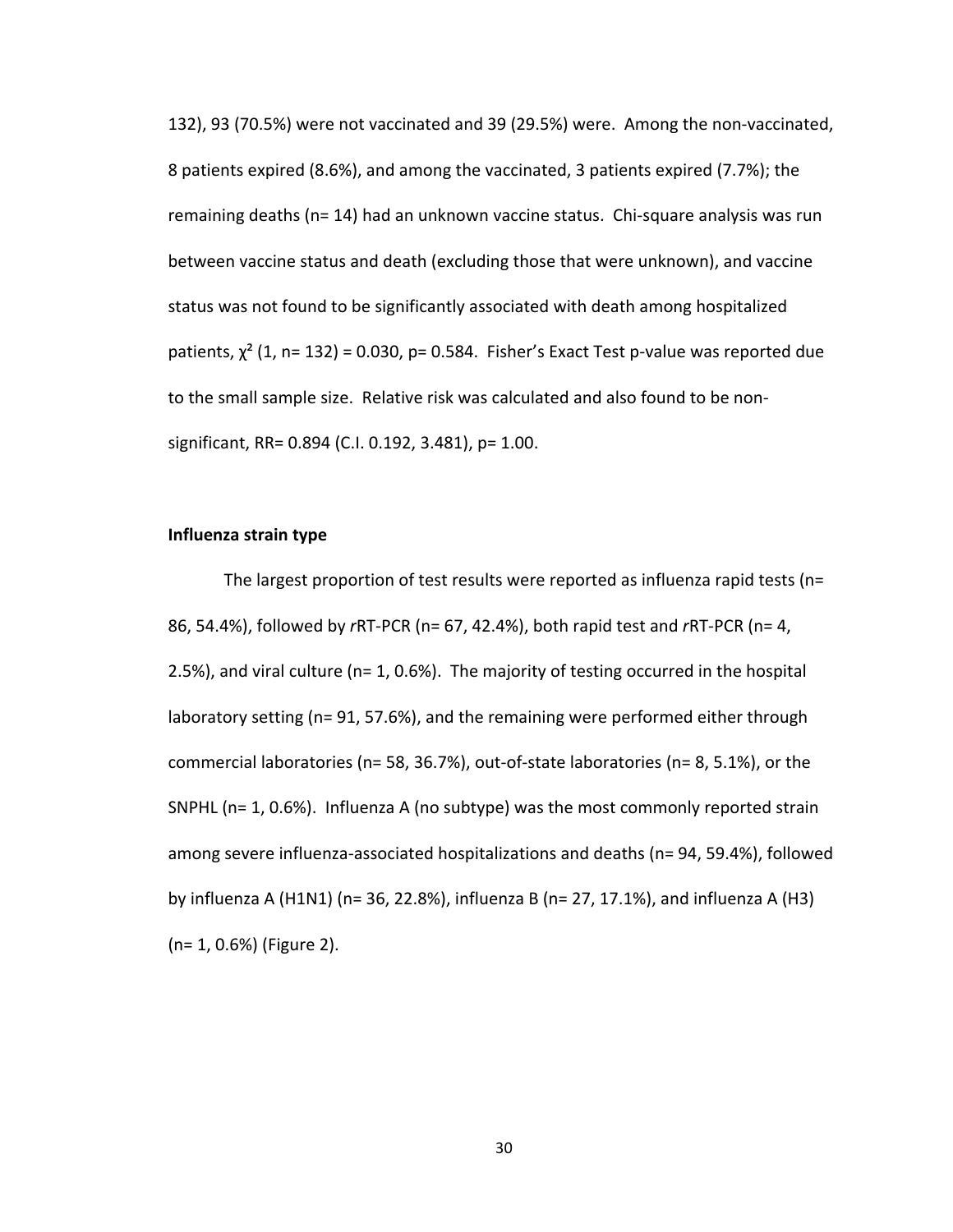132), 93 (70.5%) were not vaccinated and 39 (29.5%) were. Among the non-vaccinated, 8 patients expired (8.6%), and among the vaccinated, 3 patients expired (7.7%); the remaining deaths (n= 14) had an unknown vaccine status. Chi-square analysis was run between vaccine status and death (excluding those that were unknown), and vaccine status was not found to be significantly associated with death among hospitalized patients, $\chi^2$ (1, n= 132) = 0.030, p= 0.584. Fisher's Exact Test p-value was reported due to the small sample size. Relative risk was calculated and also found to be non-significant, RR= 0.894 (C.I. 0.192, 3.481), p= 1.00.

**Influenza strain type**

The largest proportion of test results were reported as influenza rapid tests (n= 86, 54.4%), followed by *r*RT-PCR (n= 67, 42.4%), both rapid test and *r*RT-PCR (n= 4, 2.5%), and viral culture (n= 1, 0.6%). The majority of testing occurred in the hospital laboratory setting (n= 91, 57.6%), and the remaining were performed either through commercial laboratories (n= 58, 36.7%), out-of-state laboratories (n= 8, 5.1%), or the SNPHL (n= 1, 0.6%). Influenza A (no subtype) was the most commonly reported strain among severe influenza-associated hospitalizations and deaths (n= 94, 59.4%), followed by influenza A (H1N1) (n= 36, 22.8%), influenza B (n= 27, 17.1%), and influenza A (H3) (n= 1, 0.6%) (Figure 2).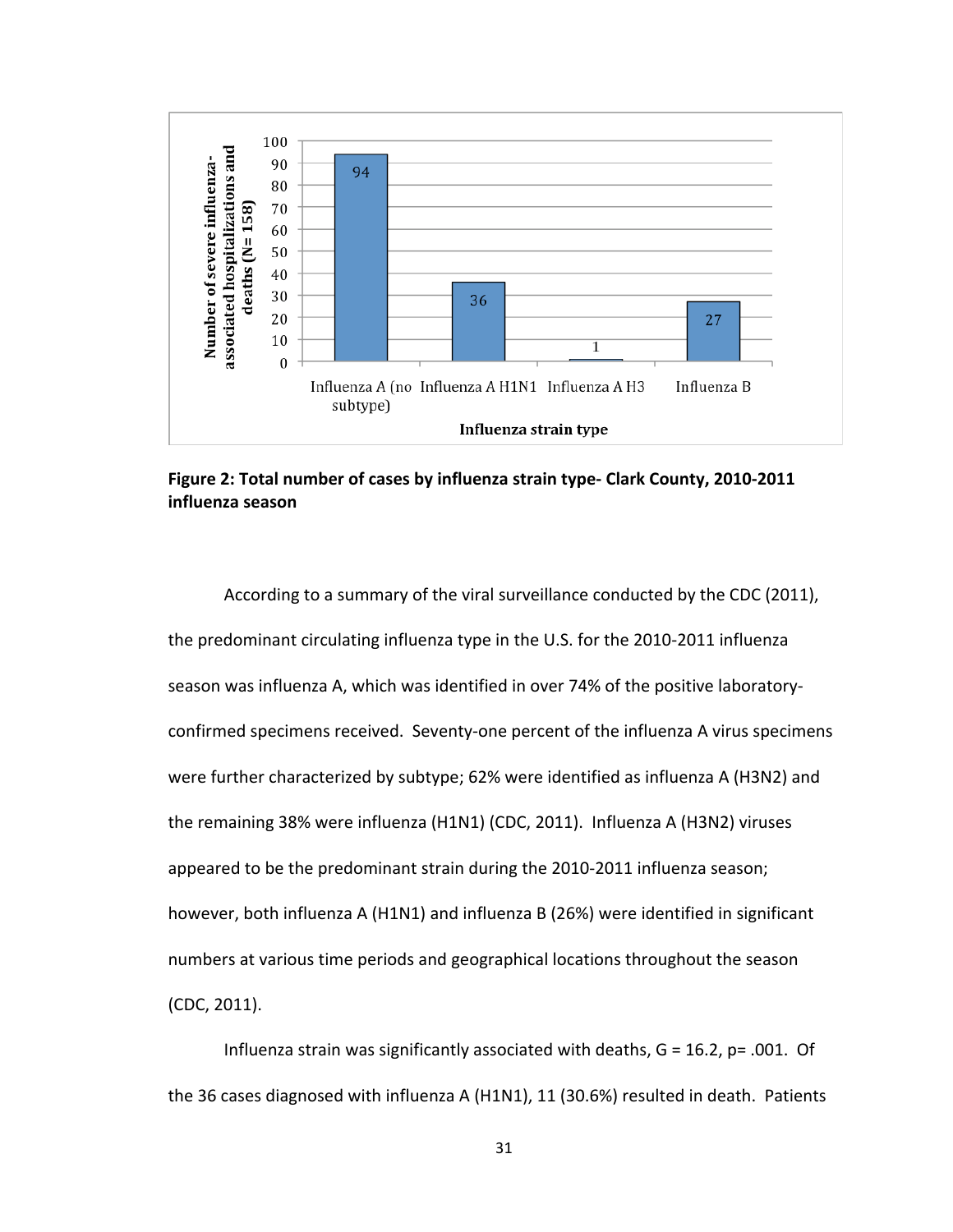**Figure 2: Total number of cases by influenza strain type- Clark County, 2010-2011 influenza season**

According to a summary of the viral surveillance conducted by the CDC (2011), the predominant circulating influenza type in the U.S. for the 2010-2011 influenza season was influenza A, which was identified in over 74% of the positive laboratory-confirmed specimens received. Seventy-one percent of the influenza A virus specimens were further characterized by subtype; 62% were identified as influenza A (H3N2) and the remaining 38% were influenza (H1N1) (CDC, 2011). Influenza A (H3N2) viruses appeared to be the predominant strain during the 2010-2011 influenza season; however, both influenza A (H1N1) and influenza B (26%) were identified in significant numbers at various time periods and geographical locations throughout the season (CDC, 2011).

Influenza strain was significantly associated with deaths, $G = 16.2$, $p = .001$. Of the 36 cases diagnosed with influenza A (H1N1), 11 (30.6%) resulted in death. Patients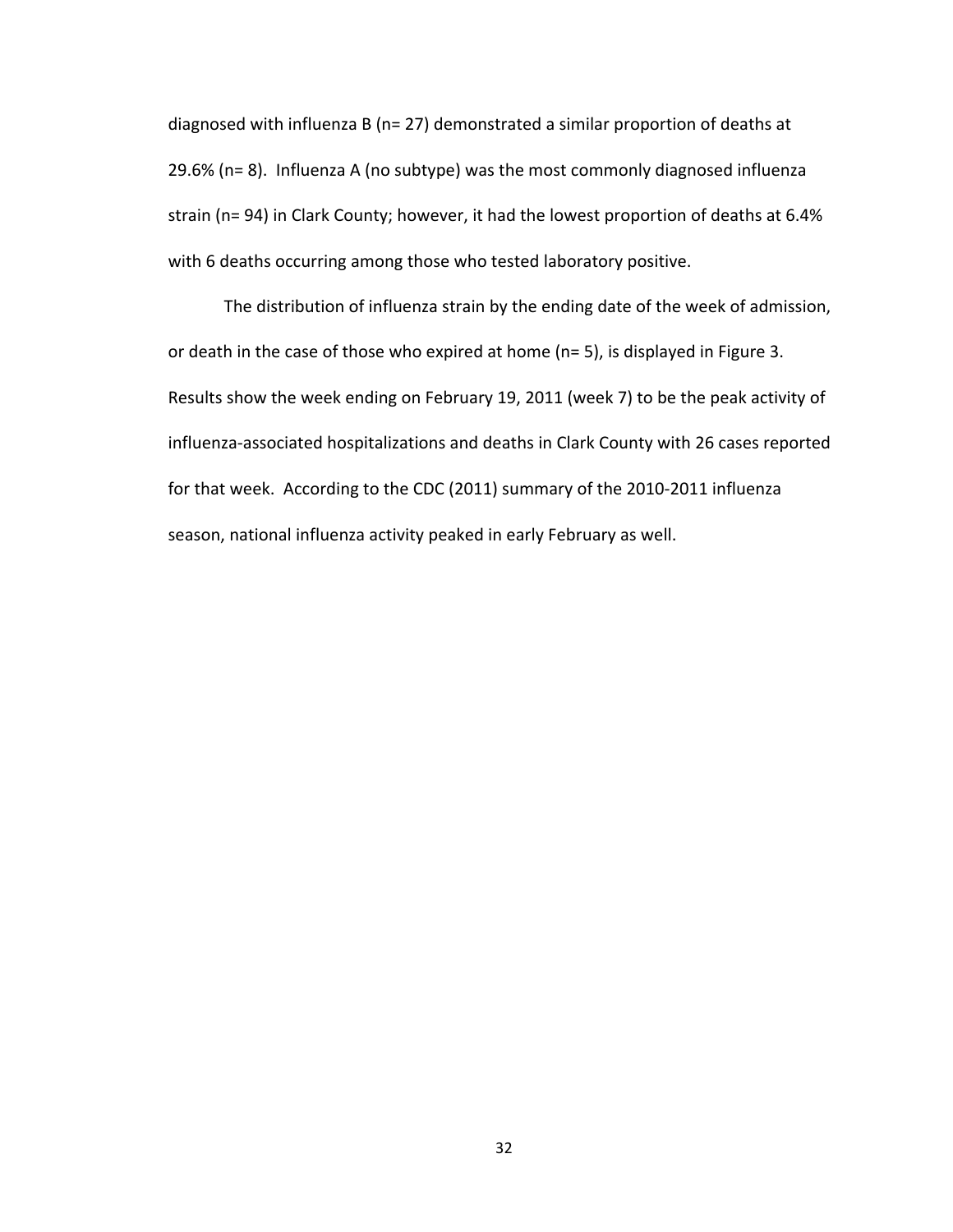diagnosed with influenza B (n= 27) demonstrated a similar proportion of deaths at 29.6% (n= 8). Influenza A (no subtype) was the most commonly diagnosed influenza strain (n= 94) in Clark County; however, it had the lowest proportion of deaths at 6.4% with 6 deaths occurring among those who tested laboratory positive.

The distribution of influenza strain by the ending date of the week of admission, or death in the case of those who expired at home (n= 5), is displayed in Figure 3. Results show the week ending on February 19, 2011 (week 7) to be the peak activity of influenza-associated hospitalizations and deaths in Clark County with 26 cases reported for that week. According to the CDC (2011) summary of the 2010-2011 influenza season, national influenza activity peaked in early February as well.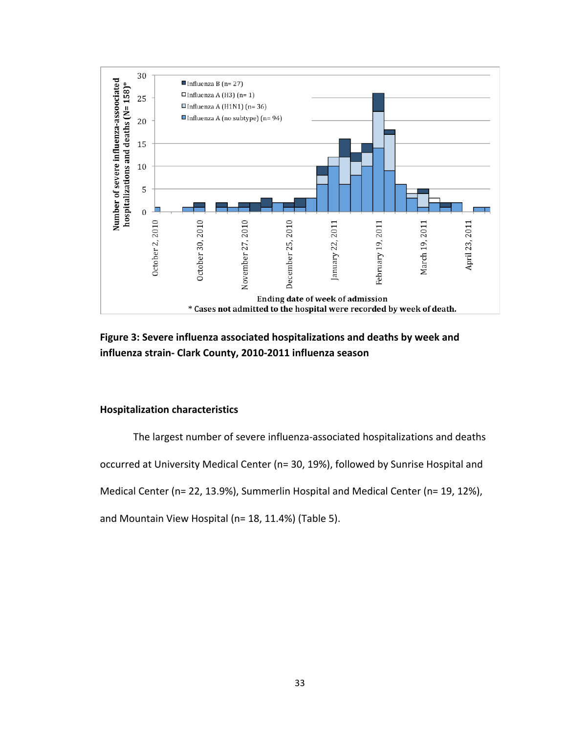**Figure 3: Severe influenza associated hospitalizations and deaths by week and influenza strain- Clark County, 2010-2011 influenza season**

**Hospitalization characteristics**

The largest number of severe influenza-associated hospitalizations and deaths occurred at University Medical Center (n= 30, 19%), followed by Sunrise Hospital and Medical Center (n= 22, 13.9%), Summerlin Hospital and Medical Center (n= 19, 12%), and Mountain View Hospital (n= 18, 11.4%) (Table 5).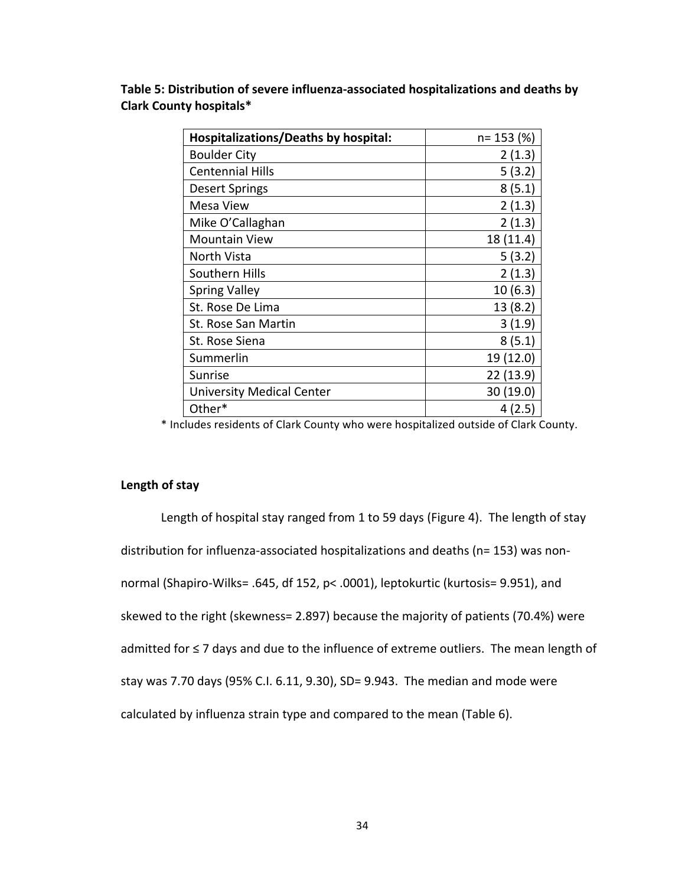**Table 5: Distribution of severe influenza-associated hospitalizations and deaths by Clark County hospitals***

| Hospitalizations/Deaths by hospital: | n= 153 (%) |
|---|---|
| Boulder City | 2 (1.3) |
| Centennial Hills | 5 (3.2) |
| Desert Springs | 8 (5.1) |
| Mesa View | 2 (1.3) |
| Mike O'Callaghan | 2 (1.3) |
| Mountain View | 18 (11.4) |
| North Vista | 5 (3.2) |
| Southern Hills | 2 (1.3) |
| Spring Valley | 10 (6.3) |
| St. Rose De Lima | 13 (8.2) |
| St. Rose San Martin | 3 (1.9) |
| St. Rose Siena | 8 (5.1) |
| Summerlin | 19 (12.0) |
| Sunrise | 22 (13.9) |
| University Medical Center | 30 (19.0) |
| Other* | 4 (2.5) |

* Includes residents of Clark County who were hospitalized outside of Clark County.

**Length of stay**

Length of hospital stay ranged from 1 to 59 days (Figure 4). The length of stay distribution for influenza-associated hospitalizations and deaths (n= 153) was non-normal (Shapiro-Wilks= .645, df 152, $p < .0001$), leptokurtic (kurtosis= 9.951), and skewed to the right (skewness= 2.897) because the majority of patients (70.4%) were admitted for ≤ 7 days and due to the influence of extreme outliers. The mean length of stay was 7.70 days (95% C.I. 6.11, 9.30), SD= 9.943. The median and mode were calculated by influenza strain type and compared to the mean (Table 6).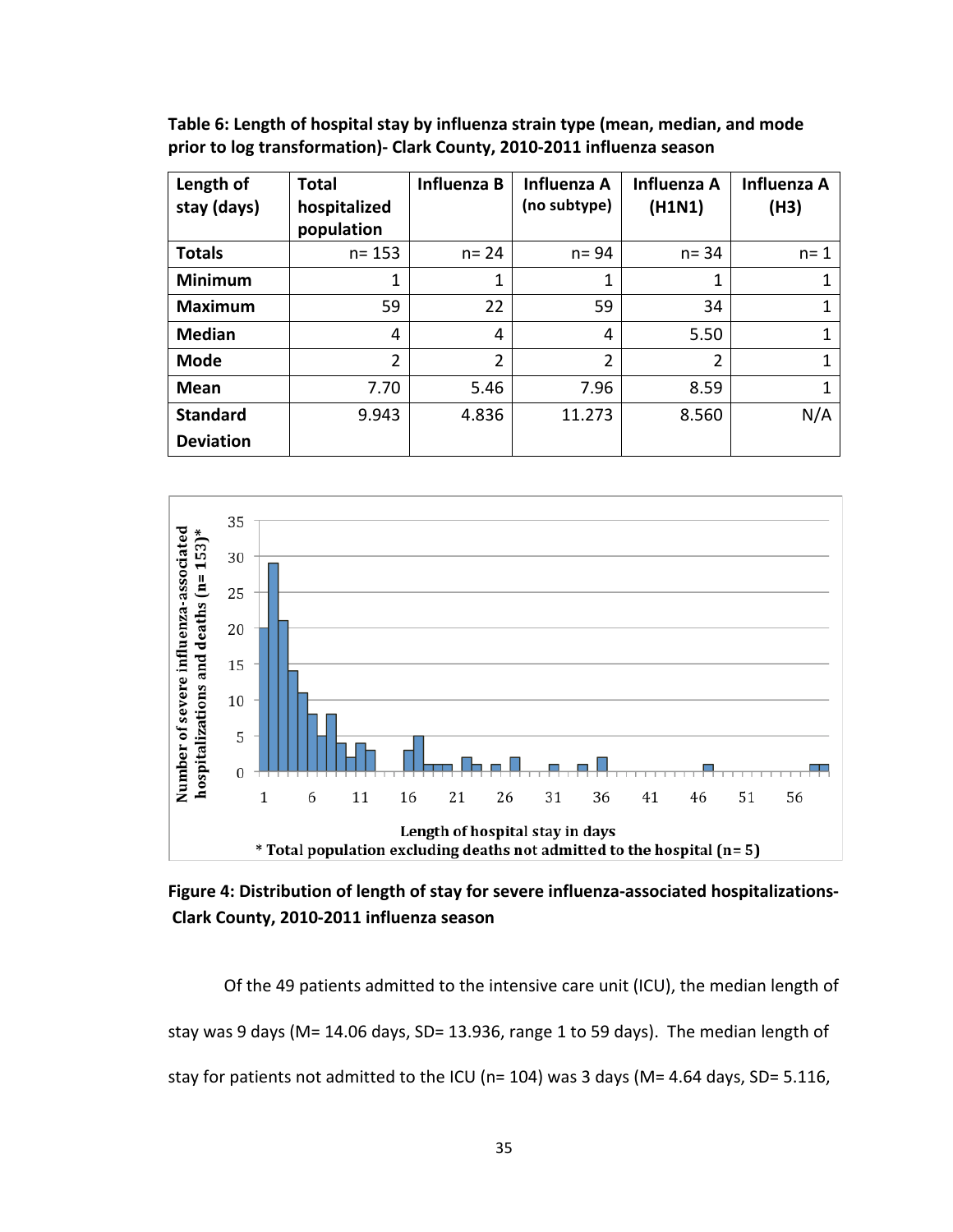**Table 6: Length of hospital stay by influenza strain type (mean, median, and mode prior to log transformation)- Clark County, 2010-2011 influenza season**

| Length of stay (days) | Total hospitalized population | Influenza B | Influenza A (no subtype) | Influenza A (H1N1) | Influenza A (H3) |
|---|---|---|---|---|---|
| **Totals** | n= 153 | n= 24 | n= 94 | n= 34 | n= 1 |
| **Minimum** | 1 | 1 | 1 | 1 | 1 |
| **Maximum** | 59 | 22 | 59 | 34 | 1 |
| **Median** | 4 | 4 | 4 | 5.50 | 1 |
| **Mode** | 2 | 2 | 2 | 2 | 1 |
| **Mean** | 7.70 | 5.46 | 7.96 | 8.59 | 1 |
| **Standard Deviation** | 9.943 | 4.836 | 11.273 | 8.560 | N/A |

**Figure 4: Distribution of length of stay for severe influenza-associated hospitalizations- Clark County, 2010-2011 influenza season**

Of the 49 patients admitted to the intensive care unit (ICU), the median length of stay was 9 days (M= 14.06 days, SD= 13.936, range 1 to 59 days). The median length of stay for patients not admitted to the ICU (n= 104) was 3 days (M= 4.64 days, SD= 5.116,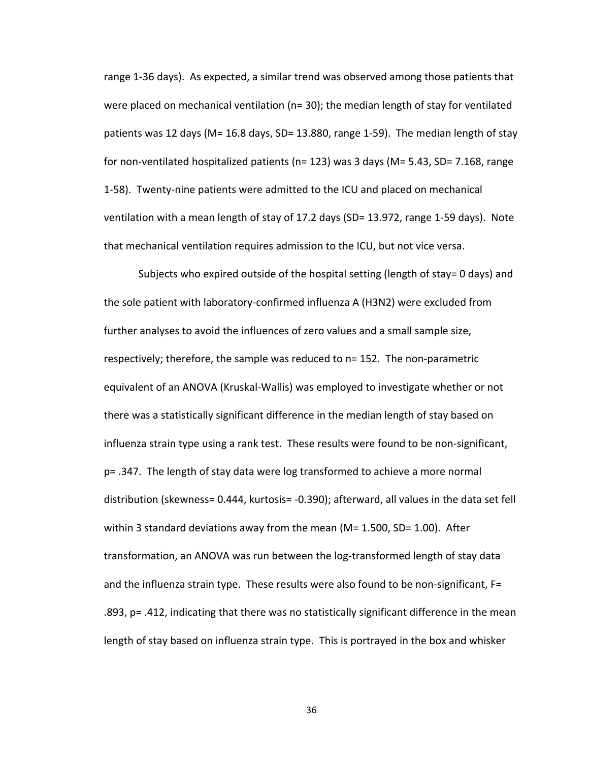range 1-36 days). As expected, a similar trend was observed among those patients that were placed on mechanical ventilation (n= 30); the median length of stay for ventilated patients was 12 days (M= 16.8 days, SD= 13.880, range 1-59). The median length of stay for non-ventilated hospitalized patients (n= 123) was 3 days (M= 5.43, SD= 7.168, range 1-58). Twenty-nine patients were admitted to the ICU and placed on mechanical ventilation with a mean length of stay of 17.2 days (SD= 13.972, range 1-59 days). Note that mechanical ventilation requires admission to the ICU, but not vice versa.

Subjects who expired outside of the hospital setting (length of stay= 0 days) and the sole patient with laboratory-confirmed influenza A (H3N2) were excluded from further analyses to avoid the influences of zero values and a small sample size, respectively; therefore, the sample was reduced to n= 152. The non-parametric equivalent of an ANOVA (Kruskal-Wallis) was employed to investigate whether or not there was a statistically significant difference in the median length of stay based on influenza strain type using a rank test. These results were found to be non-significant, p= .347. The length of stay data were log transformed to achieve a more normal distribution (skewness= 0.444, kurtosis= -0.390); afterward, all values in the data set fell within 3 standard deviations away from the mean (M= 1.500, SD= 1.00). After transformation, an ANOVA was run between the log-transformed length of stay data and the influenza strain type. These results were also found to be non-significant, F= .893, p= .412, indicating that there was no statistically significant difference in the mean length of stay based on influenza strain type. This is portrayed in the box and whisker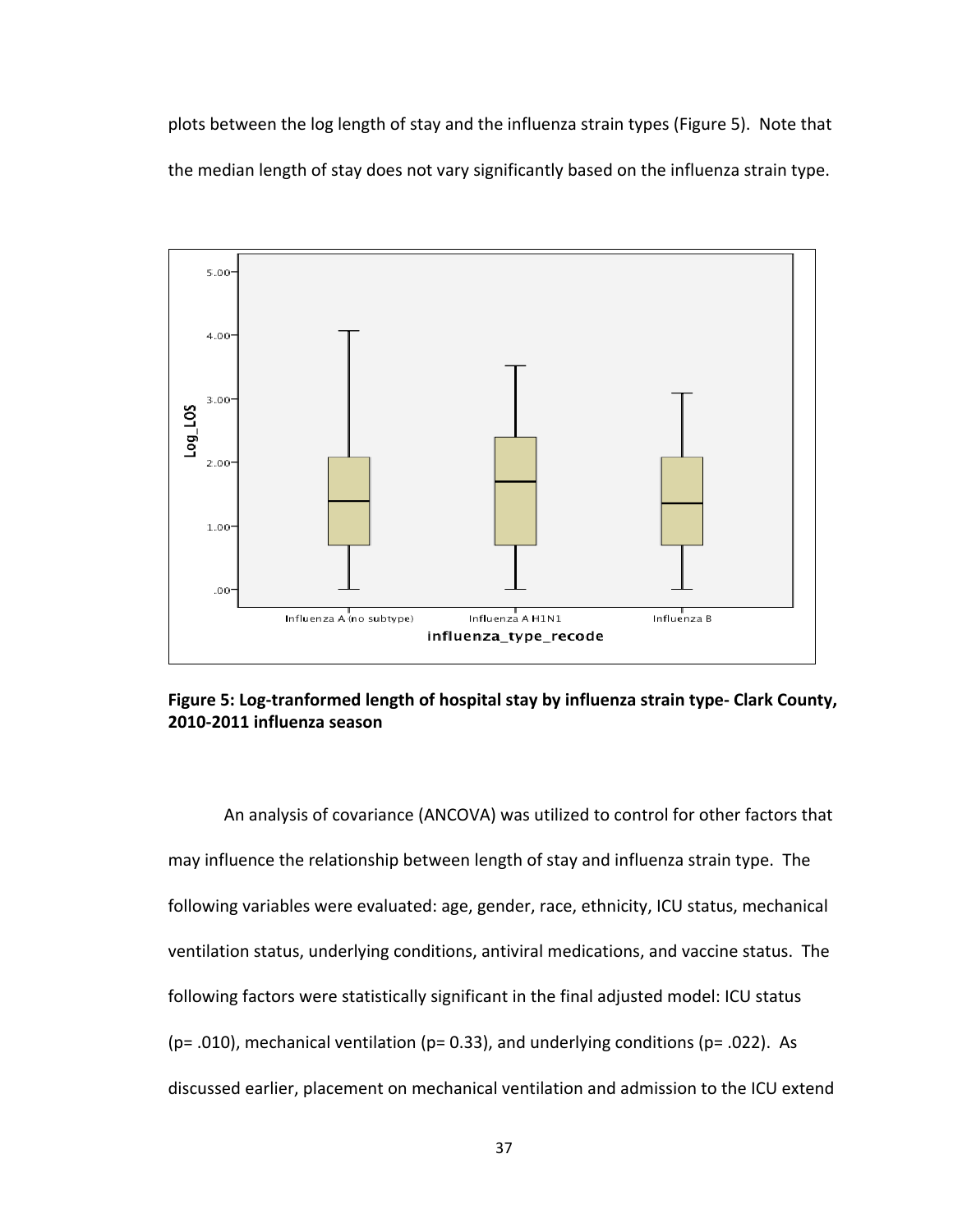plots between the log length of stay and the influenza strain types (Figure 5). Note that the median length of stay does not vary significantly based on the influenza strain type.

**Figure 5: Log-tranformed length of hospital stay by influenza strain type- Clark County, 2010-2011 influenza season**

An analysis of covariance (ANCOVA) was utilized to control for other factors that may influence the relationship between length of stay and influenza strain type. The following variables were evaluated: age, gender, race, ethnicity, ICU status, mechanical ventilation status, underlying conditions, antiviral medications, and vaccine status. The following factors were statistically significant in the final adjusted model: ICU status (p= .010), mechanical ventilation (p= 0.33), and underlying conditions (p= .022). As discussed earlier, placement on mechanical ventilation and admission to the ICU extend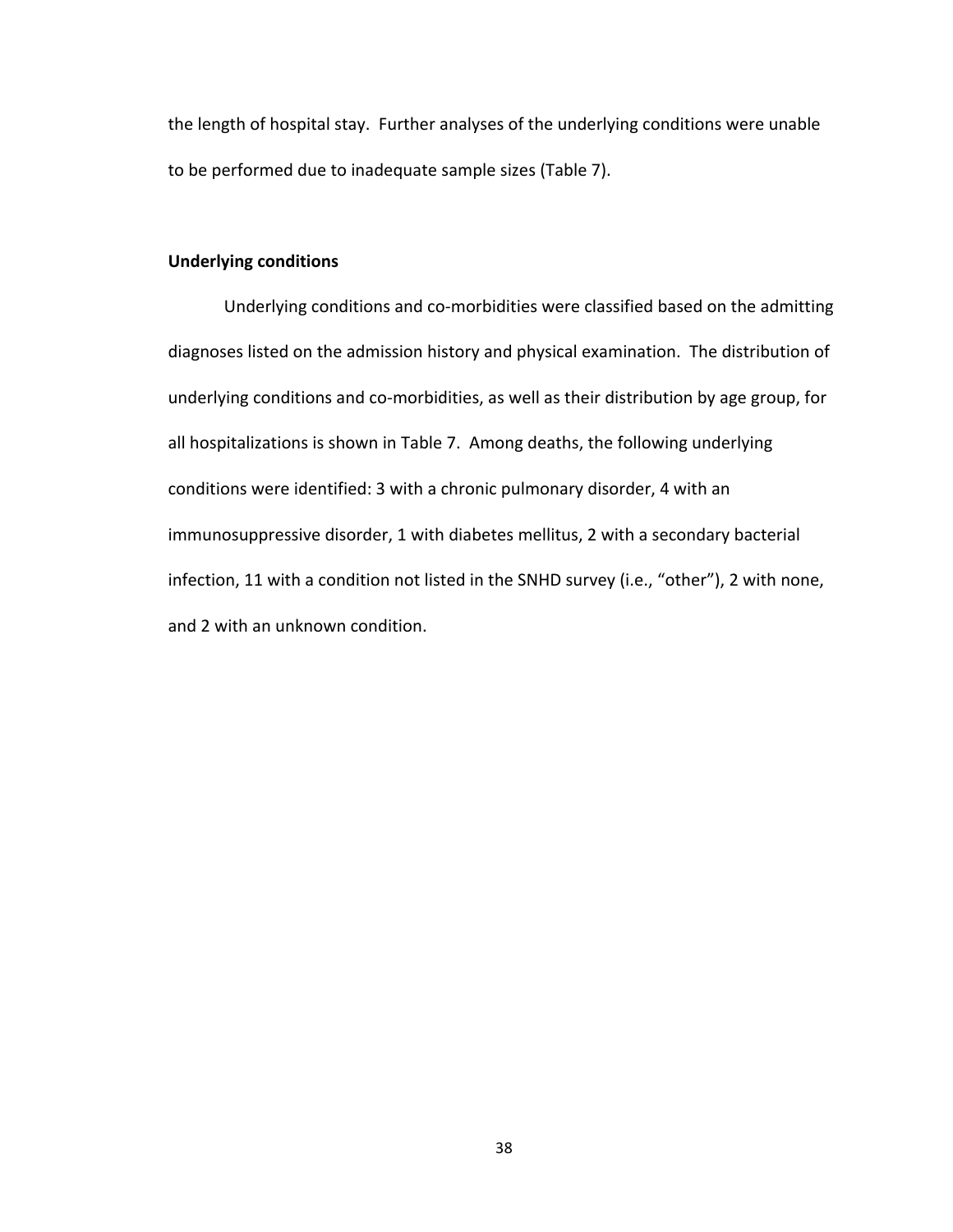the length of hospital stay. Further analyses of the underlying conditions were unable to be performed due to inadequate sample sizes (Table 7).

**Underlying conditions**

Underlying conditions and co-morbidities were classified based on the admitting diagnoses listed on the admission history and physical examination. The distribution of underlying conditions and co-morbidities, as well as their distribution by age group, for all hospitalizations is shown in Table 7. Among deaths, the following underlying conditions were identified: 3 with a chronic pulmonary disorder, 4 with an immunosuppressive disorder, 1 with diabetes mellitus, 2 with a secondary bacterial infection, 11 with a condition not listed in the SNHD survey (i.e., "other"), 2 with none, and 2 with an unknown condition.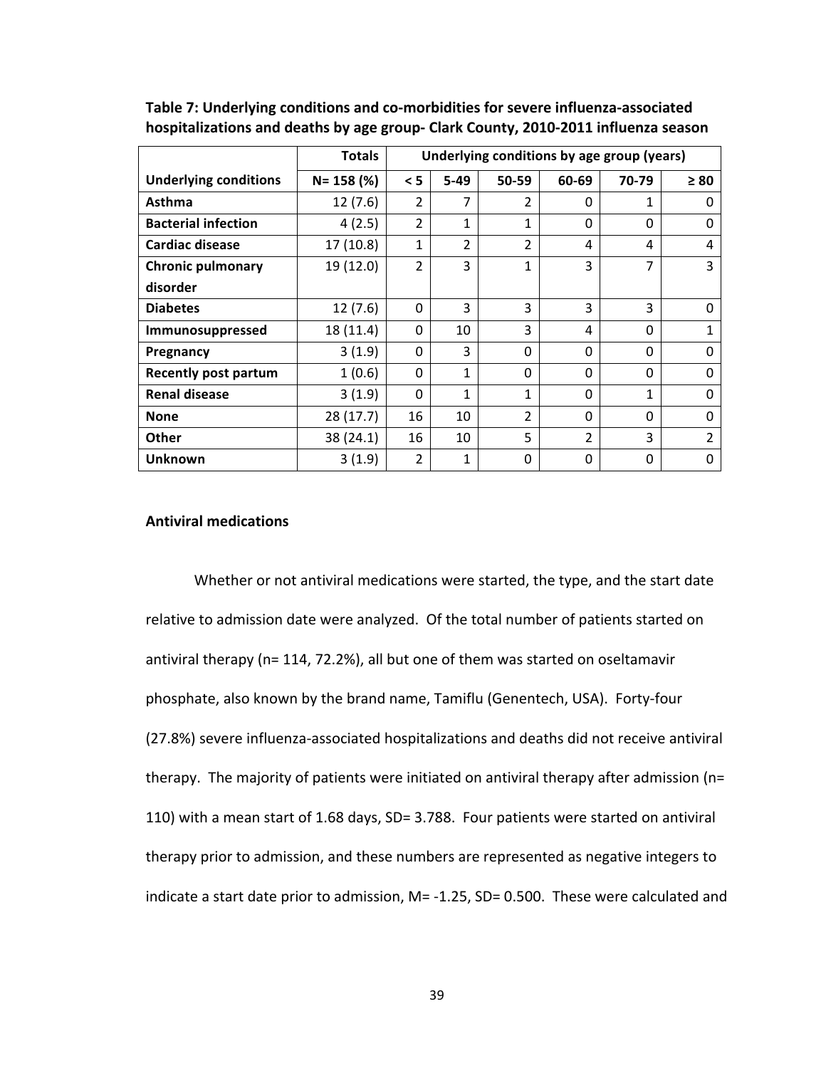**Table 7: Underlying conditions and co-morbidities for severe influenza-associated hospitalizations and deaths by age group- Clark County, 2010-2011 influenza season**

| | Totals | Underlying conditions by age group (years) | | | | | |
|---|---|---|---|---|---|---|---|
| **Underlying conditions** | **N= 158 (%)** | **< 5** | **5-49** | **50-59** | **60-69** | **70-79** | **≥ 80** |
| **Asthma** | 12 (7.6) | 2 | 7 | 2 | 0 | 1 | 0 |
| **Bacterial infection** | 4 (2.5) | 2 | 1 | 1 | 0 | 0 | 0 |
| **Cardiac disease** | 17 (10.8) | 1 | 2 | 2 | 4 | 4 | 4 |
| **Chronic pulmonary disorder** | 19 (12.0) | 2 | 3 | 1 | 3 | 7 | 3 |
| **Diabetes** | 12 (7.6) | 0 | 3 | 3 | 3 | 3 | 0 |
| **Immunosuppressed** | 18 (11.4) | 0 | 10 | 3 | 4 | 0 | 1 |
| **Pregnancy** | 3 (1.9) | 0 | 3 | 0 | 0 | 0 | 0 |
| **Recently post partum** | 1 (0.6) | 0 | 1 | 0 | 0 | 0 | 0 |
| **Renal disease** | 3 (1.9) | 0 | 1 | 1 | 0 | 1 | 0 |
| **None** | 28 (17.7) | 16 | 10 | 2 | 0 | 0 | 0 |
| **Other** | 38 (24.1) | 16 | 10 | 5 | 2 | 3 | 2 |
| **Unknown** | 3 (1.9) | 2 | 1 | 0 | 0 | 0 | 0 |

## Antiviral medications

Whether or not antiviral medications were started, the type, and the start date relative to admission date were analyzed. Of the total number of patients started on antiviral therapy (n= 114, 72.2%), all but one of them was started on oseltamavir phosphate, also known by the brand name, Tamiflu (Genentech, USA). Forty-four (27.8%) severe influenza-associated hospitalizations and deaths did not receive antiviral therapy. The majority of patients were initiated on antiviral therapy after admission (n= 110) with a mean start of 1.68 days, SD= 3.788. Four patients were started on antiviral therapy prior to admission, and these numbers are represented as negative integers to indicate a start date prior to admission, M= -1.25, SD= 0.500. These were calculated and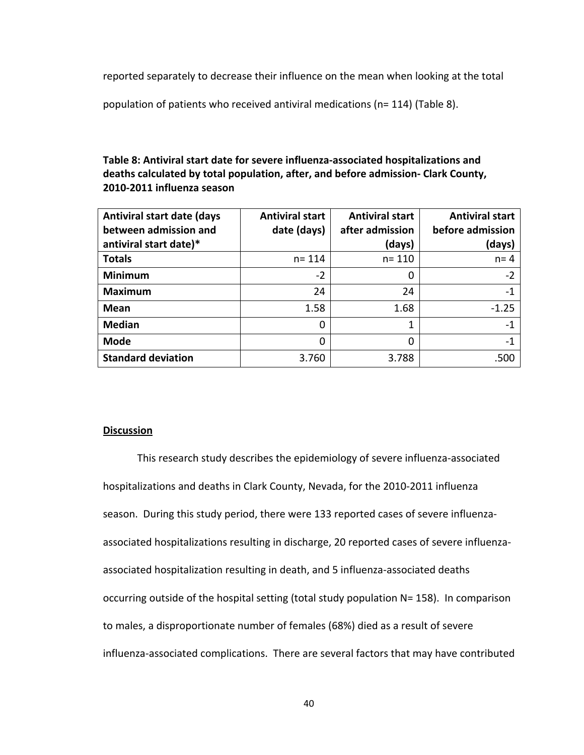reported separately to decrease their influence on the mean when looking at the total population of patients who received antiviral medications (n= 114) (Table 8).

**Table 8: Antiviral start date for severe influenza-associated hospitalizations and deaths calculated by total population, after, and before admission- Clark County, 2010-2011 influenza season**

| Antiviral start date (days between admission and antiviral start date)* | Antiviral start date (days) | Antiviral start after admission (days) | Antiviral start before admission (days) |
|---|---|---|---|
| **Totals** | n= 114 | n= 110 | n= 4 |
| **Minimum** | -2 | 0 | -2 |
| **Maximum** | 24 | 24 | -1 |
| **Mean** | 1.58 | 1.68 | -1.25 |
| **Median** | 0 | 1 | -1 |
| **Mode** | 0 | 0 | -1 |
| **Standard deviation** | 3.760 | 3.788 | .500 |

**Discussion**

This research study describes the epidemiology of severe influenza-associated hospitalizations and deaths in Clark County, Nevada, for the 2010-2011 influenza season. During this study period, there were 133 reported cases of severe influenza-associated hospitalizations resulting in discharge, 20 reported cases of severe influenza-associated hospitalization resulting in death, and 5 influenza-associated deaths occurring outside of the hospital setting (total study population N= 158). In comparison to males, a disproportionate number of females (68%) died as a result of severe influenza-associated complications. There are several factors that may have contributed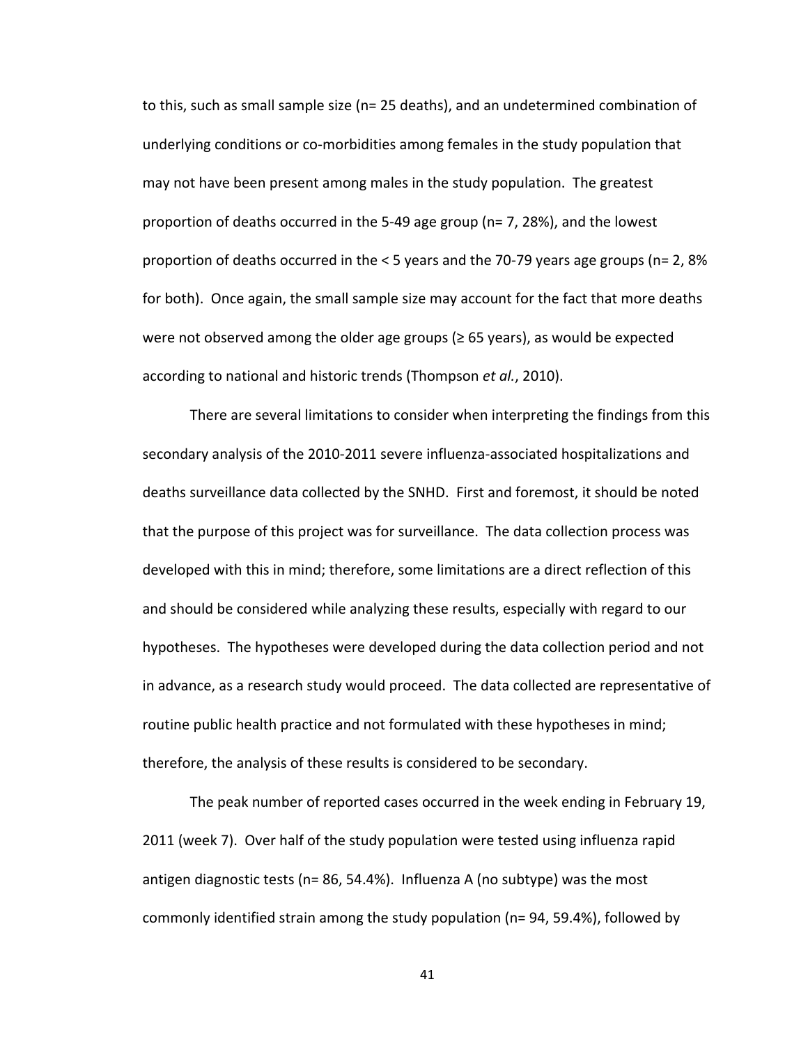to this, such as small sample size (n= 25 deaths), and an undetermined combination of underlying conditions or co-morbidities among females in the study population that may not have been present among males in the study population. The greatest proportion of deaths occurred in the 5-49 age group (n= 7, 28%), and the lowest proportion of deaths occurred in the < 5 years and the 70-79 years age groups (n= 2, 8% for both). Once again, the small sample size may account for the fact that more deaths were not observed among the older age groups (≥ 65 years), as would be expected according to national and historic trends (Thompson *et al.*, 2010).

There are several limitations to consider when interpreting the findings from this secondary analysis of the 2010-2011 severe influenza-associated hospitalizations and deaths surveillance data collected by the SNHD. First and foremost, it should be noted that the purpose of this project was for surveillance. The data collection process was developed with this in mind; therefore, some limitations are a direct reflection of this and should be considered while analyzing these results, especially with regard to our hypotheses. The hypotheses were developed during the data collection period and not in advance, as a research study would proceed. The data collected are representative of routine public health practice and not formulated with these hypotheses in mind; therefore, the analysis of these results is considered to be secondary.

The peak number of reported cases occurred in the week ending in February 19, 2011 (week 7). Over half of the study population were tested using influenza rapid antigen diagnostic tests (n= 86, 54.4%). Influenza A (no subtype) was the most commonly identified strain among the study population (n= 94, 59.4%), followed by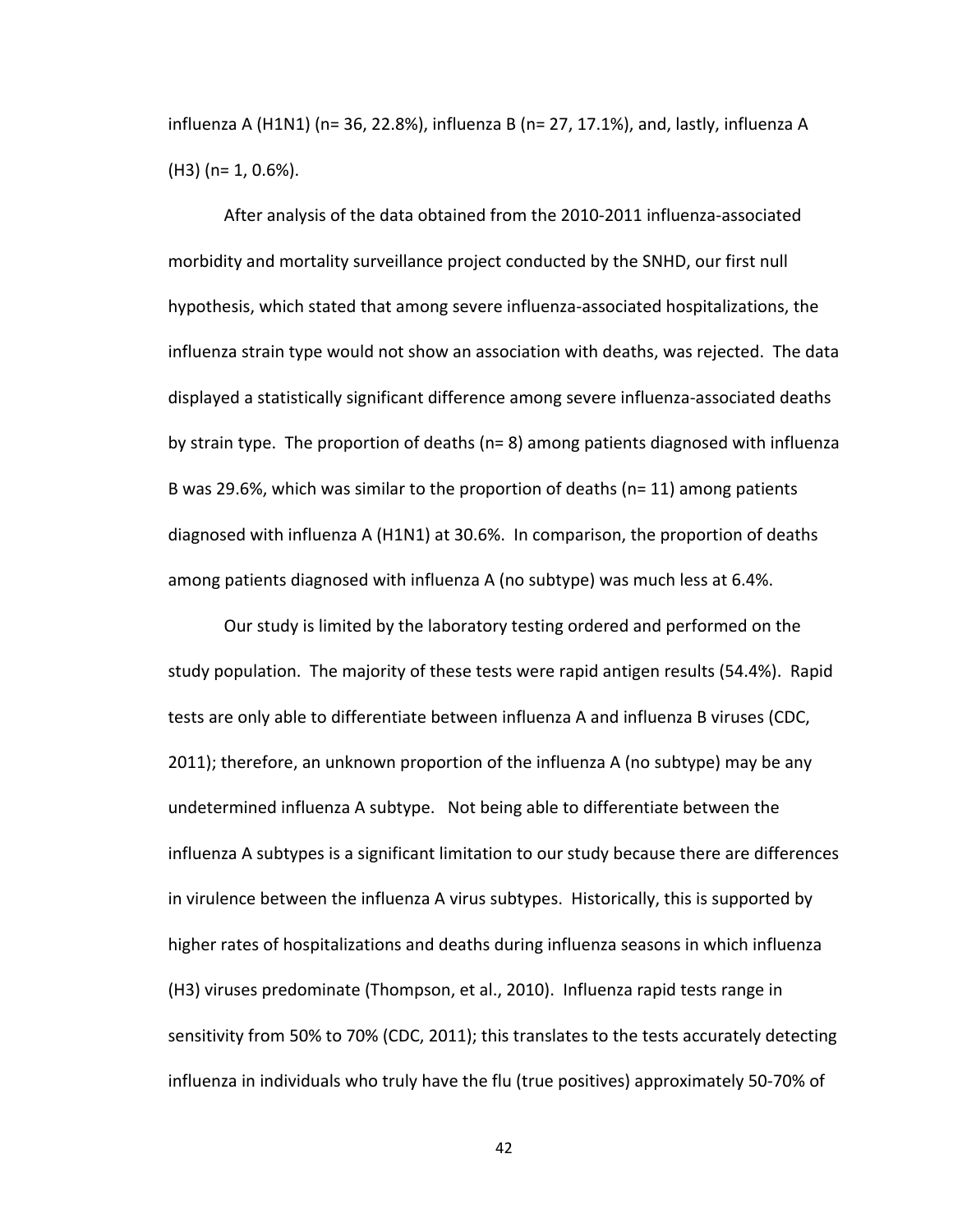influenza A (H1N1) (n= 36, 22.8%), influenza B (n= 27, 17.1%), and, lastly, influenza A (H3) (n= 1, 0.6%).

After analysis of the data obtained from the 2010-2011 influenza-associated morbidity and mortality surveillance project conducted by the SNHD, our first null hypothesis, which stated that among severe influenza-associated hospitalizations, the influenza strain type would not show an association with deaths, was rejected. The data displayed a statistically significant difference among severe influenza-associated deaths by strain type. The proportion of deaths (n= 8) among patients diagnosed with influenza B was 29.6%, which was similar to the proportion of deaths (n= 11) among patients diagnosed with influenza A (H1N1) at 30.6%. In comparison, the proportion of deaths among patients diagnosed with influenza A (no subtype) was much less at 6.4%.

Our study is limited by the laboratory testing ordered and performed on the study population. The majority of these tests were rapid antigen results (54.4%). Rapid tests are only able to differentiate between influenza A and influenza B viruses (CDC, 2011); therefore, an unknown proportion of the influenza A (no subtype) may be any undetermined influenza A subtype. Not being able to differentiate between the influenza A subtypes is a significant limitation to our study because there are differences in virulence between the influenza A virus subtypes. Historically, this is supported by higher rates of hospitalizations and deaths during influenza seasons in which influenza (H3) viruses predominate (Thompson, et al., 2010). Influenza rapid tests range in sensitivity from 50% to 70% (CDC, 2011); this translates to the tests accurately detecting influenza in individuals who truly have the flu (true positives) approximately 50-70% of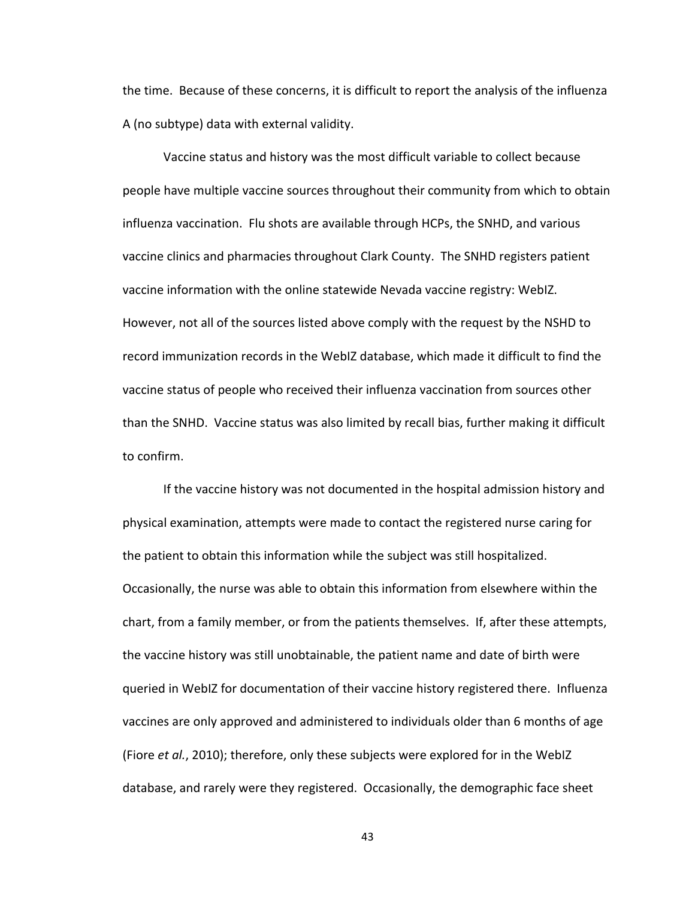the time. Because of these concerns, it is difficult to report the analysis of the influenza A (no subtype) data with external validity.

Vaccine status and history was the most difficult variable to collect because people have multiple vaccine sources throughout their community from which to obtain influenza vaccination. Flu shots are available through HCPs, the SNHD, and various vaccine clinics and pharmacies throughout Clark County. The SNHD registers patient vaccine information with the online statewide Nevada vaccine registry: WebIZ. However, not all of the sources listed above comply with the request by the NSHD to record immunization records in the WebIZ database, which made it difficult to find the vaccine status of people who received their influenza vaccination from sources other than the SNHD. Vaccine status was also limited by recall bias, further making it difficult to confirm.

If the vaccine history was not documented in the hospital admission history and physical examination, attempts were made to contact the registered nurse caring for the patient to obtain this information while the subject was still hospitalized. Occasionally, the nurse was able to obtain this information from elsewhere within the chart, from a family member, or from the patients themselves. If, after these attempts, the vaccine history was still unobtainable, the patient name and date of birth were queried in WebIZ for documentation of their vaccine history registered there. Influenza vaccines are only approved and administered to individuals older than 6 months of age (Fiore *et al.*, 2010); therefore, only these subjects were explored for in the WebIZ database, and rarely were they registered. Occasionally, the demographic face sheet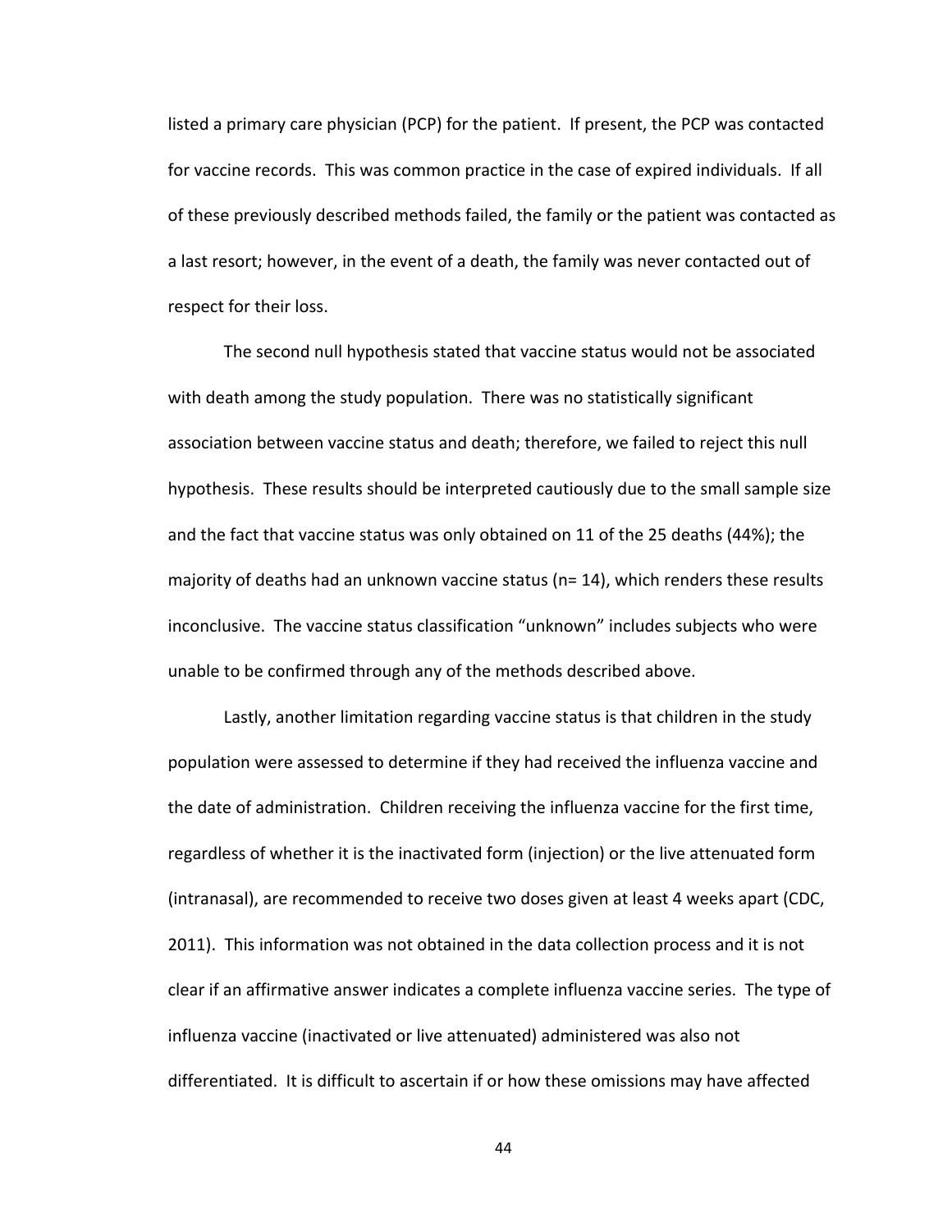listed a primary care physician (PCP) for the patient. If present, the PCP was contacted for vaccine records. This was common practice in the case of expired individuals. If all of these previously described methods failed, the family or the patient was contacted as a last resort; however, in the event of a death, the family was never contacted out of respect for their loss.

The second null hypothesis stated that vaccine status would not be associated with death among the study population. There was no statistically significant association between vaccine status and death; therefore, we failed to reject this null hypothesis. These results should be interpreted cautiously due to the small sample size and the fact that vaccine status was only obtained on 11 of the 25 deaths (44%); the majority of deaths had an unknown vaccine status (n= 14), which renders these results inconclusive. The vaccine status classification "unknown" includes subjects who were unable to be confirmed through any of the methods described above.

Lastly, another limitation regarding vaccine status is that children in the study population were assessed to determine if they had received the influenza vaccine and the date of administration. Children receiving the influenza vaccine for the first time, regardless of whether it is the inactivated form (injection) or the live attenuated form (intranasal), are recommended to receive two doses given at least 4 weeks apart (CDC, 2011). This information was not obtained in the data collection process and it is not clear if an affirmative answer indicates a complete influenza vaccine series. The type of influenza vaccine (inactivated or live attenuated) administered was also not differentiated. It is difficult to ascertain if or how these omissions may have affected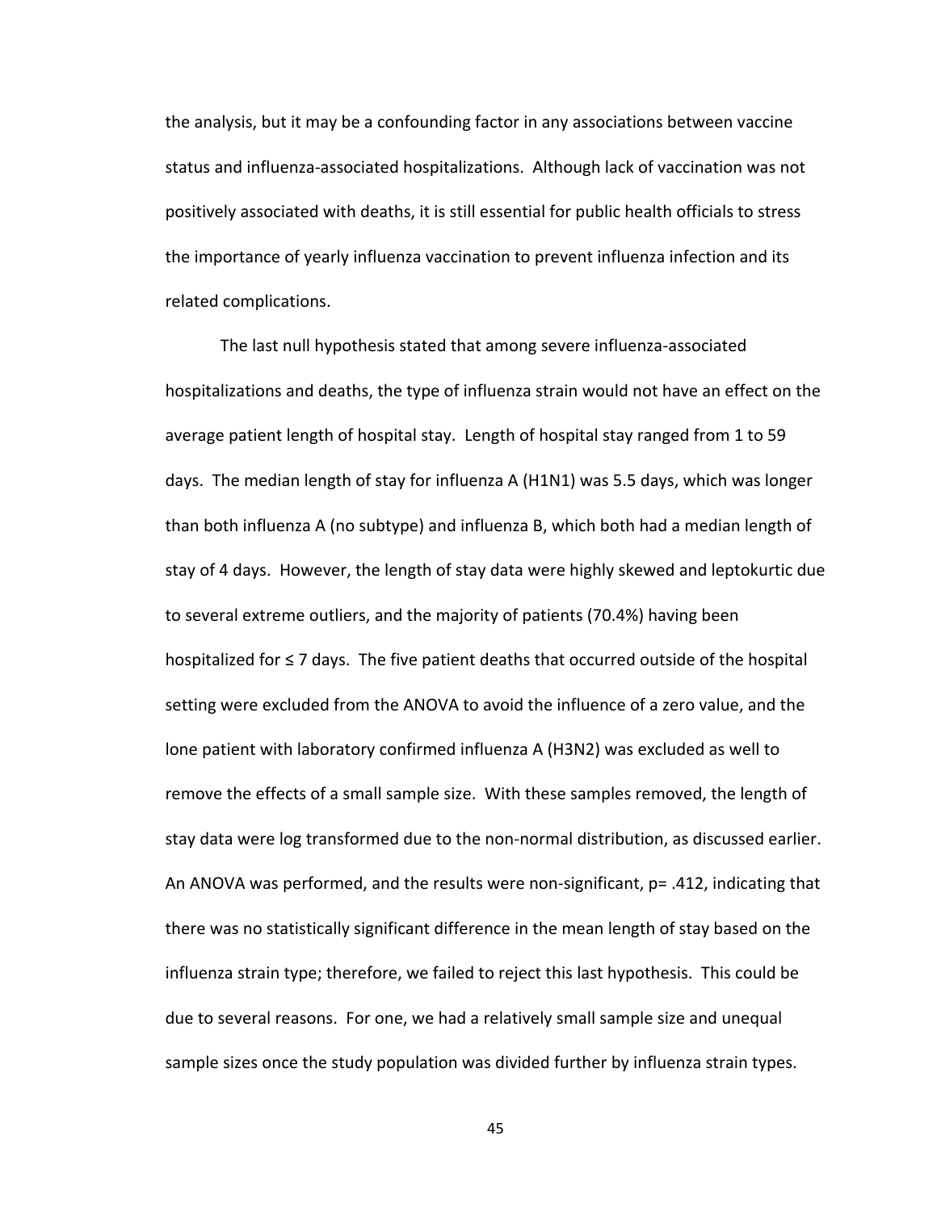the analysis, but it may be a confounding factor in any associations between vaccine status and influenza-associated hospitalizations. Although lack of vaccination was not positively associated with deaths, it is still essential for public health officials to stress the importance of yearly influenza vaccination to prevent influenza infection and its related complications.

The last null hypothesis stated that among severe influenza-associated hospitalizations and deaths, the type of influenza strain would not have an effect on the average patient length of hospital stay. Length of hospital stay ranged from 1 to 59 days. The median length of stay for influenza A (H1N1) was 5.5 days, which was longer than both influenza A (no subtype) and influenza B, which both had a median length of stay of 4 days. However, the length of stay data were highly skewed and leptokurtic due to several extreme outliers, and the majority of patients (70.4%) having been hospitalized for ≤ 7 days. The five patient deaths that occurred outside of the hospital setting were excluded from the ANOVA to avoid the influence of a zero value, and the lone patient with laboratory confirmed influenza A (H3N2) was excluded as well to remove the effects of a small sample size. With these samples removed, the length of stay data were log transformed due to the non-normal distribution, as discussed earlier. An ANOVA was performed, and the results were non-significant, $p = .412$, indicating that there was no statistically significant difference in the mean length of stay based on the influenza strain type; therefore, we failed to reject this last hypothesis. This could be due to several reasons. For one, we had a relatively small sample size and unequal sample sizes once the study population was divided further by influenza strain types.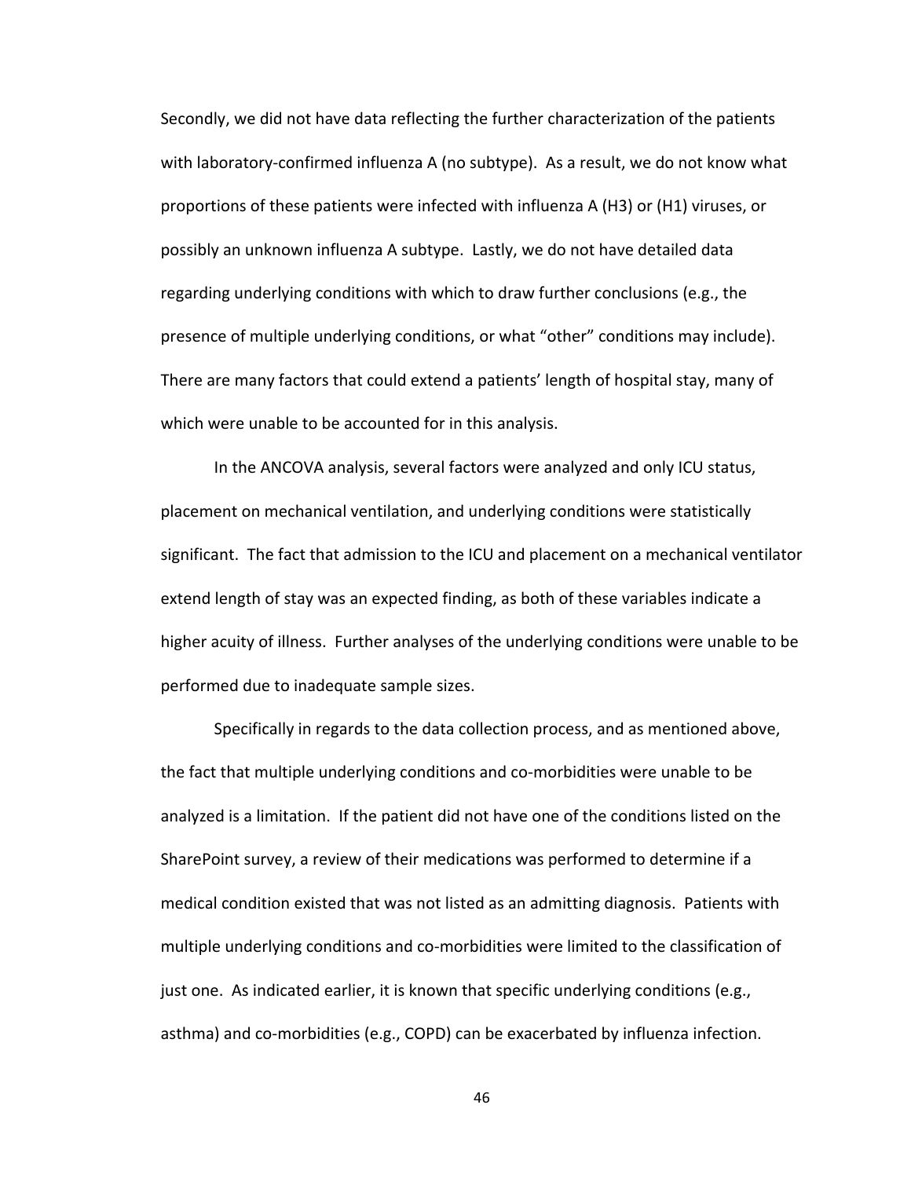Secondly, we did not have data reflecting the further characterization of the patients with laboratory-confirmed influenza A (no subtype). As a result, we do not know what proportions of these patients were infected with influenza A (H3) or (H1) viruses, or possibly an unknown influenza A subtype. Lastly, we do not have detailed data regarding underlying conditions with which to draw further conclusions (e.g., the presence of multiple underlying conditions, or what "other" conditions may include). There are many factors that could extend a patients' length of hospital stay, many of which were unable to be accounted for in this analysis.

In the ANCOVA analysis, several factors were analyzed and only ICU status, placement on mechanical ventilation, and underlying conditions were statistically significant. The fact that admission to the ICU and placement on a mechanical ventilator extend length of stay was an expected finding, as both of these variables indicate a higher acuity of illness. Further analyses of the underlying conditions were unable to be performed due to inadequate sample sizes.

Specifically in regards to the data collection process, and as mentioned above, the fact that multiple underlying conditions and co-morbidities were unable to be analyzed is a limitation. If the patient did not have one of the conditions listed on the SharePoint survey, a review of their medications was performed to determine if a medical condition existed that was not listed as an admitting diagnosis. Patients with multiple underlying conditions and co-morbidities were limited to the classification of just one. As indicated earlier, it is known that specific underlying conditions (e.g., asthma) and co-morbidities (e.g., COPD) can be exacerbated by influenza infection.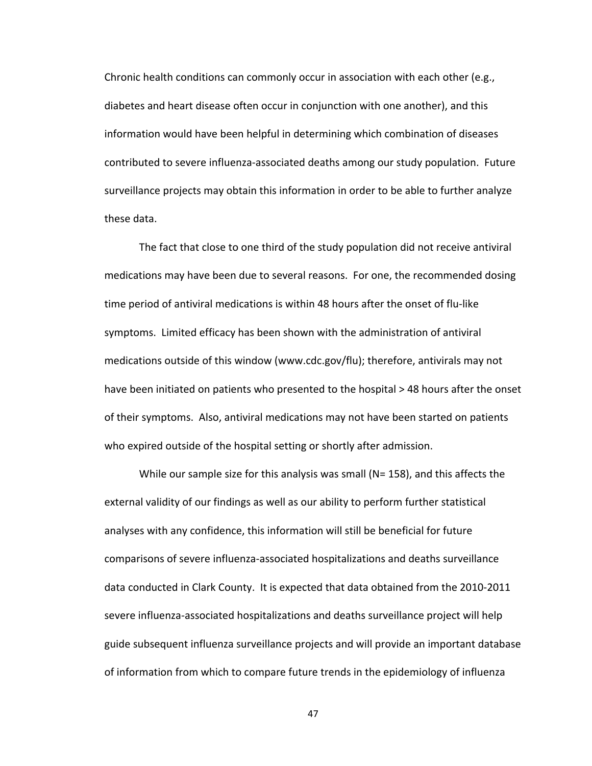Chronic health conditions can commonly occur in association with each other (e.g., diabetes and heart disease often occur in conjunction with one another), and this information would have been helpful in determining which combination of diseases contributed to severe influenza-associated deaths among our study population. Future surveillance projects may obtain this information in order to be able to further analyze these data.

The fact that close to one third of the study population did not receive antiviral medications may have been due to several reasons. For one, the recommended dosing time period of antiviral medications is within 48 hours after the onset of flu-like symptoms. Limited efficacy has been shown with the administration of antiviral medications outside of this window (www.cdc.gov/flu); therefore, antivirals may not have been initiated on patients who presented to the hospital > 48 hours after the onset of their symptoms. Also, antiviral medications may not have been started on patients who expired outside of the hospital setting or shortly after admission.

While our sample size for this analysis was small (N= 158), and this affects the external validity of our findings as well as our ability to perform further statistical analyses with any confidence, this information will still be beneficial for future comparisons of severe influenza-associated hospitalizations and deaths surveillance data conducted in Clark County. It is expected that data obtained from the 2010-2011 severe influenza-associated hospitalizations and deaths surveillance project will help guide subsequent influenza surveillance projects and will provide an important database of information from which to compare future trends in the epidemiology of influenza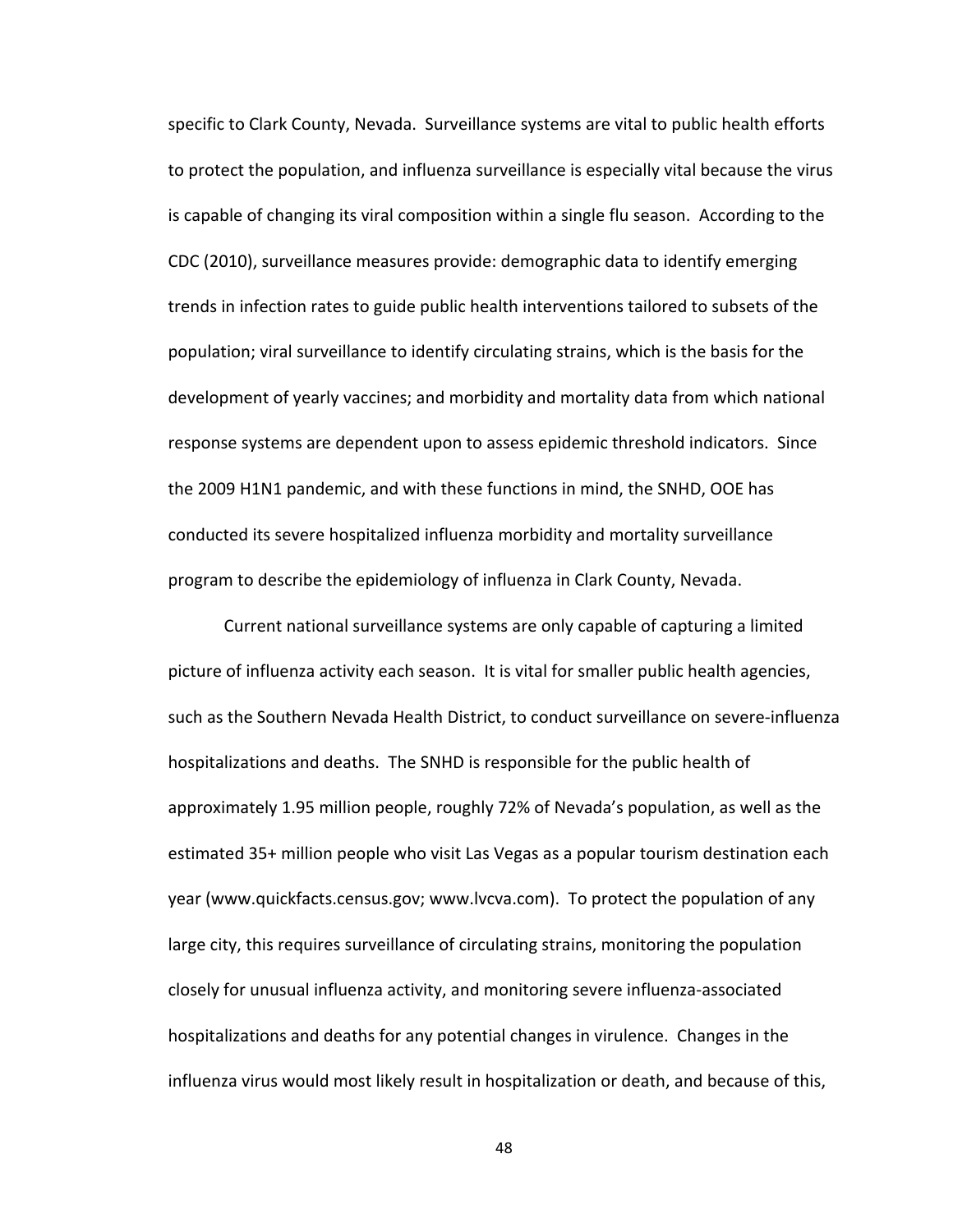specific to Clark County, Nevada. Surveillance systems are vital to public health efforts to protect the population, and influenza surveillance is especially vital because the virus is capable of changing its viral composition within a single flu season. According to the CDC (2010), surveillance measures provide: demographic data to identify emerging trends in infection rates to guide public health interventions tailored to subsets of the population; viral surveillance to identify circulating strains, which is the basis for the development of yearly vaccines; and morbidity and mortality data from which national response systems are dependent upon to assess epidemic threshold indicators. Since the 2009 H1N1 pandemic, and with these functions in mind, the SNHD, OOE has conducted its severe hospitalized influenza morbidity and mortality surveillance program to describe the epidemiology of influenza in Clark County, Nevada.

Current national surveillance systems are only capable of capturing a limited picture of influenza activity each season. It is vital for smaller public health agencies, such as the Southern Nevada Health District, to conduct surveillance on severe-influenza hospitalizations and deaths. The SNHD is responsible for the public health of approximately 1.95 million people, roughly 72% of Nevada's population, as well as the estimated 35+ million people who visit Las Vegas as a popular tourism destination each year (www.quickfacts.census.gov; www.lvcva.com). To protect the population of any large city, this requires surveillance of circulating strains, monitoring the population closely for unusual influenza activity, and monitoring severe influenza-associated hospitalizations and deaths for any potential changes in virulence. Changes in the influenza virus would most likely result in hospitalization or death, and because of this,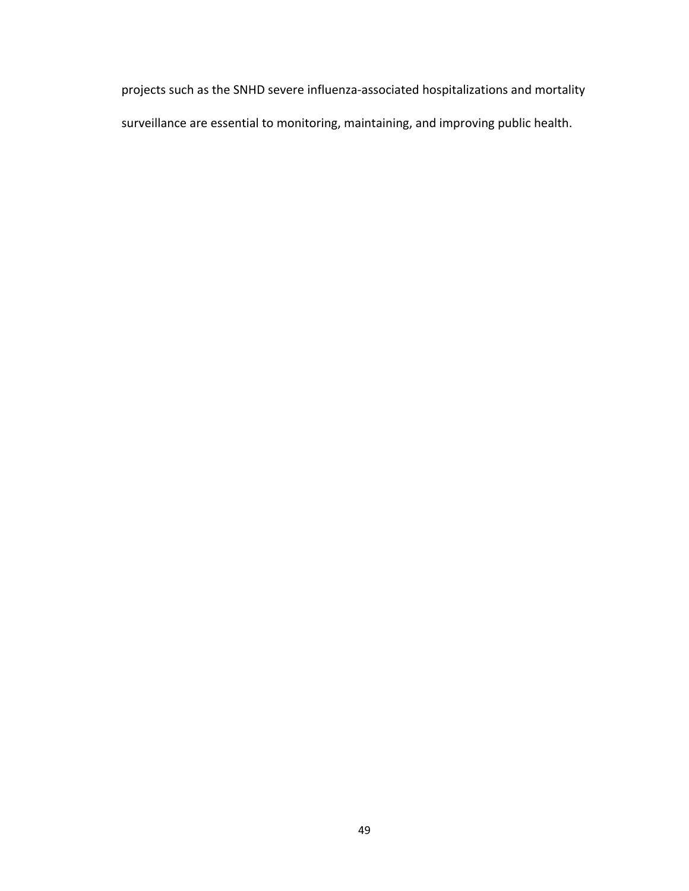projects such as the SNHD severe influenza-associated hospitalizations and mortality surveillance are essential to monitoring, maintaining, and improving public health.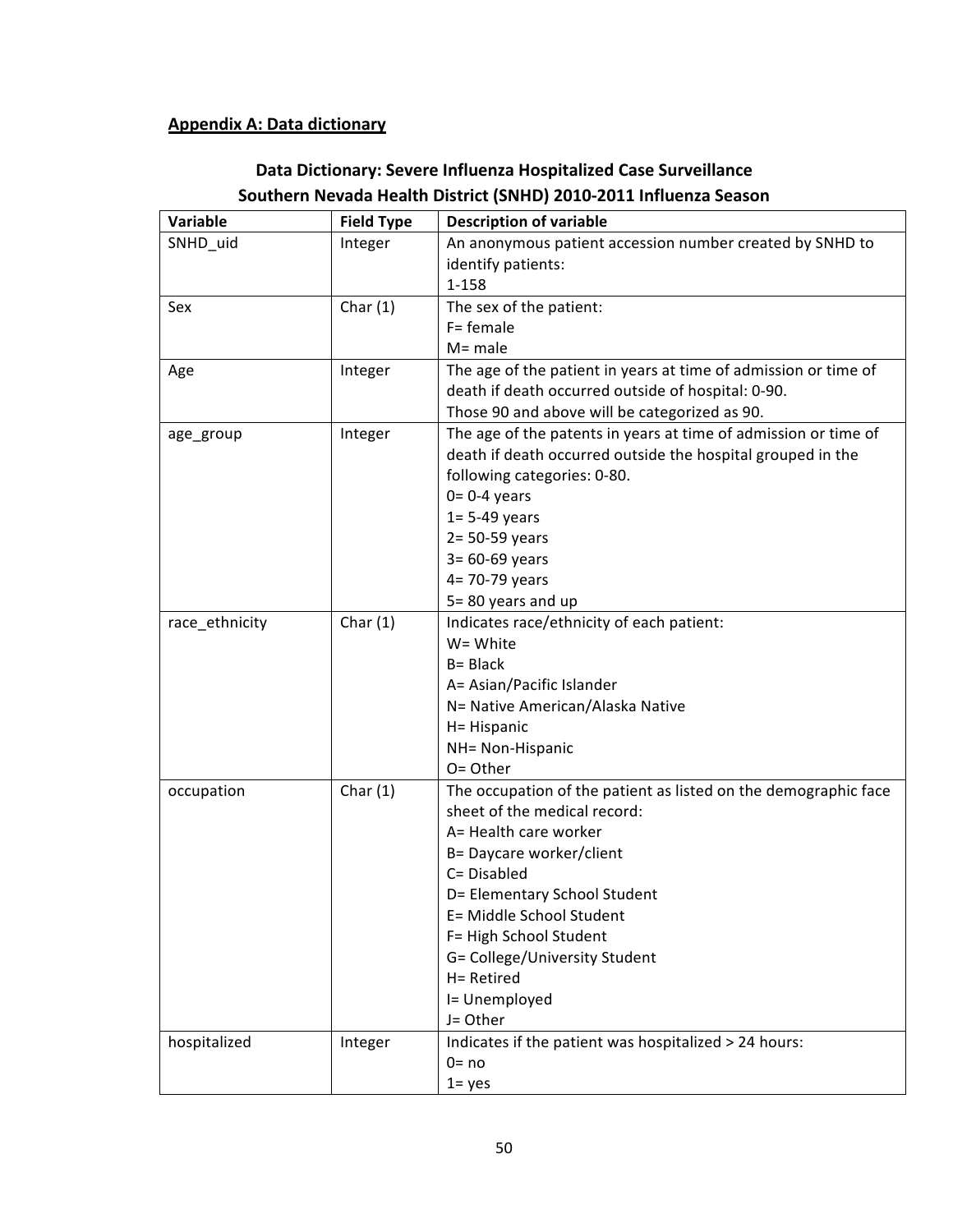**Appendix A: Data dictionary**

**Data Dictionary: Severe Influenza Hospitalized Case Surveillance**
**Southern Nevada Health District (SNHD) 2010-2011 Influenza Season**

| Variable | Field Type | Description of variable |
| --- | --- | --- |
| SNHD_uid | Integer | An anonymous patient accession number created by SNHD to identify patients:<br>1-158 |
| Sex | Char (1) | The sex of the patient:<br>F= female<br>M= male |
| Age | Integer | The age of the patient in years at time of admission or time of death if death occurred outside of hospital: 0-90.<br>Those 90 and above will be categorized as 90. |
| age_group | Integer | The age of the patents in years at time of admission or time of death if death occurred outside the hospital grouped in the following categories: 0-80.<br>0= 0-4 years<br>1= 5-49 years<br>2= 50-59 years<br>3= 60-69 years<br>4= 70-79 years<br>5= 80 years and up |
| race_ethnicity | Char (1) | Indicates race/ethnicity of each patient:<br>W= White<br>B= Black<br>A= Asian/Pacific Islander<br>N= Native American/Alaska Native<br>H= Hispanic<br>NH= Non-Hispanic<br>O= Other |
| occupation | Char (1) | The occupation of the patient as listed on the demographic face sheet of the medical record:<br>A= Health care worker<br>B= Daycare worker/client<br>C= Disabled<br>D= Elementary School Student<br>E= Middle School Student<br>F= High School Student<br>G= College/University Student<br>H= Retired<br>I= Unemployed<br>J= Other |
| hospitalized | Integer | Indicates if the patient was hospitalized > 24 hours:<br>0= no<br>1= yes |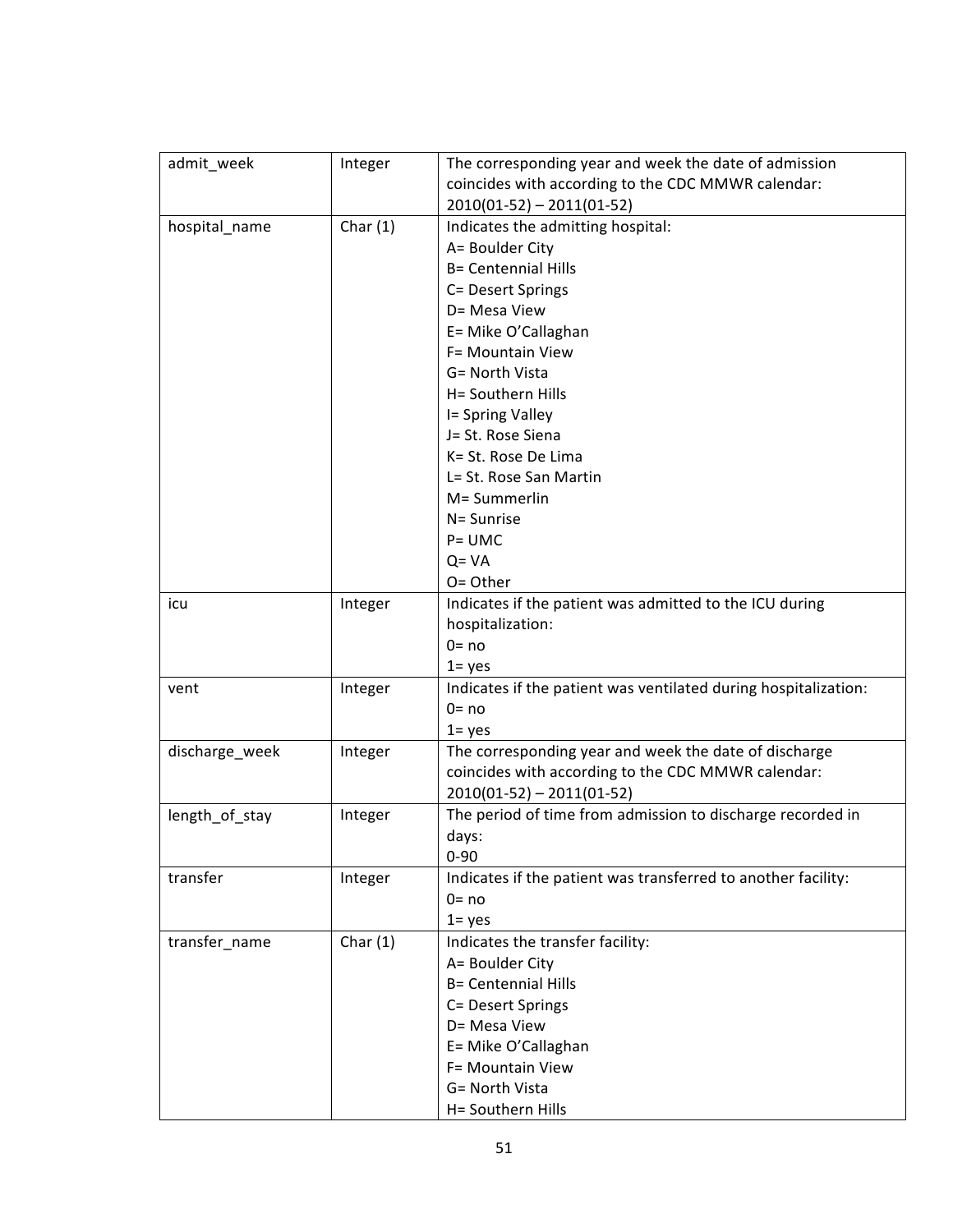| admit_week | Integer | The corresponding year and week the date of admission coincides with according to the CDC MMWR calendar:<br>2010(01-52) – 2011(01-52) |
|---|---|---|
| hospital_name | Char (1) | Indicates the admitting hospital:<br>A= Boulder City<br>B= Centennial Hills<br>C= Desert Springs<br>D= Mesa View<br>E= Mike O'Callaghan<br>F= Mountain View<br>G= North Vista<br>H= Southern Hills<br>I= Spring Valley<br>J= St. Rose Siena<br>K= St. Rose De Lima<br>L= St. Rose San Martin<br>M= Summerlin<br>N= Sunrise<br>P= UMC<br>Q= VA<br>O= Other |
| icu | Integer | Indicates if the patient was admitted to the ICU during hospitalization:<br>0= no<br>1= yes |
| vent | Integer | Indicates if the patient was ventilated during hospitalization:<br>0= no<br>1= yes |
| discharge_week | Integer | The corresponding year and week the date of discharge coincides with according to the CDC MMWR calendar:<br>2010(01-52) – 2011(01-52) |
| length_of_stay | Integer | The period of time from admission to discharge recorded in days:<br>0-90 |
| transfer | Integer | Indicates if the patient was transferred to another facility:<br>0= no<br>1= yes |
| transfer_name | Char (1) | Indicates the transfer facility:<br>A= Boulder City<br>B= Centennial Hills<br>C= Desert Springs<br>D= Mesa View<br>E= Mike O'Callaghan<br>F= Mountain View<br>G= North Vista<br>H= Southern Hills |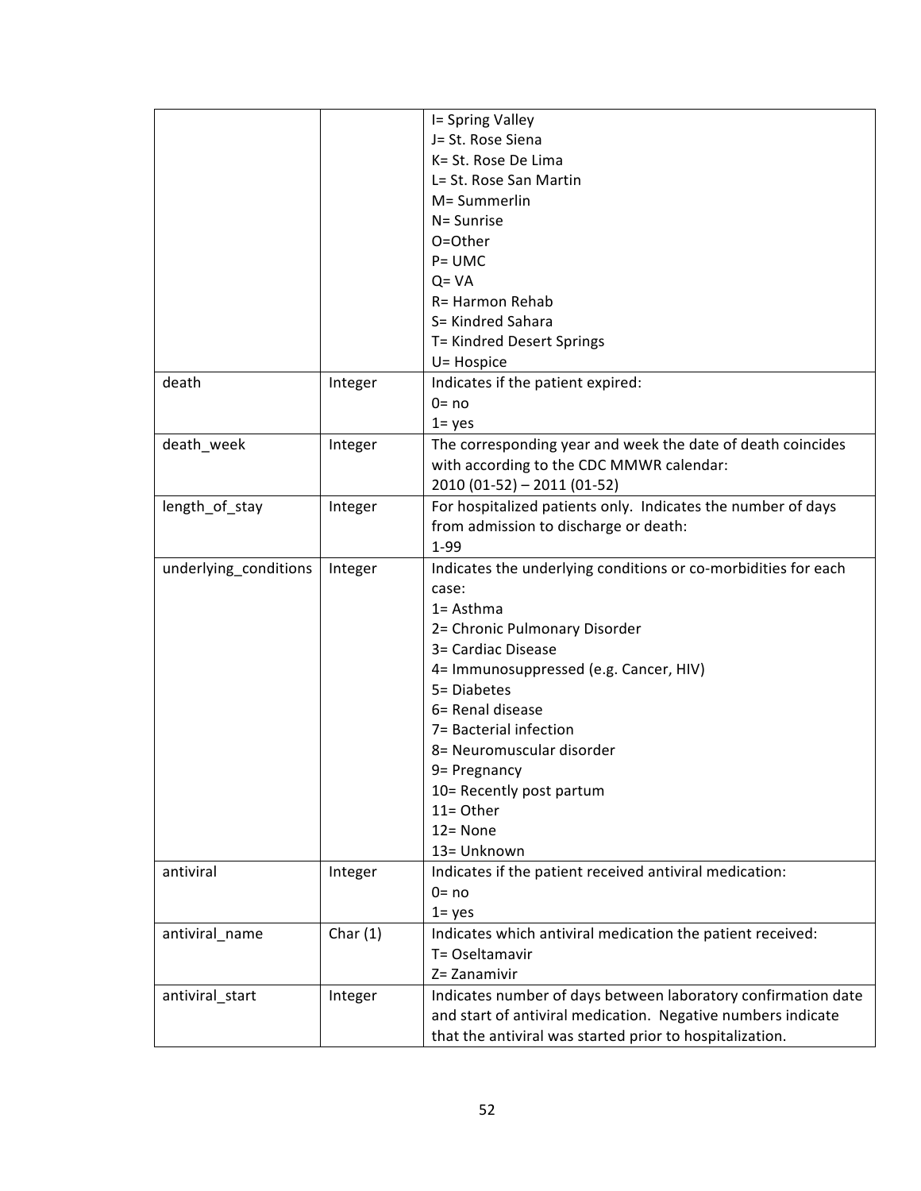| | | |
|---|---|---|
| | | I= Spring Valley<br>J= St. Rose Siena<br>K= St. Rose De Lima<br>L= St. Rose San Martin<br>M= Summerlin<br>N= Sunrise<br>O=Other<br>P= UMC<br>Q= VA<br>R= Harmon Rehab<br>S= Kindred Sahara<br>T= Kindred Desert Springs<br>U= Hospice |
| death | Integer | Indicates if the patient expired:<br>0= no<br>1= yes |
| death_week | Integer | The corresponding year and week the date of death coincides with according to the CDC MMWR calendar:<br>2010 (01-52) – 2011 (01-52) |
| length_of_stay | Integer | For hospitalized patients only. Indicates the number of days from admission to discharge or death:<br>1-99 |
| underlying_conditions | Integer | Indicates the underlying conditions or co-morbidities for each case:<br>1= Asthma<br>2= Chronic Pulmonary Disorder<br>3= Cardiac Disease<br>4= Immunosuppressed (e.g. Cancer, HIV)<br>5= Diabetes<br>6= Renal disease<br>7= Bacterial infection<br>8= Neuromuscular disorder<br>9= Pregnancy<br>10= Recently post partum<br>11= Other<br>12= None<br>13= Unknown |
| antiviral | Integer | Indicates if the patient received antiviral medication:<br>0= no<br>1= yes |
| antiviral_name | Char (1) | Indicates which antiviral medication the patient received:<br>T= Oseltamavir<br>Z= Zanamivir |
| antiviral_start | Integer | Indicates number of days between laboratory confirmation date and start of antiviral medication. Negative numbers indicate that the antiviral was started prior to hospitalization. |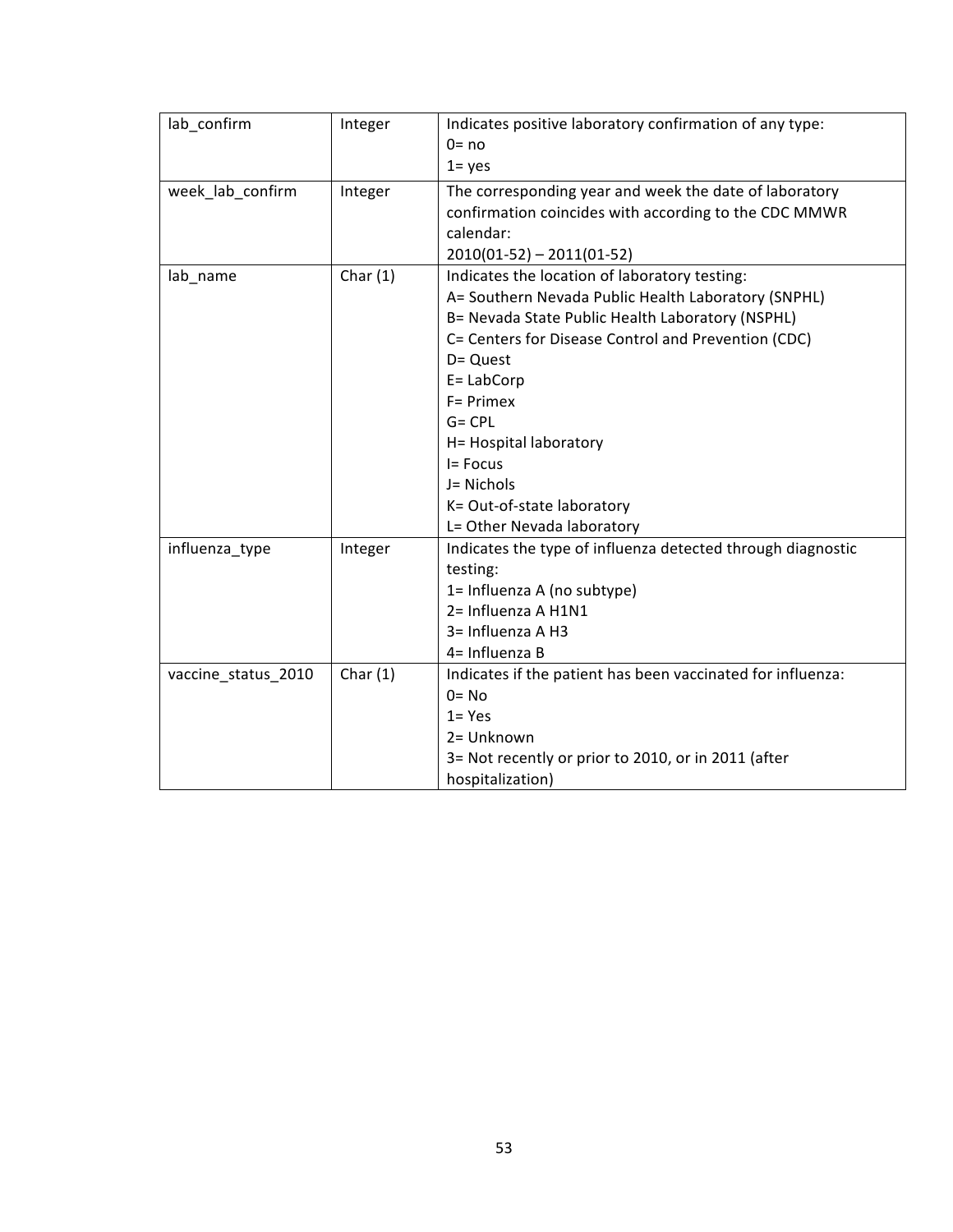| lab_confirm | Integer | Indicates positive laboratory confirmation of any type:<br>0= no<br>1= yes |
|---|---|---|
| week_lab_confirm | Integer | The corresponding year and week the date of laboratory confirmation coincides with according to the CDC MMWR calendar:<br>2010(01-52) – 2011(01-52) |
| lab_name | Char (1) | Indicates the location of laboratory testing:<br>A= Southern Nevada Public Health Laboratory (SNPHL)<br>B= Nevada State Public Health Laboratory (NSPHL)<br>C= Centers for Disease Control and Prevention (CDC)<br>D= Quest<br>E= LabCorp<br>F= Primex<br>G= CPL<br>H= Hospital laboratory<br>I= Focus<br>J= Nichols<br>K= Out-of-state laboratory<br>L= Other Nevada laboratory |
| influenza_type | Integer | Indicates the type of influenza detected through diagnostic testing:<br>1= Influenza A (no subtype)<br>2= Influenza A H1N1<br>3= Influenza A H3<br>4= Influenza B |
| vaccine_status_2010 | Char (1) | Indicates if the patient has been vaccinated for influenza:<br>0= No<br>1= Yes<br>2= Unknown<br>3= Not recently or prior to 2010, or in 2011 (after hospitalization) |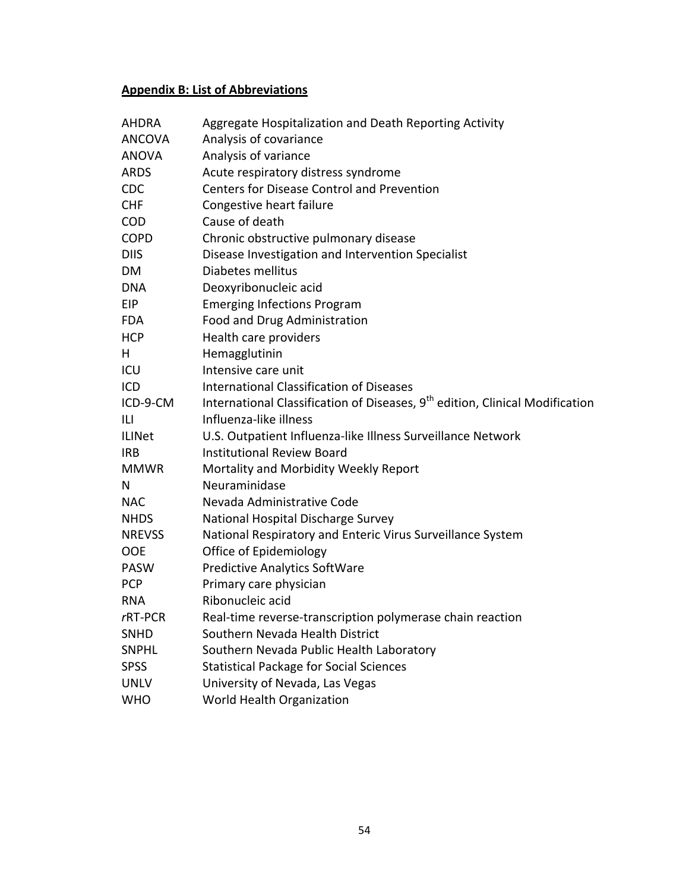**Appendix B: List of Abbreviations**

| | |
|---|---|
| AHDRA | Aggregate Hospitalization and Death Reporting Activity |
| ANCOVA | Analysis of covariance |
| ANOVA | Analysis of variance |
| ARDS | Acute respiratory distress syndrome |
| CDC | Centers for Disease Control and Prevention |
| CHF | Congestive heart failure |
| COD | Cause of death |
| COPD | Chronic obstructive pulmonary disease |
| DIIS | Disease Investigation and Intervention Specialist |
| DM | Diabetes mellitus |
| DNA | Deoxyribonucleic acid |
| EIP | Emerging Infections Program |
| FDA | Food and Drug Administration |
| HCP | Health care providers |
| H | Hemagglutinin |
| ICU | Intensive care unit |
| ICD | International Classification of Diseases |
| ICD-9-CM | International Classification of Diseases, 9th edition, Clinical Modification |
| ILI | Influenza-like illness |
| ILINet | U.S. Outpatient Influenza-like Illness Surveillance Network |
| IRB | Institutional Review Board |
| MMWR | Mortality and Morbidity Weekly Report |
| N | Neuraminidase |
| NAC | Nevada Administrative Code |
| NHDS | National Hospital Discharge Survey |
| NREVSS | National Respiratory and Enteric Virus Surveillance System |
| OOE | Office of Epidemiology |
| PASW | Predictive Analytics SoftWare |
| PCP | Primary care physician |
| RNA | Ribonucleic acid |
| *r*RT-PCR | Real-time reverse-transcription polymerase chain reaction |
| SNHD | Southern Nevada Health District |
| SNPHL | Southern Nevada Public Health Laboratory |
| SPSS | Statistical Package for Social Sciences |
| UNLV | University of Nevada, Las Vegas |
| WHO | World Health Organization |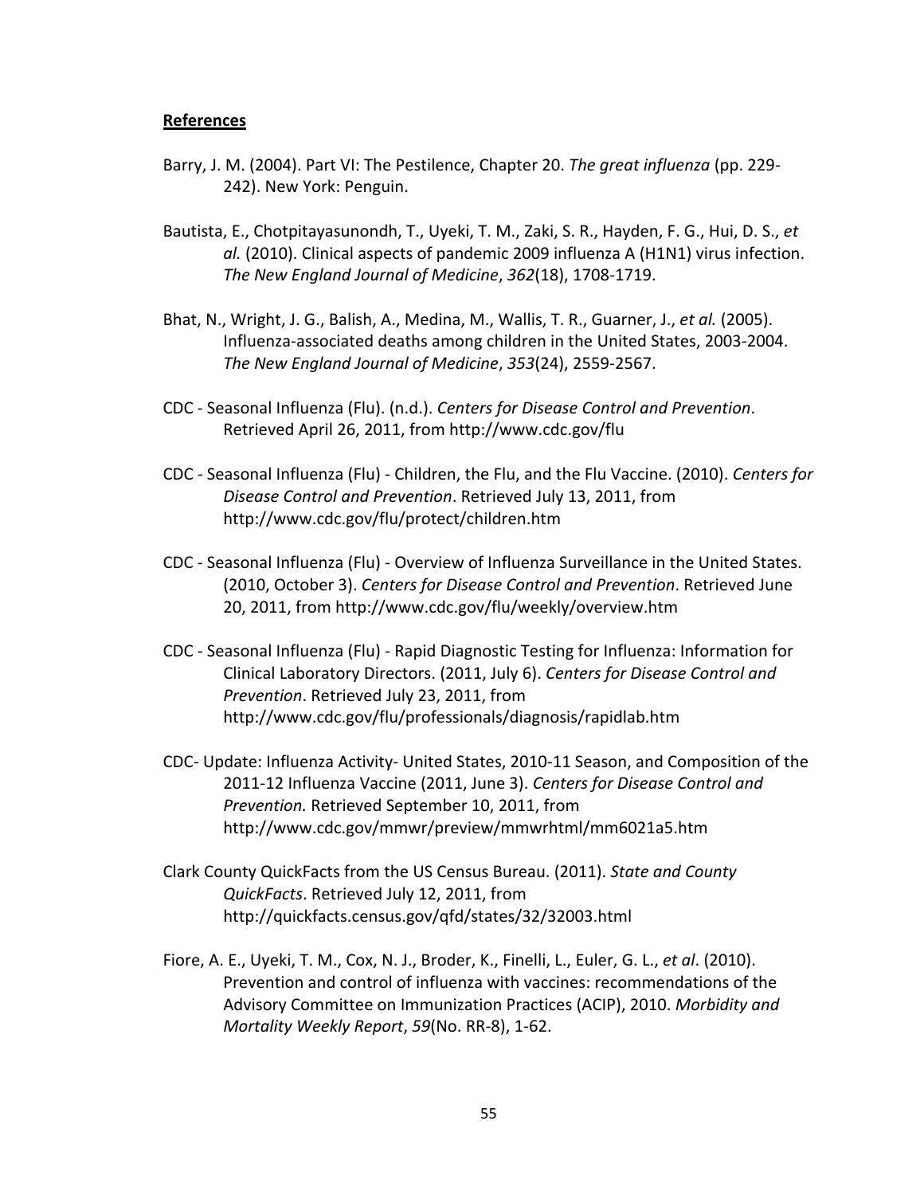**References**

Barry, J. M. (2004). Part VI: The Pestilence, Chapter 20. *The great influenza* (pp. 229-242). New York: Penguin.

Bautista, E., Chotpitayasunondh, T., Uyeki, T. M., Zaki, S. R., Hayden, F. G., Hui, D. S., *et al.* (2010). Clinical aspects of pandemic 2009 influenza A (H1N1) virus infection. *The New England Journal of Medicine*, *362*(18), 1708-1719.

Bhat, N., Wright, J. G., Balish, A., Medina, M., Wallis, T. R., Guarner, J., *et al.* (2005). Influenza-associated deaths among children in the United States, 2003-2004. *The New England Journal of Medicine*, *353*(24), 2559-2567.

CDC - Seasonal Influenza (Flu). (n.d.). *Centers for Disease Control and Prevention*. Retrieved April 26, 2011, from http://www.cdc.gov/flu

CDC - Seasonal Influenza (Flu) - Children, the Flu, and the Flu Vaccine. (2010). *Centers for Disease Control and Prevention*. Retrieved July 13, 2011, from http://www.cdc.gov/flu/protect/children.htm

CDC - Seasonal Influenza (Flu) - Overview of Influenza Surveillance in the United States. (2010, October 3). *Centers for Disease Control and Prevention*. Retrieved June 20, 2011, from http://www.cdc.gov/flu/weekly/overview.htm

CDC - Seasonal Influenza (Flu) - Rapid Diagnostic Testing for Influenza: Information for Clinical Laboratory Directors. (2011, July 6). *Centers for Disease Control and Prevention*. Retrieved July 23, 2011, from http://www.cdc.gov/flu/professionals/diagnosis/rapidlab.htm

CDC- Update: Influenza Activity- United States, 2010-11 Season, and Composition of the 2011-12 Influenza Vaccine (2011, June 3). *Centers for Disease Control and Prevention.* Retrieved September 10, 2011, from http://www.cdc.gov/mmwr/preview/mmwrhtml/mm6021a5.htm

Clark County QuickFacts from the US Census Bureau. (2011). *State and County QuickFacts*. Retrieved July 12, 2011, from http://quickfacts.census.gov/qfd/states/32/32003.html

Fiore, A. E., Uyeki, T. M., Cox, N. J., Broder, K., Finelli, L., Euler, G. L., *et al*. (2010). Prevention and control of influenza with vaccines: recommendations of the Advisory Committee on Immunization Practices (ACIP), 2010. *Morbidity and Mortality Weekly Report*, *59*(No. RR-8), 1-62.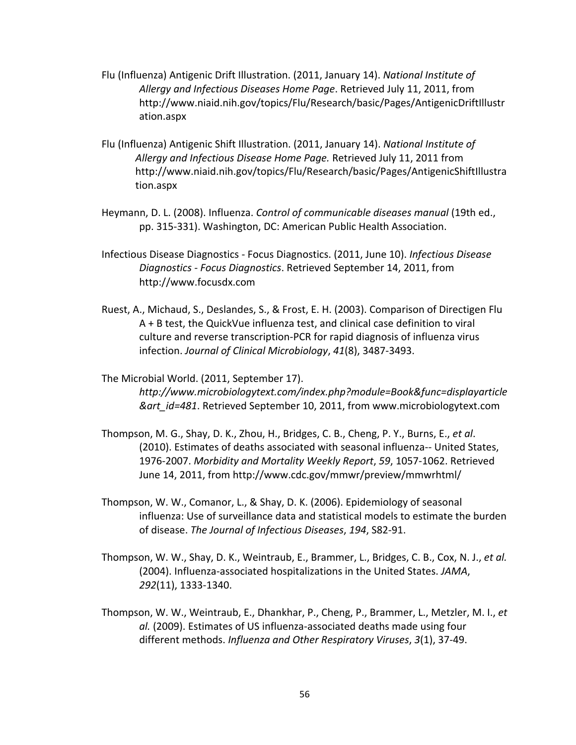Flu (Influenza) Antigenic Drift Illustration. (2011, January 14). *National Institute of Allergy and Infectious Diseases Home Page*. Retrieved July 11, 2011, from http://www.niaid.nih.gov/topics/Flu/Research/basic/Pages/AntigenicDriftIllustration.aspx

Flu (Influenza) Antigenic Shift Illustration. (2011, January 14). *National Institute of Allergy and Infectious Disease Home Page.* Retrieved July 11, 2011 from http://www.niaid.nih.gov/topics/Flu/Research/basic/Pages/AntigenicShiftIllustration.aspx

Heymann, D. L. (2008). Influenza. *Control of communicable diseases manual* (19th ed., pp. 315-331). Washington, DC: American Public Health Association.

Infectious Disease Diagnostics - Focus Diagnostics. (2011, June 10). *Infectious Disease Diagnostics - Focus Diagnostics*. Retrieved September 14, 2011, from http://www.focusdx.com

Ruest, A., Michaud, S., Deslandes, S., & Frost, E. H. (2003). Comparison of Directigen Flu A + B test, the QuickVue influenza test, and clinical case definition to viral culture and reverse transcription-PCR for rapid diagnosis of influenza virus infection. *Journal of Clinical Microbiology*, *41*(8), 3487-3493.

The Microbial World. (2011, September 17). *http://www.microbiologytext.com/index.php?module=Book&func=displayarticle&art_id=481*. Retrieved September 10, 2011, from www.microbiologytext.com

Thompson, M. G., Shay, D. K., Zhou, H., Bridges, C. B., Cheng, P. Y., Burns, E., *et al*. (2010). Estimates of deaths associated with seasonal influenza-- United States, 1976-2007. *Morbidity and Mortality Weekly Report*, *59*, 1057-1062. Retrieved June 14, 2011, from http://www.cdc.gov/mmwr/preview/mmwrhtml/

Thompson, W. W., Comanor, L., & Shay, D. K. (2006). Epidemiology of seasonal influenza: Use of surveillance data and statistical models to estimate the burden of disease. *The Journal of Infectious Diseases*, *194*, S82-91.

Thompson, W. W., Shay, D. K., Weintraub, E., Brammer, L., Bridges, C. B., Cox, N. J., *et al.* (2004). Influenza-associated hospitalizations in the United States. *JAMA*, *292*(11), 1333-1340.

Thompson, W. W., Weintraub, E., Dhankhar, P., Cheng, P., Brammer, L., Metzler, M. I., *et al.* (2009). Estimates of US influenza-associated deaths made using four different methods. *Influenza and Other Respiratory Viruses*, *3*(1), 37-49.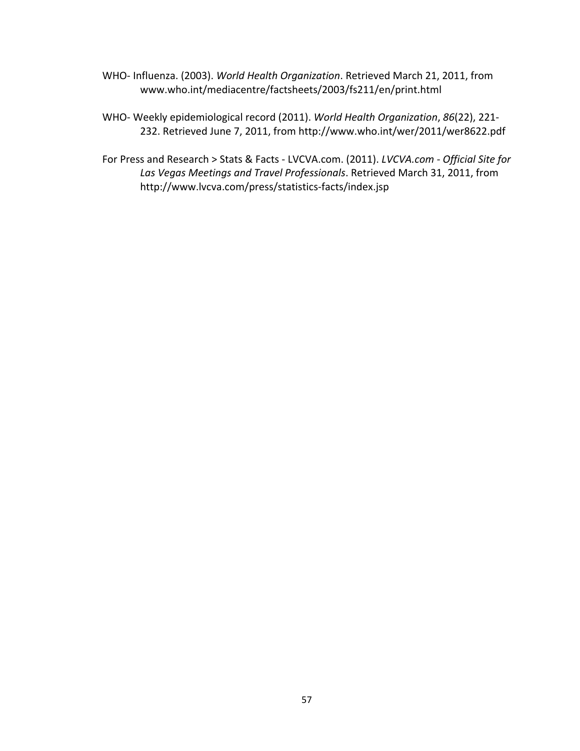WHO- Influenza. (2003). *World Health Organization*. Retrieved March 21, 2011, from www.who.int/mediacentre/factsheets/2003/fs211/en/print.html

WHO- Weekly epidemiological record (2011). *World Health Organization*, *86*(22), 221-232. Retrieved June 7, 2011, from http://www.who.int/wer/2011/wer8622.pdf

For Press and Research > Stats & Facts - LVCVA.com. (2011). *LVCVA.com - Official Site for Las Vegas Meetings and Travel Professionals*. Retrieved March 31, 2011, from http://www.lvcva.com/press/statistics-facts/index.jsp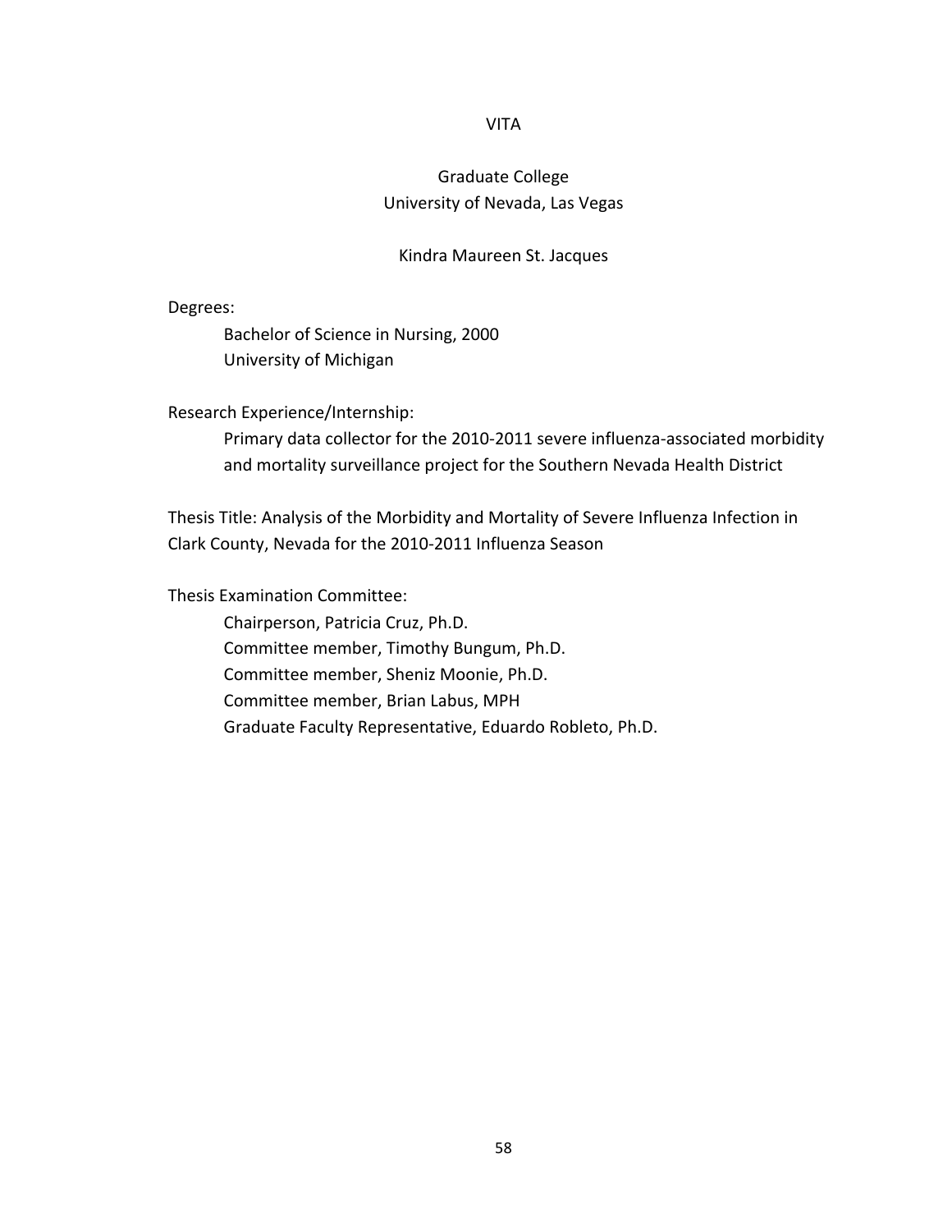# VITA

Graduate College
University of Nevada, Las Vegas

Kindra Maureen St. Jacques

Degrees:

Bachelor of Science in Nursing, 2000
University of Michigan

Research Experience/Internship:

Primary data collector for the 2010-2011 severe influenza-associated morbidity and mortality surveillance project for the Southern Nevada Health District

Thesis Title: Analysis of the Morbidity and Mortality of Severe Influenza Infection in Clark County, Nevada for the 2010-2011 Influenza Season

Thesis Examination Committee:

Chairperson, Patricia Cruz, Ph.D.
Committee member, Timothy Bungum, Ph.D.
Committee member, Sheniz Moonie, Ph.D.
Committee member, Brian Labus, MPH
Graduate Faculty Representative, Eduardo Robleto, Ph.D.